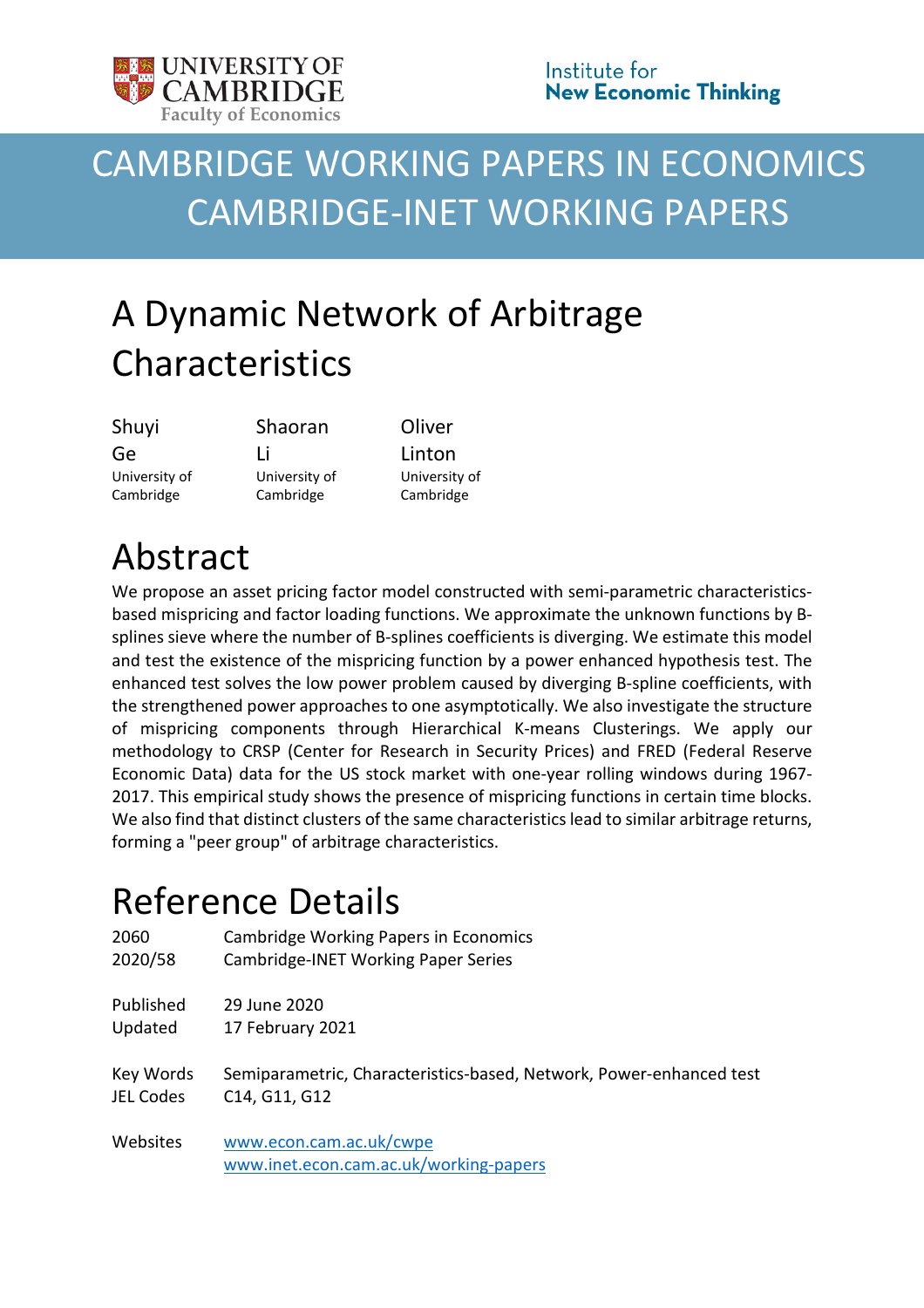# CAMBRIDGE WORKING PAPERS IN ECONOMICS
# CAMBRIDGE-INET WORKING PAPERS

# A Dynamic Network of Arbitrage Characteristics

| Shuyi Ge | Shaoran Li | Oliver Linton |
|---|---|---|
| University of Cambridge | University of Cambridge | University of Cambridge |

## Abstract

We propose an asset pricing factor model constructed with semi-parametric characteristics-based mispricing and factor loading functions. We approximate the unknown functions by B-splines sieve where the number of B-splines coefficients is diverging. We estimate this model and test the existence of the mispricing function by a power enhanced hypothesis test. The enhanced test solves the low power problem caused by diverging B-spline coefficients, with the strengthened power approaches to one asymptotically. We also investigate the structure of mispricing components through Hierarchical K-means Clusterings. We apply our methodology to CRSP (Center for Research in Security Prices) and FRED (Federal Reserve Economic Data) data for the US stock market with one-year rolling windows during 1967-2017. This empirical study shows the presence of mispricing functions in certain time blocks. We also find that distinct clusters of the same characteristics lead to similar arbitrage returns, forming a "peer group" of arbitrage characteristics.

## Reference Details

| | |
|---|---|
| 2060 | Cambridge Working Papers in Economics |
| 2020/58 | Cambridge-INET Working Paper Series |
| | |
| Published | 29 June 2020 |
| Updated | 17 February 2021 |
| | |
| Key Words | Semiparametric, Characteristics-based, Network, Power-enhanced test |
| JEL Codes | C14, G11, G12 |
| | |
| Websites | www.econ.cam.ac.uk/cwpe |
| | www.inet.econ.cam.ac.uk/working-papers |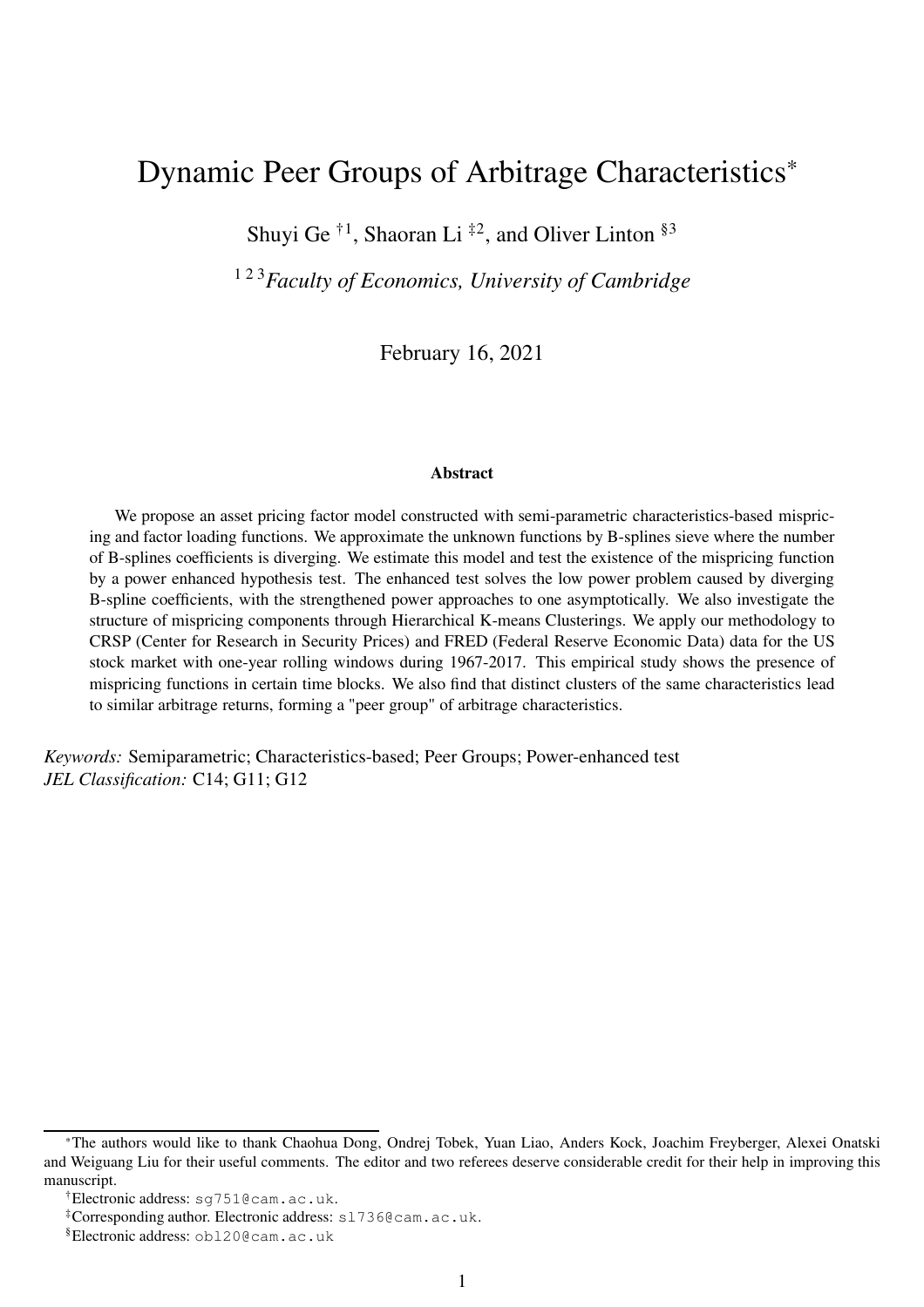# Dynamic Peer Groups of Arbitrage Characteristics*

Shuyi Ge †1, Shaoran Li ‡2, and Oliver Linton §3

1 2 3 *Faculty of Economics, University of Cambridge*

February 16, 2021

### Abstract

We propose an asset pricing factor model constructed with semi-parametric characteristics-based mispricing and factor loading functions. We approximate the unknown functions by B-splines sieve where the number of B-splines coefficients is diverging. We estimate this model and test the existence of the mispricing function by a power enhanced hypothesis test. The enhanced test solves the low power problem caused by diverging B-spline coefficients, with the strengthened power approaches to one asymptotically. We also investigate the structure of mispricing components through Hierarchical K-means Clusterings. We apply our methodology to CRSP (Center for Research in Security Prices) and FRED (Federal Reserve Economic Data) data for the US stock market with one-year rolling windows during 1967-2017. This empirical study shows the presence of mispricing functions in certain time blocks. We also find that distinct clusters of the same characteristics lead to similar arbitrage returns, forming a "peer group" of arbitrage characteristics.

*Keywords:* Semiparametric; Characteristics-based; Peer Groups; Power-enhanced test
*JEL Classification:* C14; G11; G12

---

*The authors would like to thank Chaohua Dong, Ondrej Tobek, Yuan Liao, Anders Kock, Joachim Freyberger, Alexei Onatski and Weiguang Liu for their useful comments. The editor and two referees deserve considerable credit for their help in improving this manuscript.

†Electronic address: sg751@cam.ac.uk.

‡Corresponding author. Electronic address: sl736@cam.ac.uk.

§Electronic address: obl20@cam.ac.uk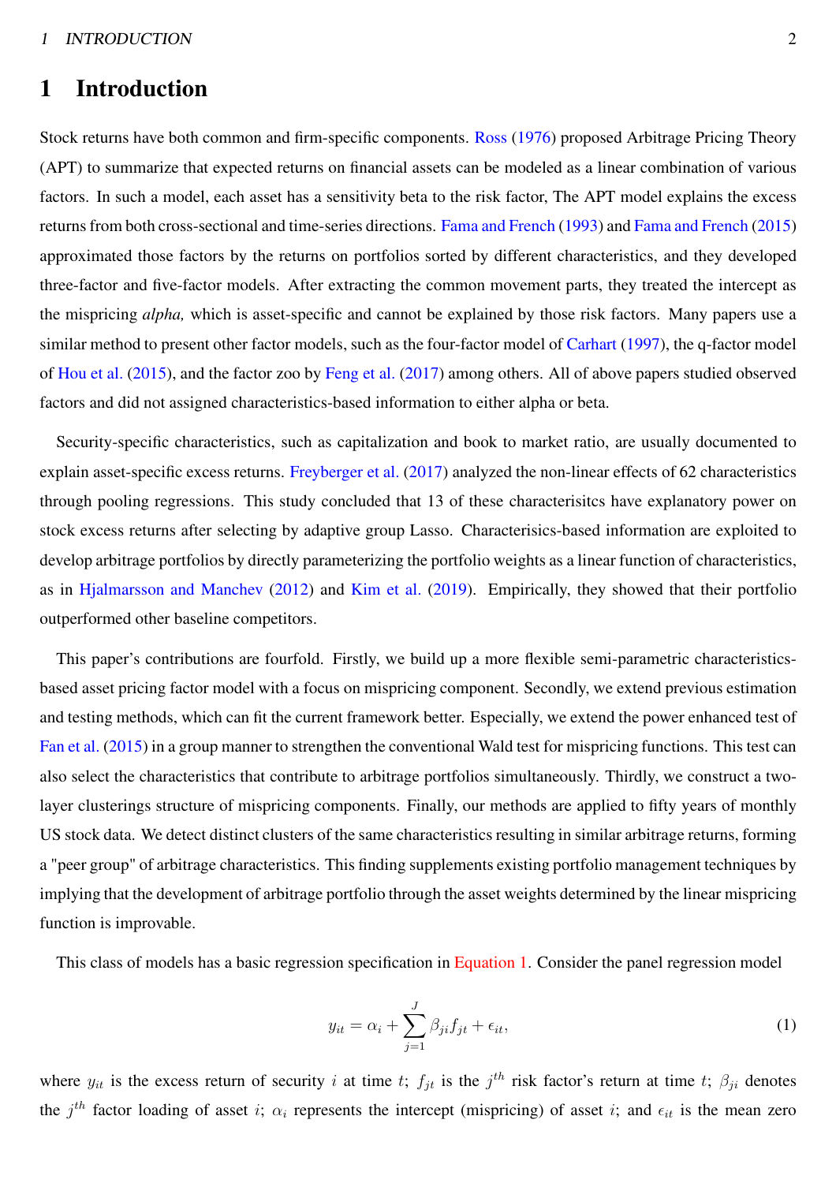# 1 Introduction

Stock returns have both common and firm-specific components. Ross (1976) proposed Arbitrage Pricing Theory (APT) to summarize that expected returns on financial assets can be modeled as a linear combination of various factors. In such a model, each asset has a sensitivity beta to the risk factor, The APT model explains the excess returns from both cross-sectional and time-series directions. Fama and French (1993) and Fama and French (2015) approximated those factors by the returns on portfolios sorted by different characteristics, and they developed three-factor and five-factor models. After extracting the common movement parts, they treated the intercept as the mispricing *alpha,* which is asset-specific and cannot be explained by those risk factors. Many papers use a similar method to present other factor models, such as the four-factor model of Carhart (1997), the q-factor model of Hou et al. (2015), and the factor zoo by Feng et al. (2017) among others. All of above papers studied observed factors and did not assigned characteristics-based information to either alpha or beta.

Security-specific characteristics, such as capitalization and book to market ratio, are usually documented to explain asset-specific excess returns. Freyberger et al. (2017) analyzed the non-linear effects of 62 characteristics through pooling regressions. This study concluded that 13 of these characterisitcs have explanatory power on stock excess returns after selecting by adaptive group Lasso. Characterisics-based information are exploited to develop arbitrage portfolios by directly parameterizing the portfolio weights as a linear function of characteristics, as in Hjalmarsson and Manchev (2012) and Kim et al. (2019). Empirically, they showed that their portfolio outperformed other baseline competitors.

This paper's contributions are fourfold. Firstly, we build up a more flexible semi-parametric characteristics-based asset pricing factor model with a focus on mispricing component. Secondly, we extend previous estimation and testing methods, which can fit the current framework better. Especially, we extend the power enhanced test of Fan et al. (2015) in a group manner to strengthen the conventional Wald test for mispricing functions. This test can also select the characteristics that contribute to arbitrage portfolios simultaneously. Thirdly, we construct a two-layer clusterings structure of mispricing components. Finally, our methods are applied to fifty years of monthly US stock data. We detect distinct clusters of the same characteristics resulting in similar arbitrage returns, forming a "peer group" of arbitrage characteristics. This finding supplements existing portfolio management techniques by implying that the development of arbitrage portfolio through the asset weights determined by the linear mispricing function is improvable.

This class of models has a basic regression specification in Equation 1. Consider the panel regression model

$$y_{it} = \alpha_i + \sum_{j=1}^{J} \beta_{ji} f_{jt} + \epsilon_{it}, \tag{1}$$

where $y_{it}$ is the excess return of security $i$ at time $t$; $f_{jt}$ is the $j^{th}$ risk factor's return at time $t$; $\beta_{ji}$ denotes the $j^{th}$ factor loading of asset $i$; $\alpha_i$ represents the intercept (mispricing) of asset $i$; and $\epsilon_{it}$ is the mean zero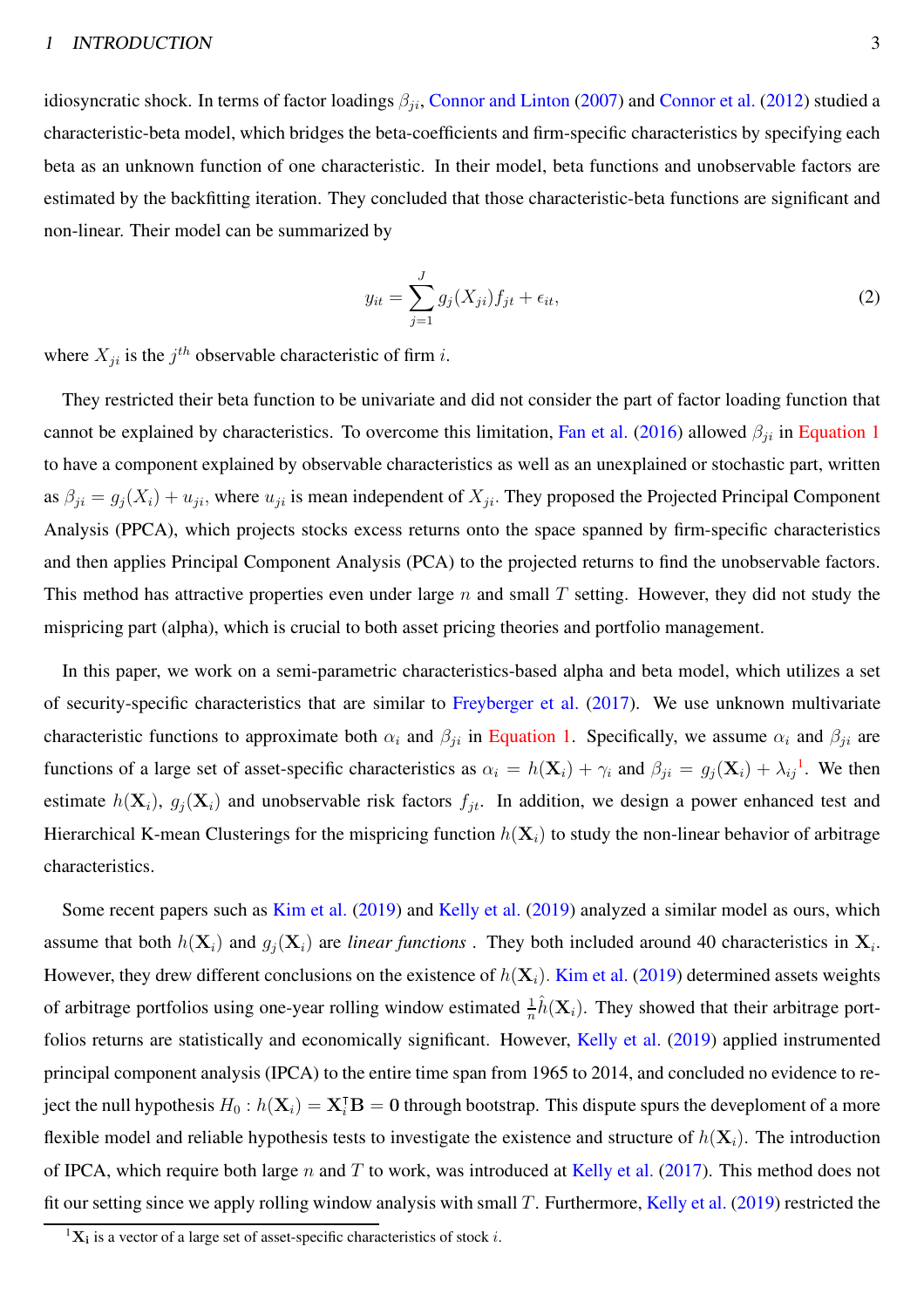idiosyncratic shock. In terms of factor loadings $\beta_{ji}$, Connor and Linton (2007) and Connor et al. (2012) studied a characteristic-beta model, which bridges the beta-coefficients and firm-specific characteristics by specifying each beta as an unknown function of one characteristic. In their model, beta functions and unobservable factors are estimated by the backfitting iteration. They concluded that those characteristic-beta functions are significant and non-linear. Their model can be summarized by

$$y_{it} = \sum_{j=1}^{J} g_j(X_{ji}) f_{jt} + \epsilon_{it}, \tag{2}$$

where $X_{ji}$ is the $j^{th}$ observable characteristic of firm $i$.

They restricted their beta function to be univariate and did not consider the part of factor loading function that cannot be explained by characteristics. To overcome this limitation, Fan et al. (2016) allowed $\beta_{ji}$ in Equation 1 to have a component explained by observable characteristics as well as an unexplained or stochastic part, written as $\beta_{ji} = g_j(X_i) + u_{ji}$, where $u_{ji}$ is mean independent of $X_{ji}$. They proposed the Projected Principal Component Analysis (PPCA), which projects stocks excess returns onto the space spanned by firm-specific characteristics and then applies Principal Component Analysis (PCA) to the projected returns to find the unobservable factors. This method has attractive properties even under large $n$ and small $T$ setting. However, they did not study the mispricing part (alpha), which is crucial to both asset pricing theories and portfolio management.

In this paper, we work on a semi-parametric characteristics-based alpha and beta model, which utilizes a set of security-specific characteristics that are similar to Freyberger et al. (2017). We use unknown multivariate characteristic functions to approximate both $\alpha_i$ and $\beta_{ji}$ in Equation 1. Specifically, we assume $\alpha_i$ and $\beta_{ji}$ are functions of a large set of asset-specific characteristics as $\alpha_i = h(\mathbf{X}_i) + \gamma_i$ and $\beta_{ji} = g_j(\mathbf{X}_i) + \lambda_{ij}$[1]. We then estimate $h(\mathbf{X}_i)$, $g_j(\mathbf{X}_i)$ and unobservable risk factors $f_{jt}$. In addition, we design a power enhanced test and Hierarchical K-mean Clusterings for the mispricing function $h(\mathbf{X}_i)$ to study the non-linear behavior of arbitrage characteristics.

Some recent papers such as Kim et al. (2019) and Kelly et al. (2019) analyzed a similar model as ours, which assume that both $h(\mathbf{X}_i)$ and $g_j(\mathbf{X}_i)$ are *linear functions* . They both included around 40 characteristics in $\mathbf{X}_i$. However, they drew different conclusions on the existence of $h(\mathbf{X}_i)$. Kim et al. (2019) determined assets weights of arbitrage portfolios using one-year rolling window estimated $\frac{1}{n}\hat{h}(\mathbf{X}_i)$. They showed that their arbitrage portfolios returns are statistically and economically significant. However, Kelly et al. (2019) applied instrumented principal component analysis (IPCA) to the entire time span from 1965 to 2014, and concluded no evidence to reject the null hypothesis $H_0 : h(\mathbf{X}_i) = \mathbf{X}_i^{\intercal}\mathbf{B} = \mathbf{0}$ through bootstrap. This dispute spurs the deveplopment of a more flexible model and reliable hypothesis tests to investigate the existence and structure of $h(\mathbf{X}_i)$. The introduction of IPCA, which require both large $n$ and $T$ to work, was introduced at Kelly et al. (2017). This method does not fit our setting since we apply rolling window analysis with small $T$. Furthermore, Kelly et al. (2019) restricted the

[1] $\mathbf{X_i}$ is a vector of a large set of asset-specific characteristics of stock $i$.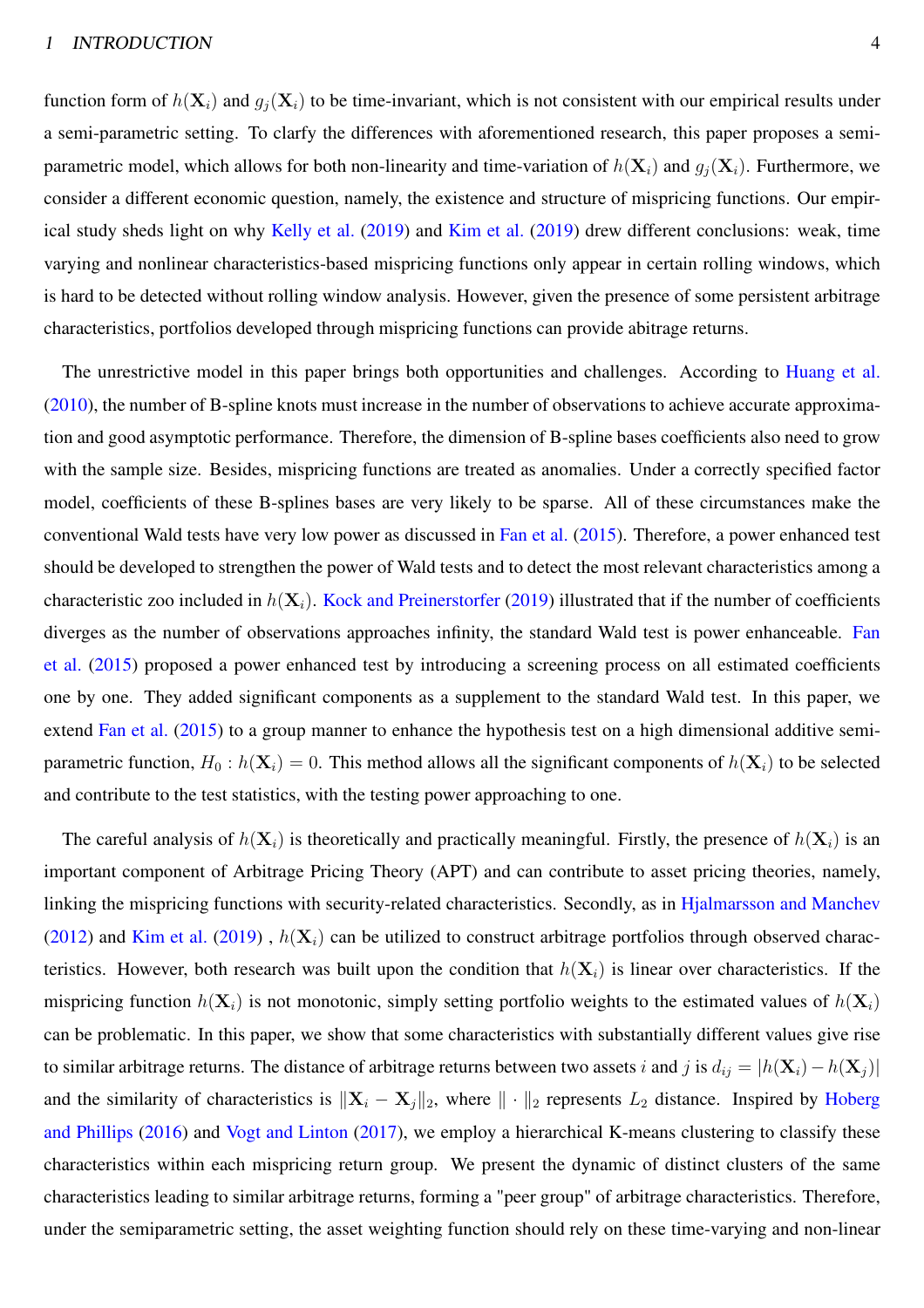function form of $h(\mathbf{X}_i)$ and $g_j(\mathbf{X}_i)$ to be time-invariant, which is not consistent with our empirical results under a semi-parametric setting. To clarfy the differences with aforementioned research, this paper proposes a semi-parametric model, which allows for both non-linearity and time-variation of $h(\mathbf{X}_i)$ and $g_j(\mathbf{X}_i)$. Furthermore, we consider a different economic question, namely, the existence and structure of mispricing functions. Our empirical study sheds light on why Kelly et al. (2019) and Kim et al. (2019) drew different conclusions: weak, time varying and nonlinear characteristics-based mispricing functions only appear in certain rolling windows, which is hard to be detected without rolling window analysis. However, given the presence of some persistent arbitrage characteristics, portfolios developed through mispricing functions can provide abitrage returns.

The unrestrictive model in this paper brings both opportunities and challenges. According to Huang et al. (2010), the number of B-spline knots must increase in the number of observations to achieve accurate approximation and good asymptotic performance. Therefore, the dimension of B-spline bases coefficients also need to grow with the sample size. Besides, mispricing functions are treated as anomalies. Under a correctly specified factor model, coefficients of these B-splines bases are very likely to be sparse. All of these circumstances make the conventional Wald tests have very low power as discussed in Fan et al. (2015). Therefore, a power enhanced test should be developed to strengthen the power of Wald tests and to detect the most relevant characteristics among a characteristic zoo included in $h(\mathbf{X}_i)$. Kock and Preinerstorfer (2019) illustrated that if the number of coefficients diverges as the number of observations approaches infinity, the standard Wald test is power enhanceable. Fan et al. (2015) proposed a power enhanced test by introducing a screening process on all estimated coefficients one by one. They added significant components as a supplement to the standard Wald test. In this paper, we extend Fan et al. (2015) to a group manner to enhance the hypothesis test on a high dimensional additive semi-parametric function, $H_0 : h(\mathbf{X}_i) = 0$. This method allows all the significant components of $h(\mathbf{X}_i)$ to be selected and contribute to the test statistics, with the testing power approaching to one.

The careful analysis of $h(\mathbf{X}_i)$ is theoretically and practically meaningful. Firstly, the presence of $h(\mathbf{X}_i)$ is an important component of Arbitrage Pricing Theory (APT) and can contribute to asset pricing theories, namely, linking the mispricing functions with security-related characteristics. Secondly, as in Hjalmarsson and Manchev (2012) and Kim et al. (2019) , $h(\mathbf{X}_i)$ can be utilized to construct arbitrage portfolios through observed characteristics. However, both research was built upon the condition that $h(\mathbf{X}_i)$ is linear over characteristics. If the mispricing function $h(\mathbf{X}_i)$ is not monotonic, simply setting portfolio weights to the estimated values of $h(\mathbf{X}_i)$ can be problematic. In this paper, we show that some characteristics with substantially different values give rise to similar arbitrage returns. The distance of arbitrage returns between two assets $i$ and $j$ is $d_{ij} = |h(\mathbf{X}_i) - h(\mathbf{X}_j)|$ and the similarity of characteristics is $\|\mathbf{X}_i - \mathbf{X}_j\|_2$, where $\| \cdot \|_2$ represents $L_2$ distance. Inspired by Hoberg and Phillips (2016) and Vogt and Linton (2017), we employ a hierarchical K-means clustering to classify these characteristics within each mispricing return group. We present the dynamic of distinct clusters of the same characteristics leading to similar arbitrage returns, forming a "peer group" of arbitrage characteristics. Therefore, under the semiparametric setting, the asset weighting function should rely on these time-varying and non-linear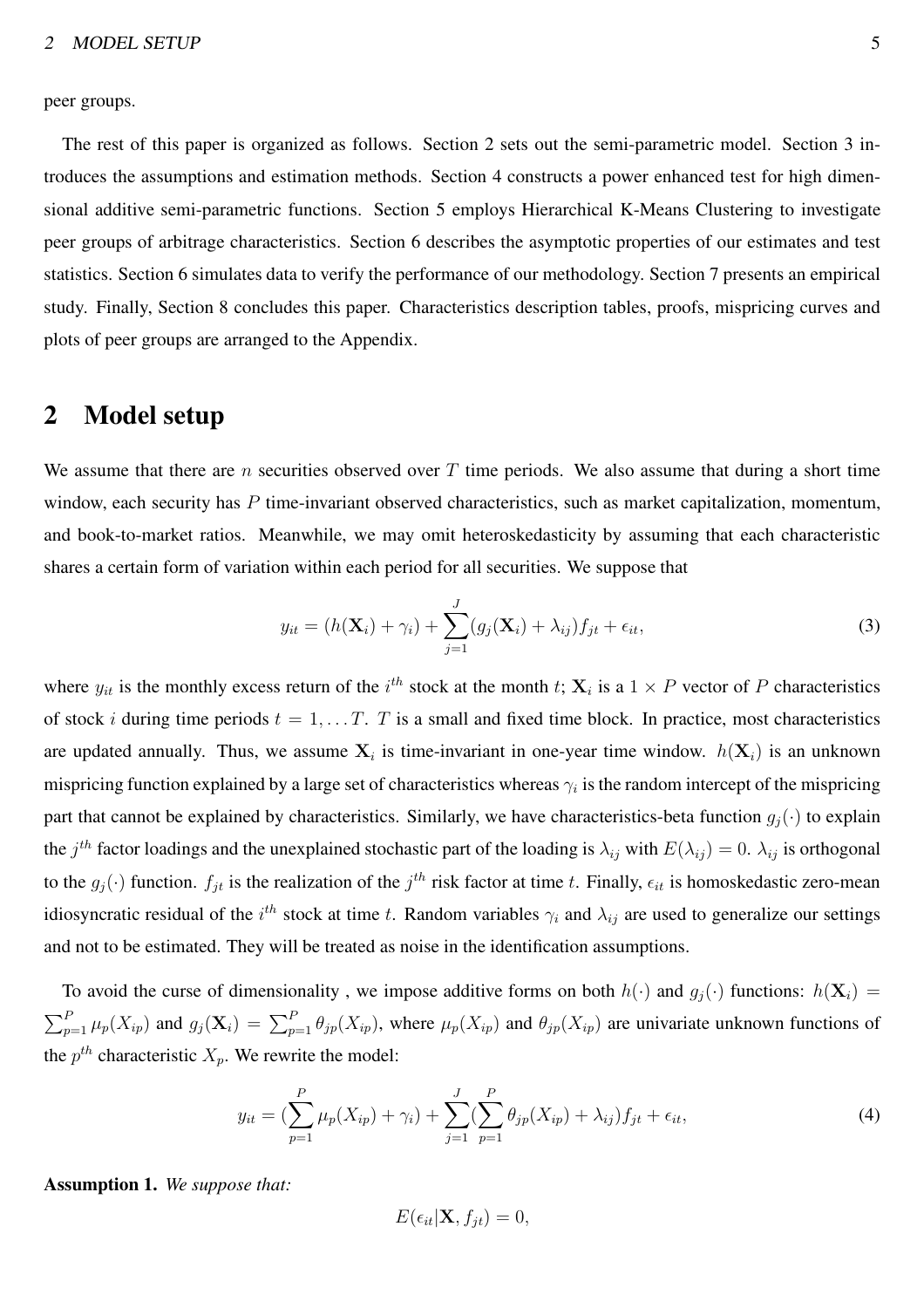peer groups.

The rest of this paper is organized as follows. Section 2 sets out the semi-parametric model. Section 3 introduces the assumptions and estimation methods. Section 4 constructs a power enhanced test for high dimensional additive semi-parametric functions. Section 5 employs Hierarchical K-Means Clustering to investigate peer groups of arbitrage characteristics. Section 6 describes the asymptotic properties of our estimates and test statistics. Section 6 simulates data to verify the performance of our methodology. Section 7 presents an empirical study. Finally, Section 8 concludes this paper. Characteristics description tables, proofs, mispricing curves and plots of peer groups are arranged to the Appendix.

## 2 Model setup

We assume that there are $n$ securities observed over $T$ time periods. We also assume that during a short time window, each security has $P$ time-invariant observed characteristics, such as market capitalization, momentum, and book-to-market ratios. Meanwhile, we may omit heteroskedasticity by assuming that each characteristic shares a certain form of variation within each period for all securities. We suppose that

$$y_{it} = (h(\mathbf{X}_i) + \gamma_i) + \sum_{j=1}^{J}(g_j(\mathbf{X}_i) + \lambda_{ij})f_{jt} + \epsilon_{it}, \tag{3}$$

where $y_{it}$ is the monthly excess return of the $i^{th}$ stock at the month $t$; $\mathbf{X}_i$ is a $1 \times P$ vector of $P$ characteristics of stock $i$ during time periods $t = 1, \ldots T$. $T$ is a small and fixed time block. In practice, most characteristics are updated annually. Thus, we assume $\mathbf{X}_i$ is time-invariant in one-year time window. $h(\mathbf{X}_i)$ is an unknown mispricing function explained by a large set of characteristics whereas $\gamma_i$ is the random intercept of the mispricing part that cannot be explained by characteristics. Similarly, we have characteristics-beta function $g_j(\cdot)$ to explain the $j^{th}$ factor loadings and the unexplained stochastic part of the loading is $\lambda_{ij}$ with $E(\lambda_{ij}) = 0$. $\lambda_{ij}$ is orthogonal to the $g_j(\cdot)$ function. $f_{jt}$ is the realization of the $j^{th}$ risk factor at time $t$. Finally, $\epsilon_{it}$ is homoskedastic zero-mean idiosyncratic residual of the $i^{th}$ stock at time $t$. Random variables $\gamma_i$ and $\lambda_{ij}$ are used to generalize our settings and not to be estimated. They will be treated as noise in the identification assumptions.

To avoid the curse of dimensionality , we impose additive forms on both $h(\cdot)$ and $g_j(\cdot)$ functions: $h(\mathbf{X}_i) = \sum_{p=1}^{P} \mu_p(X_{ip})$ and $g_j(\mathbf{X}_i) = \sum_{p=1}^{P} \theta_{jp}(X_{ip})$, where $\mu_p(X_{ip})$ and $\theta_{jp}(X_{ip})$ are univariate unknown functions of the $p^{th}$ characteristic $X_p$. We rewrite the model:

$$y_{it} = (\sum_{p=1}^{P} \mu_p(X_{ip}) + \gamma_i) + \sum_{j=1}^{J}(\sum_{p=1}^{P} \theta_{jp}(X_{ip}) + \lambda_{ij})f_{jt} + \epsilon_{it}, \tag{4}$$

**Assumption 1.** *We suppose that:*

$$E(\epsilon_{it}|\mathbf{X}, f_{jt}) = 0,$$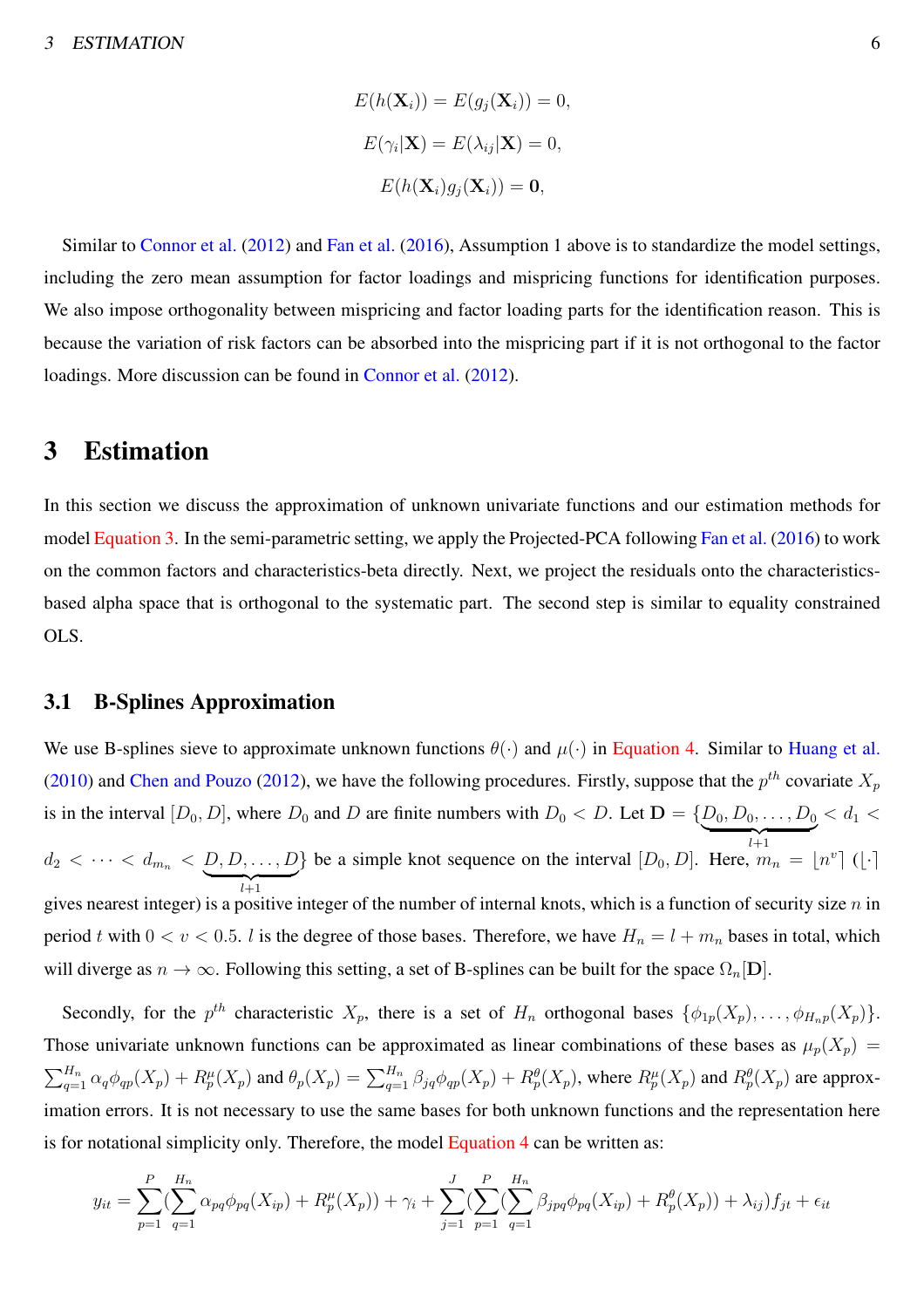$$E(h(\mathbf{X}_i)) = E(g_j(\mathbf{X}_i)) = 0,$$

$$E(\gamma_i|\mathbf{X}) = E(\lambda_{ij}|\mathbf{X}) = 0,$$

$$E(h(\mathbf{X}_i)g_j(\mathbf{X}_i)) = \mathbf{0},$$

Similar to Connor et al. (2012) and Fan et al. (2016), Assumption 1 above is to standardize the model settings, including the zero mean assumption for factor loadings and mispricing functions for identification purposes. We also impose orthogonality between mispricing and factor loading parts for the identification reason. This is because the variation of risk factors can be absorbed into the mispricing part if it is not orthogonal to the factor loadings. More discussion can be found in Connor et al. (2012).

# 3 Estimation

In this section we discuss the approximation of unknown univariate functions and our estimation methods for model Equation 3. In the semi-parametric setting, we apply the Projected-PCA following Fan et al. (2016) to work on the common factors and characteristics-beta directly. Next, we project the residuals onto the characteristics-based alpha space that is orthogonal to the systematic part. The second step is similar to equality constrained OLS.

## 3.1 B-Splines Approximation

We use B-splines sieve to approximate unknown functions $\theta(\cdot)$ and $\mu(\cdot)$ in Equation 4. Similar to Huang et al. (2010) and Chen and Pouzo (2012), we have the following procedures. Firstly, suppose that the $p^{th}$ covariate $X_p$ is in the interval $[D_0, D]$, where $D_0$ and $D$ are finite numbers with $D_0 < D$. Let $\mathbf{D} = \{\underbrace{D_0, D_0, \ldots, D_0}_{l+1} < d_1 < d_2 < \cdots < d_{m_n} < \underbrace{D, D, \ldots, D}_{l+1}\}$ be a simple knot sequence on the interval $[D_0, D]$. Here, $m_n = \lfloor n^v \rceil$ ($\lfloor \cdot \rceil$ gives nearest integer) is a positive integer of the number of internal knots, which is a function of security size $n$ in period $t$ with $0 < v < 0.5$. $l$ is the degree of those bases. Therefore, we have $H_n = l + m_n$ bases in total, which will diverge as $n \to \infty$. Following this setting, a set of B-splines can be built for the space $\Omega_n[\mathbf{D}]$.

Secondly, for the $p^{th}$ characteristic $X_p$, there is a set of $H_n$ orthogonal bases $\{\phi_{1p}(X_p), \ldots, \phi_{H_n p}(X_p)\}$. Those univariate unknown functions can be approximated as linear combinations of these bases as $\mu_p(X_p) = \sum_{q=1}^{H_n} \alpha_q \phi_{qp}(X_p) + R_p^{\mu}(X_p)$ and $\theta_p(X_p) = \sum_{q=1}^{H_n} \beta_{jq} \phi_{qp}(X_p) + R_p^{\theta}(X_p)$, where $R_p^{\mu}(X_p)$ and $R_p^{\theta}(X_p)$ are approximation errors. It is not necessary to use the same bases for both unknown functions and the representation here is for notational simplicity only. Therefore, the model Equation 4 can be written as:

$$y_{it} = \sum_{p=1}^{P} (\sum_{q=1}^{H_n} \alpha_{pq} \phi_{pq}(X_{ip}) + R_p^{\mu}(X_p)) + \gamma_i + \sum_{j=1}^{J} (\sum_{p=1}^{P} (\sum_{q=1}^{H_n} \beta_{jpq} \phi_{pq}(X_{ip}) + R_p^{\theta}(X_p)) + \lambda_{ij}) f_{jt} + \epsilon_{it}$$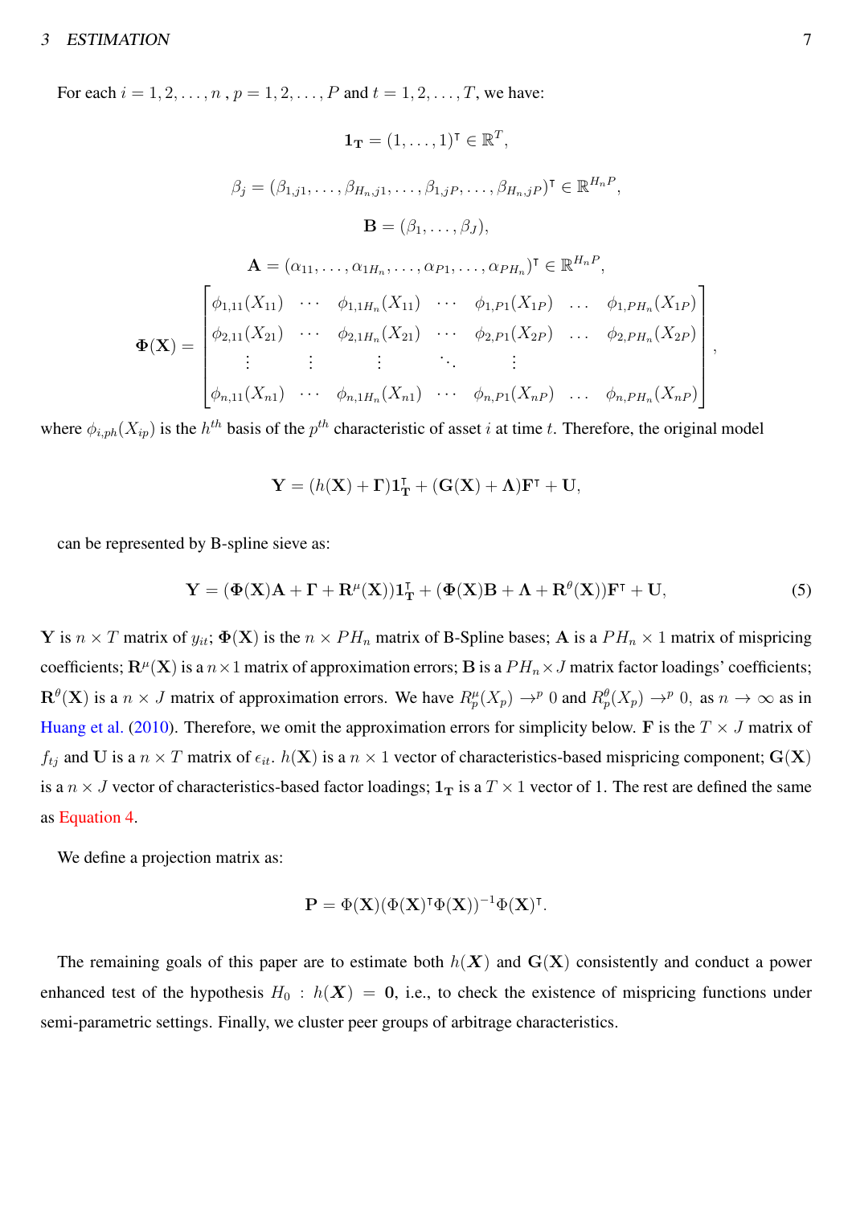For each $i = 1, 2, \ldots, n$ , $p = 1, 2, \ldots, P$ and $t = 1, 2, \ldots, T$, we have:

$$\mathbf{1_T} = (1, \ldots, 1)^\intercal \in \mathbb{R}^T,$$

$$\beta_j = (\beta_{1,j1}, \ldots, \beta_{H_n,j1}, \ldots, \beta_{1,jP}, \ldots, \beta_{H_n,jP})^\intercal \in \mathbb{R}^{H_n P},$$

$$\mathbf{B} = (\beta_1, \ldots, \beta_J),$$

$$\mathbf{A} = (\alpha_{11}, \ldots, \alpha_{1H_n}, \ldots, \alpha_{P1}, \ldots, \alpha_{PH_n})^\intercal \in \mathbb{R}^{H_n P},$$

$$\mathbf{\Phi}(\mathbf{X}) = \begin{bmatrix} \phi_{1,11}(X_{11}) & \cdots & \phi_{1,1H_n}(X_{11}) & \cdots & \phi_{1,P1}(X_{1P}) & \ldots & \phi_{1,PH_n}(X_{1P}) \\ \phi_{2,11}(X_{21}) & \cdots & \phi_{2,1H_n}(X_{21}) & \cdots & \phi_{2,P1}(X_{2P}) & \ldots & \phi_{2,PH_n}(X_{2P}) \\ \vdots & \vdots & \vdots & \ddots & \vdots & & \\ \phi_{n,11}(X_{n1}) & \cdots & \phi_{n,1H_n}(X_{n1}) & \cdots & \phi_{n,P1}(X_{nP}) & \ldots & \phi_{n,PH_n}(X_{nP}) \end{bmatrix},$$

where $\phi_{i,ph}(X_{ip})$ is the $h^{th}$ basis of the $p^{th}$ characteristic of asset $i$ at time $t$. Therefore, the original model

$$\mathbf{Y} = (h(\mathbf{X}) + \mathbf{\Gamma})\mathbf{1_T^\intercal} + (\mathbf{G}(\mathbf{X}) + \mathbf{\Lambda})\mathbf{F}^\intercal + \mathbf{U},$$

can be represented by B-spline sieve as:

$$\mathbf{Y} = (\mathbf{\Phi}(\mathbf{X})\mathbf{A} + \mathbf{\Gamma} + \mathbf{R}^\mu(\mathbf{X}))\mathbf{1_T^\intercal} + (\mathbf{\Phi}(\mathbf{X})\mathbf{B} + \mathbf{\Lambda} + \mathbf{R}^\theta(\mathbf{X}))\mathbf{F}^\intercal + \mathbf{U}, \tag{5}$$

$\mathbf{Y}$ is $n \times T$ matrix of $y_{it}$; $\mathbf{\Phi}(\mathbf{X})$ is the $n \times PH_n$ matrix of B-Spline bases; $\mathbf{A}$ is a $PH_n \times 1$ matrix of mispricing coefficients; $\mathbf{R}^\mu(\mathbf{X})$ is a $n \times 1$ matrix of approximation errors; $\mathbf{B}$ is a $PH_n \times J$ matrix factor loadings' coefficients; $\mathbf{R}^\theta(\mathbf{X})$ is a $n \times J$ matrix of approximation errors. We have $R^\mu_p(X_p) \to^p 0$ and $R^\theta_p(X_p) \to^p 0,$ as $n \to \infty$ as in Huang et al. (2010). Therefore, we omit the approximation errors for simplicity below. $\mathbf{F}$ is the $T \times J$ matrix of $f_{tj}$ and $\mathbf{U}$ is a $n \times T$ matrix of $\epsilon_{it}$. $h(\mathbf{X})$ is a $n \times 1$ vector of characteristics-based mispricing component; $\mathbf{G}(\mathbf{X})$ is a $n \times J$ vector of characteristics-based factor loadings; $\mathbf{1_T}$ is a $T \times 1$ vector of 1. The rest are defined the same as Equation 4.

We define a projection matrix as:

$$\mathbf{P} = \Phi(\mathbf{X})(\Phi(\mathbf{X})^\intercal\Phi(\mathbf{X}))^{-1}\Phi(\mathbf{X})^\intercal.$$

The remaining goals of this paper are to estimate both $h(\boldsymbol{X})$ and $\mathbf{G}(\mathbf{X})$ consistently and conduct a power enhanced test of the hypothesis $H_0 : h(\boldsymbol{X}) = \mathbf{0}$, i.e., to check the existence of mispricing functions under semi-parametric settings. Finally, we cluster peer groups of arbitrage characteristics.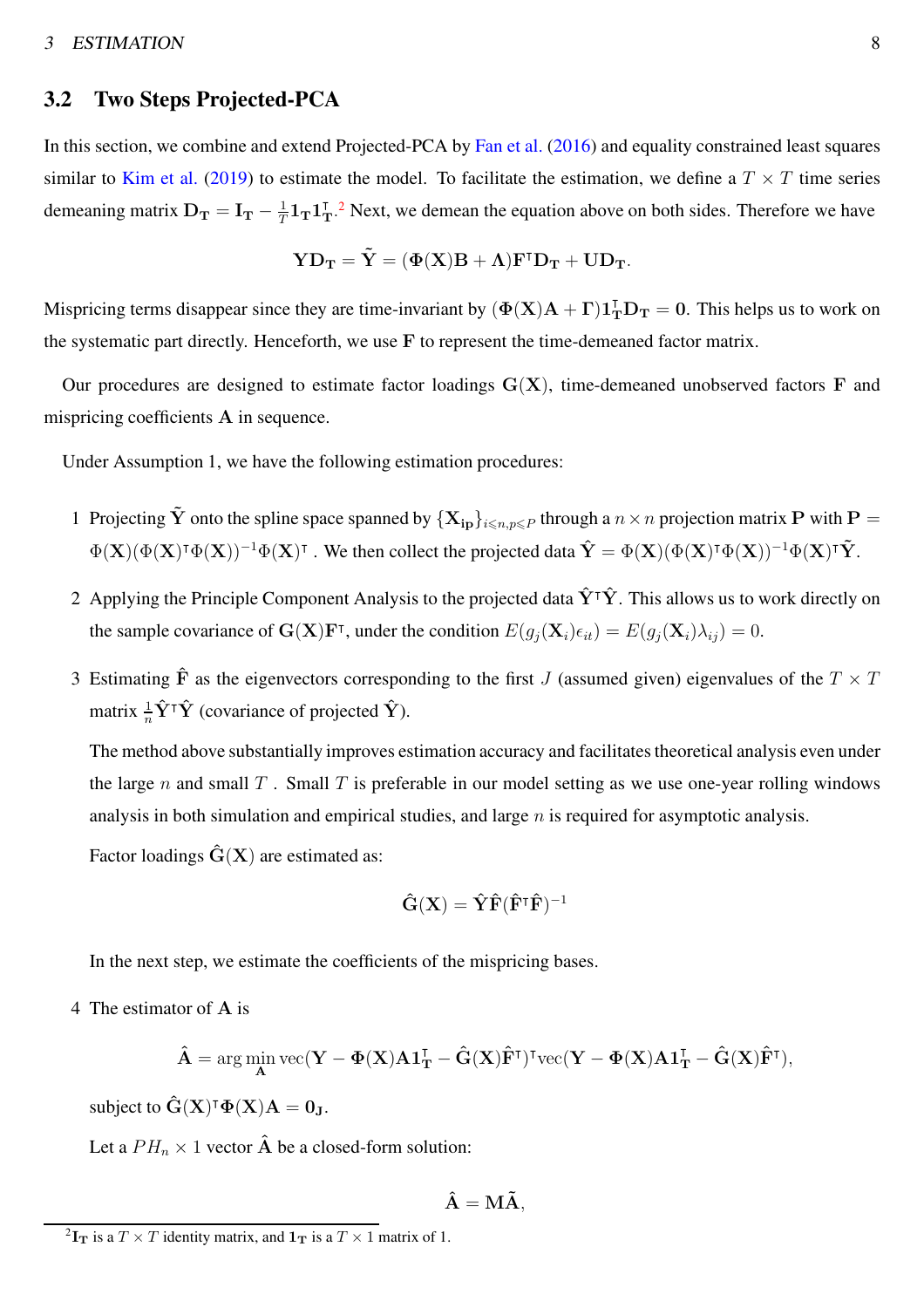## 3.2 Two Steps Projected-PCA

In this section, we combine and extend Projected-PCA by Fan et al. (2016) and equality constrained least squares similar to Kim et al. (2019) to estimate the model. To facilitate the estimation, we define a $T \times T$ time series demeaning matrix $\mathbf{D_T} = \mathbf{I_T} - \frac{1}{T}\mathbf{1_T}\mathbf{1_T}^\intercal$.[2] Next, we demean the equation above on both sides. Therefore we have

$$\mathbf{Y}\mathbf{D_T} = \tilde{\mathbf{Y}} = (\mathbf{\Phi}(\mathbf{X})\mathbf{B} + \mathbf{\Lambda})\mathbf{F}^\intercal\mathbf{D_T} + \mathbf{U}\mathbf{D_T}.$$

Mispricing terms disappear since they are time-invariant by $(\mathbf{\Phi}(\mathbf{X})\mathbf{A} + \mathbf{\Gamma})\mathbf{1_T}^\intercal\mathbf{D_T} = \mathbf{0}$. This helps us to work on the systematic part directly. Henceforth, we use $\mathbf{F}$ to represent the time-demeaned factor matrix.

Our procedures are designed to estimate factor loadings $\mathbf{G}(\mathbf{X})$, time-demeaned unobserved factors $\mathbf{F}$ and mispricing coefficients $\mathbf{A}$ in sequence.

Under Assumption 1, we have the following estimation procedures:

1 Projecting $\tilde{\mathbf{Y}}$ onto the spline space spanned by $\{\mathbf{X_{ip}}\}_{i\leqslant n, p\leqslant P}$ through a $n \times n$ projection matrix $\mathbf{P}$ with $\mathbf{P} = \Phi(\mathbf{X})(\Phi(\mathbf{X})^\intercal\Phi(\mathbf{X}))^{-1}\Phi(\mathbf{X})^\intercal$ . We then collect the projected data $\hat{\mathbf{Y}} = \Phi(\mathbf{X})(\Phi(\mathbf{X})^\intercal\Phi(\mathbf{X}))^{-1}\Phi(\mathbf{X})^\intercal\tilde{\mathbf{Y}}$.

2 Applying the Principle Component Analysis to the projected data $\hat{\mathbf{Y}}^\intercal\hat{\mathbf{Y}}$. This allows us to work directly on the sample covariance of $\mathbf{G}(\mathbf{X})\mathbf{F}^\intercal$, under the condition $E(g_j(\mathbf{X}_i)\epsilon_{it}) = E(g_j(\mathbf{X}_i)\lambda_{ij}) = 0$.

3 Estimating $\hat{\mathbf{F}}$ as the eigenvectors corresponding to the first $J$ (assumed given) eigenvalues of the $T \times T$ matrix $\frac{1}{n}\hat{\mathbf{Y}}^\intercal\hat{\mathbf{Y}}$ (covariance of projected $\hat{\mathbf{Y}}$).

   The method above substantially improves estimation accuracy and facilitates theoretical analysis even under the large $n$ and small $T$ . Small $T$ is preferable in our model setting as we use one-year rolling windows analysis in both simulation and empirical studies, and large $n$ is required for asymptotic analysis.

   Factor loadings $\hat{\mathbf{G}}(\mathbf{X})$ are estimated as:

$$\hat{\mathbf{G}}(\mathbf{X}) = \hat{\mathbf{Y}}\hat{\mathbf{F}}(\hat{\mathbf{F}}^\intercal\hat{\mathbf{F}})^{-1}$$

   In the next step, we estimate the coefficients of the mispricing bases.

4 The estimator of $\mathbf{A}$ is

$$\hat{\mathbf{A}} = \arg\min_{\mathbf{A}} \text{vec}(\mathbf{Y} - \mathbf{\Phi}(\mathbf{X})\mathbf{A}\mathbf{1_T}^\intercal - \hat{\mathbf{G}}(\mathbf{X})\hat{\mathbf{F}}^\intercal)^\intercal\text{vec}(\mathbf{Y} - \mathbf{\Phi}(\mathbf{X})\mathbf{A}\mathbf{1_T}^\intercal - \hat{\mathbf{G}}(\mathbf{X})\hat{\mathbf{F}}^\intercal),$$

   subject to $\hat{\mathbf{G}}(\mathbf{X})^\intercal\mathbf{\Phi}(\mathbf{X})\mathbf{A} = \mathbf{0_J}$.

   Let a $PH_n \times 1$ vector $\hat{\mathbf{A}}$ be a closed-form solution:

$$\hat{\mathbf{A}} = \mathbf{M}\tilde{\mathbf{A}},$$

[2] $\mathbf{I_T}$ is a $T \times T$ identity matrix, and $\mathbf{1_T}$ is a $T \times 1$ matrix of 1.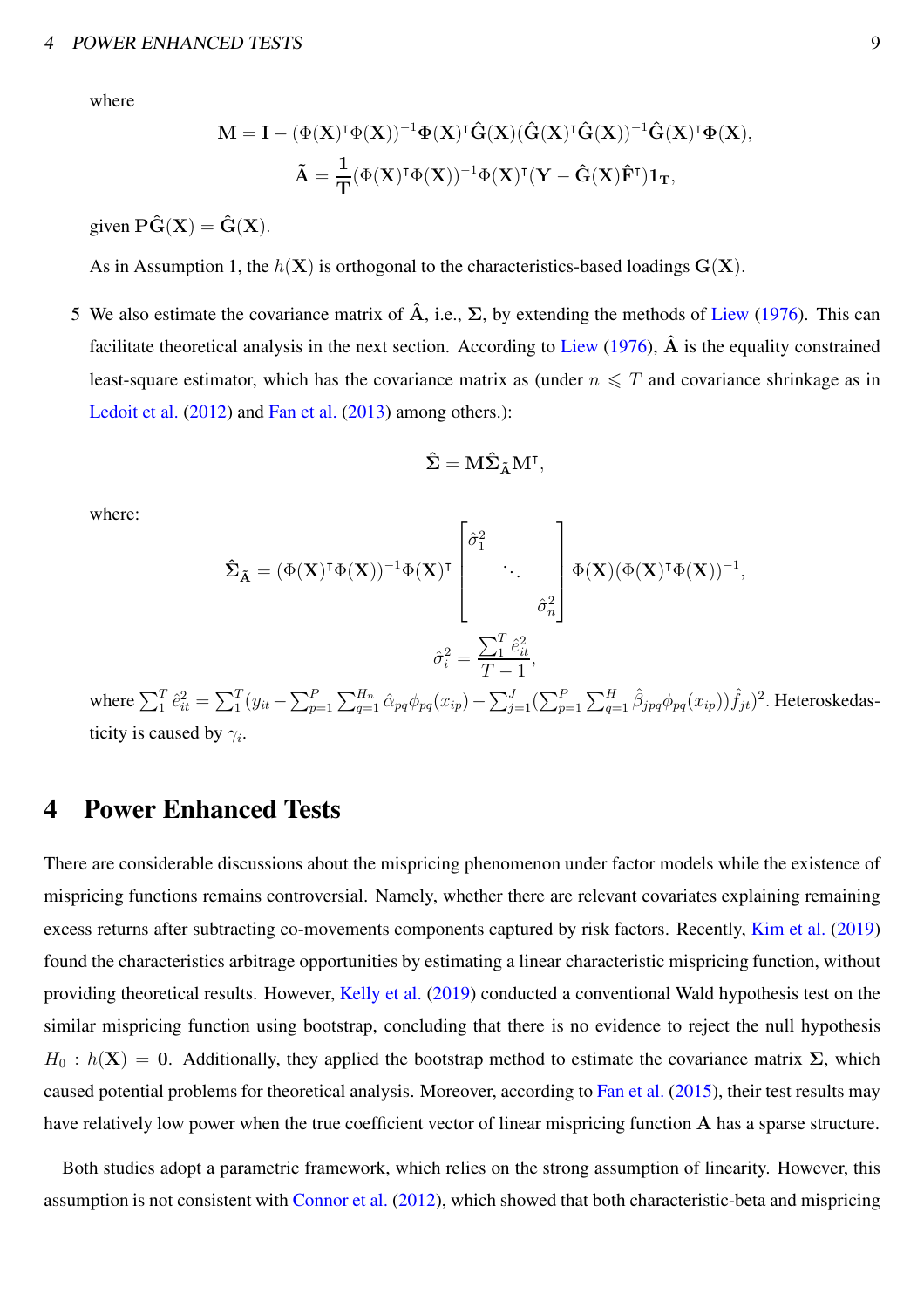where

$$\mathbf{M} = \mathbf{I} - (\Phi(\mathbf{X})^\intercal \Phi(\mathbf{X}))^{-1} \mathbf{\Phi}(\mathbf{X})^\intercal \hat{\mathbf{G}}(\mathbf{X}) (\hat{\mathbf{G}}(\mathbf{X})^\intercal \hat{\mathbf{G}}(\mathbf{X}))^{-1} \hat{\mathbf{G}}(\mathbf{X})^\intercal \mathbf{\Phi}(\mathbf{X}),$$

$$\tilde{\mathbf{A}} = \frac{\mathbf{1}}{\mathbf{T}} (\Phi(\mathbf{X})^\intercal \Phi(\mathbf{X}))^{-1} \Phi(\mathbf{X})^\intercal (\mathbf{Y} - \hat{\mathbf{G}}(\mathbf{X}) \hat{\mathbf{F}}^\intercal) \mathbf{1}_{\mathbf{T}},$$

given $\mathbf{P}\hat{\mathbf{G}}(\mathbf{X}) = \hat{\mathbf{G}}(\mathbf{X})$.

As in Assumption 1, the $h(\mathbf{X})$ is orthogonal to the characteristics-based loadings $\mathbf{G}(\mathbf{X})$.

5 We also estimate the covariance matrix of $\hat{\mathbf{A}}$, i.e., $\mathbf{\Sigma}$, by extending the methods of Liew (1976). This can facilitate theoretical analysis in the next section. According to Liew (1976), $\hat{\mathbf{A}}$ is the equality constrained least-square estimator, which has the covariance matrix as (under $n \leqslant T$ and covariance shrinkage as in Ledoit et al. (2012) and Fan et al. (2013) among others.):

$$\hat{\mathbf{\Sigma}} = \mathbf{M} \hat{\mathbf{\Sigma}}_{\tilde{\mathbf{A}}} \mathbf{M}^\intercal,$$

where:

$$\hat{\mathbf{\Sigma}}_{\tilde{\mathbf{A}}} = (\Phi(\mathbf{X})^\intercal \Phi(\mathbf{X}))^{-1} \Phi(\mathbf{X})^\intercal \begin{bmatrix} \hat{\sigma}_1^2 & & \\ & \ddots & \\ & & \hat{\sigma}_n^2 \end{bmatrix} \Phi(\mathbf{X}) (\Phi(\mathbf{X})^\intercal \Phi(\mathbf{X}))^{-1},$$

$$\hat{\sigma}_i^2 = \frac{\sum_1^T \hat{e}_{it}^2}{T-1},$$

where $\sum_1^T \hat{e}_{it}^2 = \sum_1^T (y_{it} - \sum_{p=1}^P \sum_{q=1}^{H_n} \hat{\alpha}_{pq} \phi_{pq}(x_{ip}) - \sum_{j=1}^J (\sum_{p=1}^P \sum_{q=1}^H \hat{\beta}_{jpq} \phi_{pq}(x_{ip})) \hat{f}_{jt})^2$. Heteroskedasticity is caused by $\gamma_i$.

# 4 Power Enhanced Tests

There are considerable discussions about the mispricing phenomenon under factor models while the existence of mispricing functions remains controversial. Namely, whether there are relevant covariates explaining remaining excess returns after subtracting co-movements components captured by risk factors. Recently, Kim et al. (2019) found the characteristics arbitrage opportunities by estimating a linear characteristic mispricing function, without providing theoretical results. However, Kelly et al. (2019) conducted a conventional Wald hypothesis test on the similar mispricing function using bootstrap, concluding that there is no evidence to reject the null hypothesis $H_0 : h(\mathbf{X}) = \mathbf{0}$. Additionally, they applied the bootstrap method to estimate the covariance matrix $\mathbf{\Sigma}$, which caused potential problems for theoretical analysis. Moreover, according to Fan et al. (2015), their test results may have relatively low power when the true coefficient vector of linear mispricing function $\mathbf{A}$ has a sparse structure.

Both studies adopt a parametric framework, which relies on the strong assumption of linearity. However, this assumption is not consistent with Connor et al. (2012), which showed that both characteristic-beta and mispricing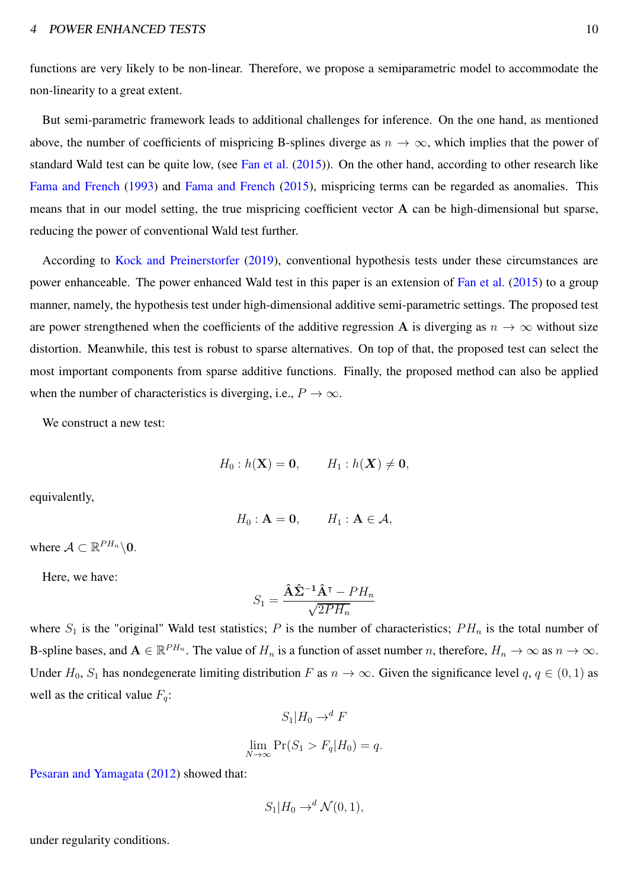functions are very likely to be non-linear. Therefore, we propose a semiparametric model to accommodate the non-linearity to a great extent.

But semi-parametric framework leads to additional challenges for inference. On the one hand, as mentioned above, the number of coefficients of mispricing B-splines diverge as $n \to \infty$, which implies that the power of standard Wald test can be quite low, (see Fan et al. (2015)). On the other hand, according to other research like Fama and French (1993) and Fama and French (2015), mispricing terms can be regarded as anomalies. This means that in our model setting, the true mispricing coefficient vector $\mathbf{A}$ can be high-dimensional but sparse, reducing the power of conventional Wald test further.

According to Kock and Preinerstorfer (2019), conventional hypothesis tests under these circumstances are power enhanceable. The power enhanced Wald test in this paper is an extension of Fan et al. (2015) to a group manner, namely, the hypothesis test under high-dimensional additive semi-parametric settings. The proposed test are power strengthened when the coefficients of the additive regression $\mathbf{A}$ is diverging as $n \to \infty$ without size distortion. Meanwhile, this test is robust to sparse alternatives. On top of that, the proposed test can select the most important components from sparse additive functions. Finally, the proposed method can also be applied when the number of characteristics is diverging, i.e., $P \to \infty$.

We construct a new test:

$$H_0 : h(\mathbf{X}) = \mathbf{0}, \qquad H_1 : h(\boldsymbol{X}) \neq \mathbf{0},$$

equivalently,

$$H_0 : \mathbf{A} = \mathbf{0}, \qquad H_1 : \mathbf{A} \in \mathcal{A},$$

where $\mathcal{A} \subset \mathbb{R}^{PH_n} \backslash \mathbf{0}$.

Here, we have:

$$S_1 = \frac{\hat{\mathbf{A}}\hat{\boldsymbol{\Sigma}}^{-1}\hat{\mathbf{A}}^{\intercal} - PH_n}{\sqrt{2PH_n}}$$

where $S_1$ is the "original" Wald test statistics; $P$ is the number of characteristics; $PH_n$ is the total number of B-spline bases, and $\mathbf{A} \in \mathbb{R}^{PH_n}$. The value of $H_n$ is a function of asset number $n$, therefore, $H_n \to \infty$ as $n \to \infty$. Under $H_0$, $S_1$ has nondegenerate limiting distribution $F$ as $n \to \infty$. Given the significance level $q$, $q \in (0, 1)$ as well as the critical value $F_q$:

$$S_1 | H_0 \to^d F$$

$$\lim_{N \to \infty} \Pr(S_1 > F_q | H_0) = q.$$

Pesaran and Yamagata (2012) showed that:

$$S_1 | H_0 \to^d \mathcal{N}(0, 1),$$

under regularity conditions.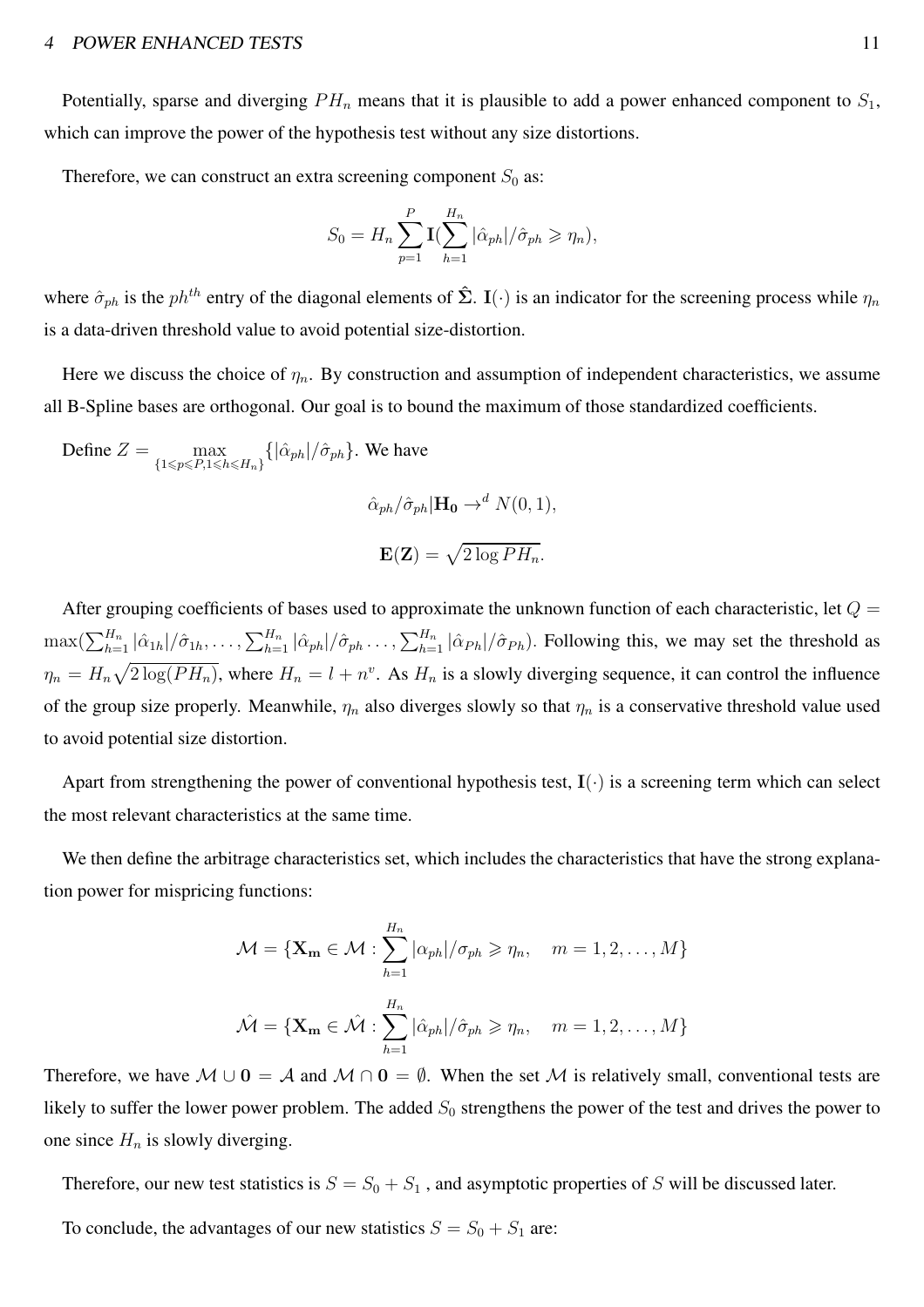Potentially, sparse and diverging $PH_n$ means that it is plausible to add a power enhanced component to $S_1$, which can improve the power of the hypothesis test without any size distortions.

Therefore, we can construct an extra screening component $S_0$ as:

$$S_0 = H_n \sum_{p=1}^{P} \mathbf{I}(\sum_{h=1}^{H_n} |\hat{\alpha}_{ph}|/\hat{\sigma}_{ph} \geqslant \eta_n),$$

where $\hat{\sigma}_{ph}$ is the $ph^{th}$ entry of the diagonal elements of $\hat{\mathbf{\Sigma}}$. $\mathbf{I}(\cdot)$ is an indicator for the screening process while $\eta_n$ is a data-driven threshold value to avoid potential size-distortion.

Here we discuss the choice of $\eta_n$. By construction and assumption of independent characteristics, we assume all B-Spline bases are orthogonal. Our goal is to bound the maximum of those standardized coefficients.

Define $Z = \max_{\{1 \leqslant p \leqslant P, 1 \leqslant h \leqslant H_n\}} \{|\hat{\alpha}_{ph}|/\hat{\sigma}_{ph}\}$. We have

$$\hat{\alpha}_{ph}/\hat{\sigma}_{ph}|\mathbf{H_0} \rightarrow^d N(0,1),$$

$$\mathbf{E}(\mathbf{Z}) = \sqrt{2\log PH_n}.$$

After grouping coefficients of bases used to approximate the unknown function of each characteristic, let $Q = \max(\sum_{h=1}^{H_n} |\hat{\alpha}_{1h}|/\hat{\sigma}_{1h}, \ldots, \sum_{h=1}^{H_n} |\hat{\alpha}_{ph}|/\hat{\sigma}_{ph} \ldots, \sum_{h=1}^{H_n} |\hat{\alpha}_{Ph}|/\hat{\sigma}_{Ph})$. Following this, we may set the threshold as $\eta_n = H_n\sqrt{2\log(PH_n)}$, where $H_n = l + n^v$. As $H_n$ is a slowly diverging sequence, it can control the influence of the group size properly. Meanwhile, $\eta_n$ also diverges slowly so that $\eta_n$ is a conservative threshold value used to avoid potential size distortion.

Apart from strengthening the power of conventional hypothesis test, $\mathbf{I}(\cdot)$ is a screening term which can select the most relevant characteristics at the same time.

We then define the arbitrage characteristics set, which includes the characteristics that have the strong explanation power for mispricing functions:

$$\mathcal{M} = \{\mathbf{X_m} \in \mathcal{M} : \sum_{h=1}^{H_n} |\alpha_{ph}|/\sigma_{ph} \geqslant \eta_n, \quad m = 1, 2, \ldots, M\}$$

$$\hat{\mathcal{M}} = \{\mathbf{X_m} \in \hat{\mathcal{M}} : \sum_{h=1}^{H_n} |\hat{\alpha}_{ph}|/\hat{\sigma}_{ph} \geqslant \eta_n, \quad m = 1, 2, \ldots, M\}$$

Therefore, we have $\mathcal{M} \cup \mathbf{0} = \mathcal{A}$ and $\mathcal{M} \cap \mathbf{0} = \emptyset$. When the set $\mathcal{M}$ is relatively small, conventional tests are likely to suffer the lower power problem. The added $S_0$ strengthens the power of the test and drives the power to one since $H_n$ is slowly diverging.

Therefore, our new test statistics is $S = S_0 + S_1$ , and asymptotic properties of $S$ will be discussed later.

To conclude, the advantages of our new statistics $S = S_0 + S_1$ are: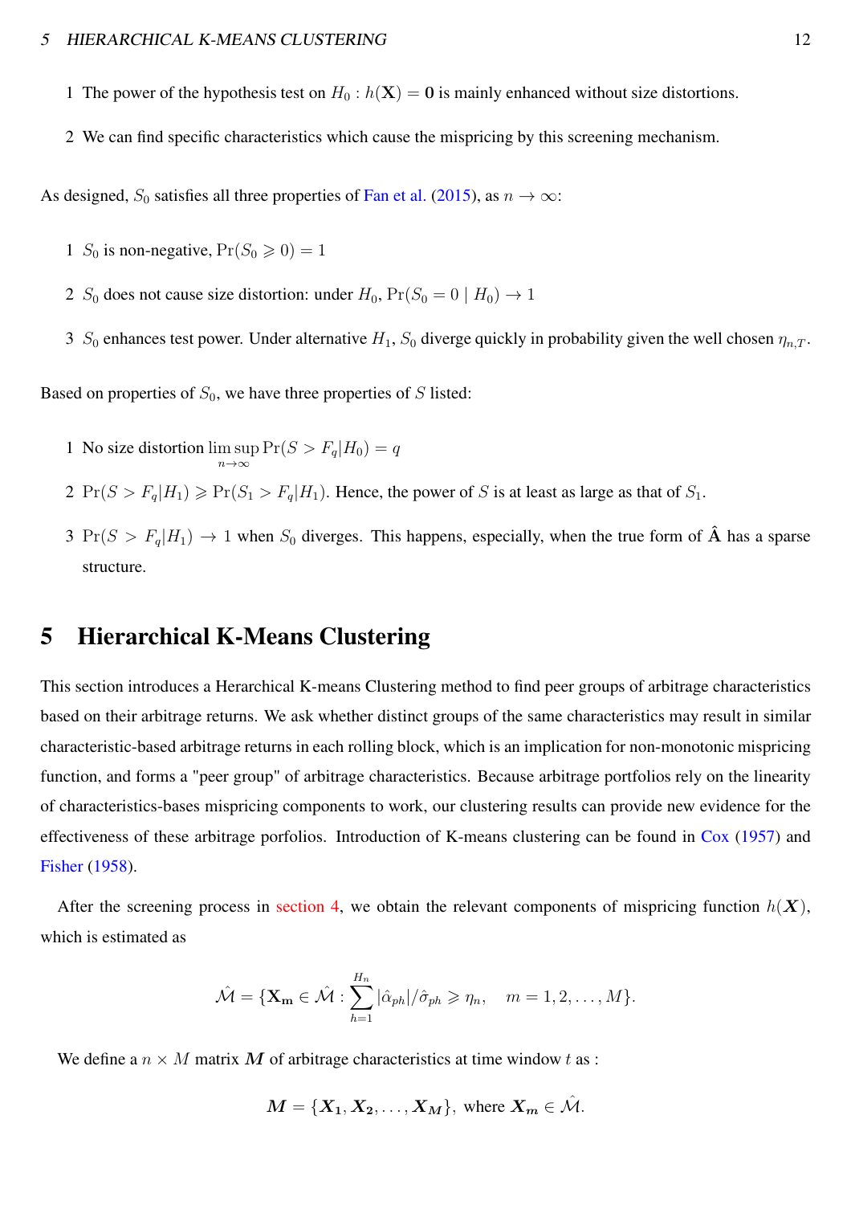1 The power of the hypothesis test on $H_0 : h(\mathbf{X}) = \mathbf{0}$ is mainly enhanced without size distortions.

2 We can find specific characteristics which cause the mispricing by this screening mechanism.

As designed, $S_0$ satisfies all three properties of Fan et al. (2015), as $n \to \infty$:

1 $S_0$ is non-negative, $\Pr(S_0 \geqslant 0) = 1$

2 $S_0$ does not cause size distortion: under $H_0$, $\Pr(S_0 = 0 \mid H_0) \to 1$

3 $S_0$ enhances test power. Under alternative $H_1$, $S_0$ diverge quickly in probability given the well chosen $\eta_{n,T}$.

Based on properties of $S_0$, we have three properties of $S$ listed:

1 No size distortion $\limsup_{n \to \infty} \Pr(S > F_q | H_0) = q$

2 $\Pr(S > F_q | H_1) \geqslant \Pr(S_1 > F_q | H_1)$. Hence, the power of $S$ is at least as large as that of $S_1$.

3 $\Pr(S > F_q | H_1) \to 1$ when $S_0$ diverges. This happens, especially, when the true form of $\hat{\mathbf{A}}$ has a sparse structure.

# 5 Hierarchical K-Means Clustering

This section introduces a Herarchical K-means Clustering method to find peer groups of arbitrage characteristics based on their arbitrage returns. We ask whether distinct groups of the same characteristics may result in similar characteristic-based arbitrage returns in each rolling block, which is an implication for non-monotonic mispricing function, and forms a "peer group" of arbitrage characteristics. Because arbitrage portfolios rely on the linearity of characteristics-bases mispricing components to work, our clustering results can provide new evidence for the effectiveness of these arbitrage porfolios. Introduction of K-means clustering can be found in Cox (1957) and Fisher (1958).

After the screening process in section 4, we obtain the relevant components of mispricing function $h(\boldsymbol{X})$, which is estimated as

$$\hat{\mathcal{M}} = \{\mathbf{X_m} \in \hat{\mathcal{M}} : \sum_{h=1}^{H_n} |\hat{\alpha}_{ph}|/\hat{\sigma}_{ph} \geqslant \eta_n, \quad m = 1, 2, \ldots, M\}.$$

We define a $n \times M$ matrix $\boldsymbol{M}$ of arbitrage characteristics at time window $t$ as :

$$\boldsymbol{M} = \{\boldsymbol{X_1}, \boldsymbol{X_2}, \ldots, \boldsymbol{X_M}\}, \text{ where } \boldsymbol{X_m} \in \hat{\mathcal{M}}.$$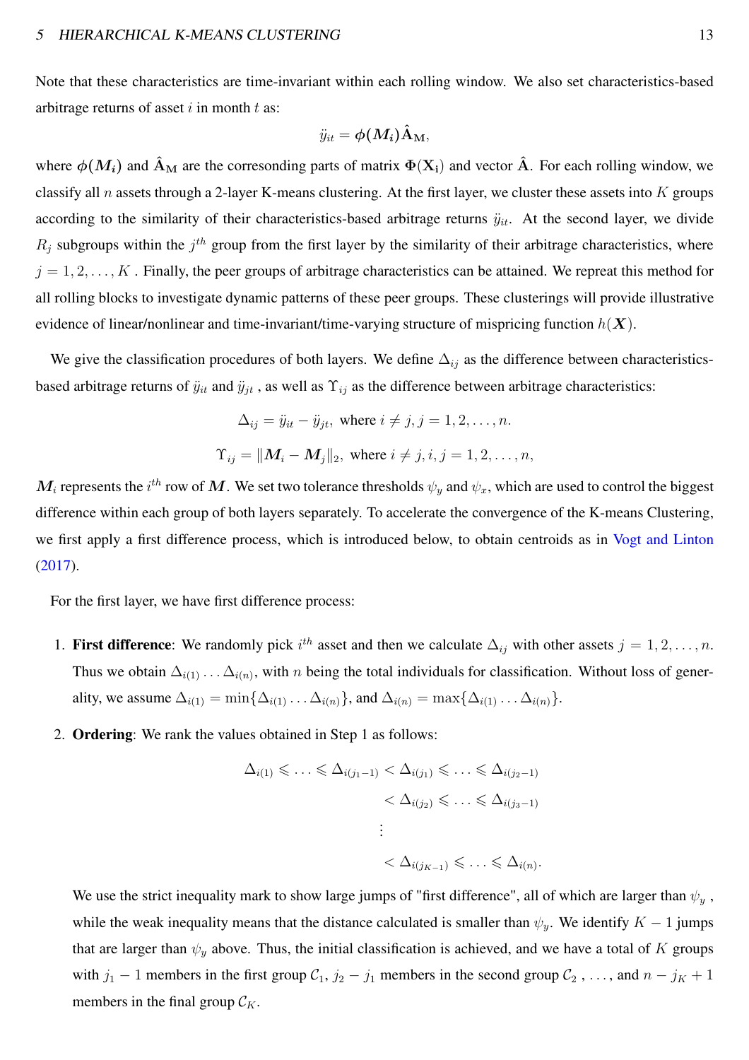Note that these characteristics are time-invariant within each rolling window. We also set characteristics-based arbitrage returns of asset $i$ in month $t$ as:

$$\ddot{y}_{it} = \boldsymbol{\phi}(\boldsymbol{M_i})\hat{\mathbf{A}}_{\mathbf{M}},$$

where $\boldsymbol{\phi}(\boldsymbol{M_i})$ and $\hat{\mathbf{A}}_{\mathbf{M}}$ are the corresonding parts of matrix $\boldsymbol{\Phi}(\mathbf{X_i})$ and vector $\hat{\mathbf{A}}$. For each rolling window, we classify all $n$ assets through a 2-layer K-means clustering. At the first layer, we cluster these assets into $K$ groups according to the similarity of their characteristics-based arbitrage returns $\ddot{y}_{it}$. At the second layer, we divide $R_j$ subgroups within the $j^{th}$ group from the first layer by the similarity of their arbitrage characteristics, where $j = 1, 2, \ldots, K$ . Finally, the peer groups of arbitrage characteristics can be attained. We repreat this method for all rolling blocks to investigate dynamic patterns of these peer groups. These clusterings will provide illustrative evidence of linear/nonlinear and time-invariant/time-varying structure of mispricing function $h(\boldsymbol{X})$.

We give the classification procedures of both layers. We define $\Delta_{ij}$ as the difference between characteristics-based arbitrage returns of $\ddot{y}_{it}$ and $\ddot{y}_{jt}$ , as well as $\Upsilon_{ij}$ as the difference between arbitrage characteristics:

$$\Delta_{ij} = \ddot{y}_{it} - \ddot{y}_{jt}, \text{ where } i \neq j, j = 1, 2, \ldots, n.$$

$$\Upsilon_{ij} = \|\boldsymbol{M}_i - \boldsymbol{M}_j\|_2, \text{ where } i \neq j, i, j = 1, 2, \ldots, n,$$

$\boldsymbol{M}_i$ represents the $i^{th}$ row of $\boldsymbol{M}$. We set two tolerance thresholds $\psi_y$ and $\psi_x$, which are used to control the biggest difference within each group of both layers separately. To accelerate the convergence of the K-means Clustering, we first apply a first difference process, which is introduced below, to obtain centroids as in Vogt and Linton (2017).

For the first layer, we have first difference process:

1. **First difference**: We randomly pick $i^{th}$ asset and then we calculate $\Delta_{ij}$ with other assets $j = 1, 2, \ldots, n$. Thus we obtain $\Delta_{i(1)} \ldots \Delta_{i(n)}$, with $n$ being the total individuals for classification. Without loss of generality, we assume $\Delta_{i(1)} = \min\{\Delta_{i(1)} \ldots \Delta_{i(n)}\}$, and $\Delta_{i(n)} = \max\{\Delta_{i(1)} \ldots \Delta_{i(n)}\}$.

2. **Ordering**: We rank the values obtained in Step 1 as follows:

$$\begin{aligned}
\Delta_{i(1)} \leqslant \ldots \leqslant \Delta_{i(j_1-1)} &< \Delta_{i(j_1)} \leqslant \ldots \leqslant \Delta_{i(j_2-1)} \\
&< \Delta_{i(j_2)} \leqslant \ldots \leqslant \Delta_{i(j_3-1)} \\
&\vdots \\
&< \Delta_{i(j_{K-1})} \leqslant \ldots \leqslant \Delta_{i(n)}.
\end{aligned}$$

   We use the strict inequality mark to show large jumps of "first difference", all of which are larger than $\psi_y$ , while the weak inequality means that the distance calculated is smaller than $\psi_y$. We identify $K-1$ jumps that are larger than $\psi_y$ above. Thus, the initial classification is achieved, and we have a total of $K$ groups with $j_1 - 1$ members in the first group $\mathcal{C}_1$, $j_2 - j_1$ members in the second group $\mathcal{C}_2$ , . . . , and $n - j_K + 1$ members in the final group $\mathcal{C}_K$.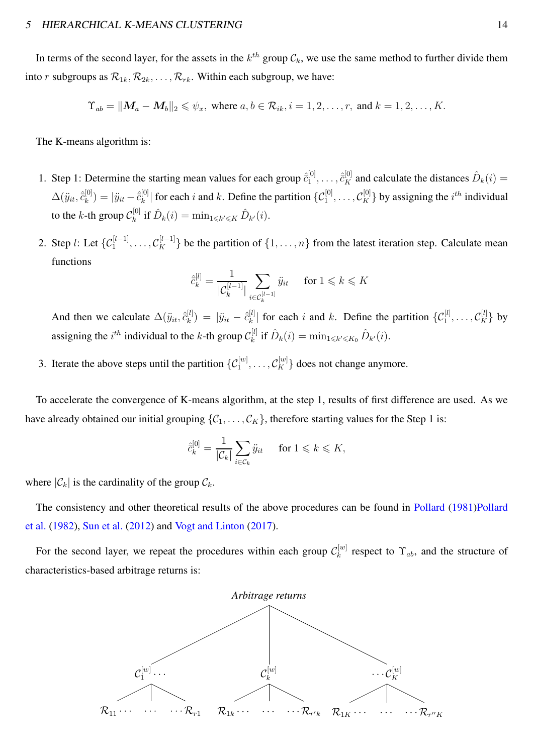In terms of the second layer, for the assets in the $k^{th}$ group $\mathcal{C}_k$, we use the same method to further divide them into $r$ subgroups as $\mathcal{R}_{1k}, \mathcal{R}_{2k}, \ldots, \mathcal{R}_{rk}$. Within each subgroup, we have:

$$\Upsilon_{ab} = \|\boldsymbol{M}_a - \boldsymbol{M}_b\|_2 \leqslant \psi_x, \text{ where } a, b \in \mathcal{R}_{ik}, i = 1, 2, \ldots, r, \text{ and } k = 1, 2, \ldots, K.$$

The K-means algorithm is:

1. Step 1: Determine the starting mean values for each group $\hat{\ddot{c}}_1^{[0]}, \ldots, \hat{\ddot{c}}_K^{[0]}$ and calculate the distances $\hat{D}_k(i) = \Delta(\ddot{y}_{it}, \hat{\ddot{c}}_k^{[0]}) = |\ddot{y}_{it} - \hat{\ddot{c}}_k^{[0]}|$ for each $i$ and $k$. Define the partition $\{\mathcal{C}_1^{[0]}, \ldots, \mathcal{C}_K^{[0]}\}$ by assigning the $i^{th}$ individual to the $k$-th group $\mathcal{C}_k^{[0]}$ if $\hat{D}_k(i) = \min_{1 \leqslant k' \leqslant K} \hat{D}_{k'}(i)$.

2. Step $l$: Let $\{\mathcal{C}_1^{[l-1]}, \ldots, \mathcal{C}_K^{[l-1]}\}$ be the partition of $\{1, \ldots, n\}$ from the latest iteration step. Calculate mean functions
$$\hat{\ddot{c}}_k^{[l]} = \frac{1}{|\mathcal{C}_k^{[l-1]}|} \sum_{i \in \mathcal{C}_k^{[l-1]}} \ddot{y}_{it} \quad \text{for } 1 \leqslant k \leqslant K$$
And then we calculate $\Delta(\ddot{y}_{it}, \hat{\ddot{c}}_k^{[l]}) = |\ddot{y}_{it} - \hat{\ddot{c}}_k^{[l]}|$ for each $i$ and $k$. Define the partition $\{\mathcal{C}_1^{[l]}, \ldots, \mathcal{C}_K^{[l]}\}$ by assigning the $i^{th}$ individual to the $k$-th group $\mathcal{C}_k^{[l]}$ if $\hat{D}_k(i) = \min_{1 \leqslant k' \leqslant K_0} \hat{D}_{k'}(i)$.

3. Iterate the above steps until the partition $\{\mathcal{C}_1^{[w]}, \ldots, \mathcal{C}_K^{[w]}\}$ does not change anymore.

To accelerate the convergence of K-means algorithm, at the step 1, results of first difference are used. As we have already obtained our initial grouping $\{\mathcal{C}_1, \ldots, \mathcal{C}_K\}$, therefore starting values for the Step 1 is:

$$\hat{\ddot{c}}_k^{[0]} = \frac{1}{|\mathcal{C}_k|} \sum_{i \in \mathcal{C}_k} \ddot{y}_{it} \quad \text{for } 1 \leqslant k \leqslant K,$$

where $|\mathcal{C}_k|$ is the cardinality of the group $\mathcal{C}_k$.

The consistency and other theoretical results of the above procedures can be found in Pollard (1981)Pollard et al. (1982), Sun et al. (2012) and Vogt and Linton (2017).

For the second layer, we repeat the procedures within each group $\mathcal{C}_k^{[w]}$ respect to $\Upsilon_{ab}$, and the structure of characteristics-based arbitrage returns is:

*Arbitrage returns*

$\mathcal{C}_1^{[w]} \cdots$ &nbsp;&nbsp;&nbsp; $\mathcal{C}_k^{[w]}$ &nbsp;&nbsp;&nbsp; $\cdots \mathcal{C}_K^{[w]}$

$\mathcal{R}_{11} \cdots \quad \cdots \quad \cdots \mathcal{R}_{r1}$ &nbsp;&nbsp; $\mathcal{R}_{1k} \cdots \quad \cdots \quad \cdots \mathcal{R}_{r'k}$ &nbsp;&nbsp; $\mathcal{R}_{1K} \cdots \quad \cdots \quad \cdots \mathcal{R}_{r''K}$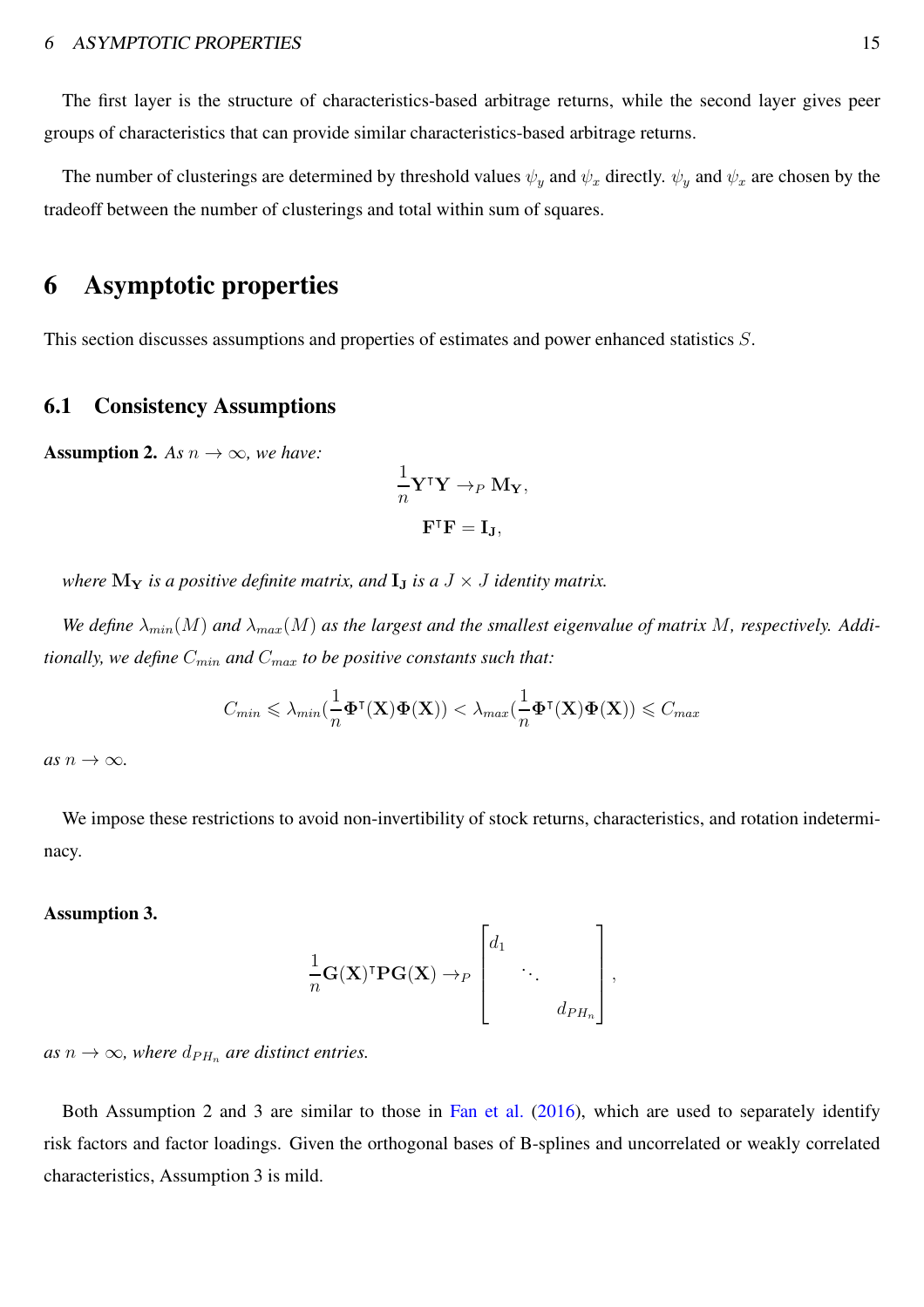The first layer is the structure of characteristics-based arbitrage returns, while the second layer gives peer groups of characteristics that can provide similar characteristics-based arbitrage returns.

The number of clusterings are determined by threshold values $\psi_y$ and $\psi_x$ directly. $\psi_y$ and $\psi_x$ are chosen by the tradeoff between the number of clusterings and total within sum of squares.

# 6 Asymptotic properties

This section discusses assumptions and properties of estimates and power enhanced statistics $S$.

## 6.1 Consistency Assumptions

**Assumption 2.** *As $n \to \infty$, we have:*

$$\frac{1}{n}\mathbf{Y}^{\intercal}\mathbf{Y} \to_P \mathbf{M_Y},$$

$$\mathbf{F}^{\intercal}\mathbf{F} = \mathbf{I_J},$$

*where $\mathbf{M_Y}$ is a positive definite matrix, and $\mathbf{I_J}$ is a $J \times J$ identity matrix.*

*We define $\lambda_{min}(M)$ and $\lambda_{max}(M)$ as the largest and the smallest eigenvalue of matrix $M$, respectively. Additionally, we define $C_{min}$ and $C_{max}$ to be positive constants such that:*

$$C_{min} \leqslant \lambda_{min}(\frac{1}{n}\mathbf{\Phi}^{\intercal}(\mathbf{X})\mathbf{\Phi}(\mathbf{X})) < \lambda_{max}(\frac{1}{n}\mathbf{\Phi}^{\intercal}(\mathbf{X})\mathbf{\Phi}(\mathbf{X})) \leqslant C_{max}$$

*as $n \to \infty$.*

We impose these restrictions to avoid non-invertibility of stock returns, characteristics, and rotation indeterminacy.

**Assumption 3.**

$$\frac{1}{n}\mathbf{G}(\mathbf{X})^{\intercal}\mathbf{P}\mathbf{G}(\mathbf{X}) \to_P \begin{bmatrix} d_1 & & \\ & \ddots & \\ & & d_{PH_n} \end{bmatrix},$$

*as $n \to \infty$, where $d_{PH_n}$ are distinct entries.*

Both Assumption 2 and 3 are similar to those in Fan et al. (2016), which are used to separately identify risk factors and factor loadings. Given the orthogonal bases of B-splines and uncorrelated or weakly correlated characteristics, Assumption 3 is mild.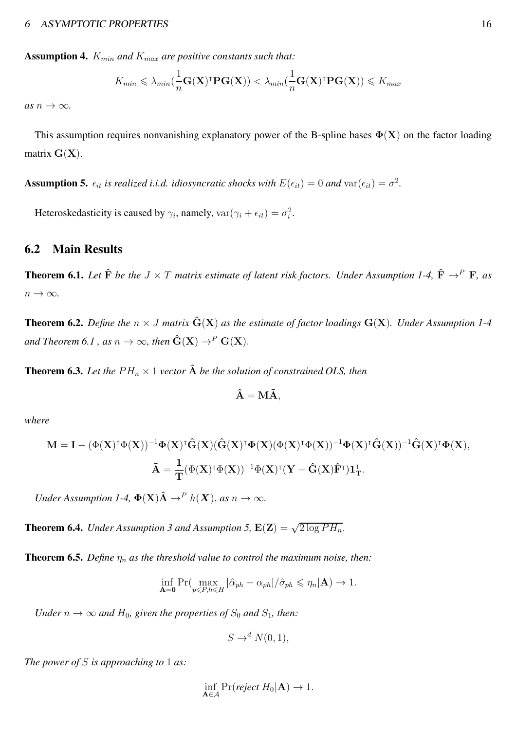**Assumption 4.** *$K_{min}$ and $K_{max}$ are positive constants such that:*

$$K_{min} \leqslant \lambda_{min}(\frac{1}{n}\mathbf{G}(\mathbf{X})^{\intercal}\mathbf{P}\mathbf{G}(\mathbf{X})) < \lambda_{min}(\frac{1}{n}\mathbf{G}(\mathbf{X})^{\intercal}\mathbf{P}\mathbf{G}(\mathbf{X})) \leqslant K_{max}$$

*as $n \to \infty$.*

This assumption requires nonvanishing explanatory power of the B-spline bases $\mathbf{\Phi}(\mathbf{X})$ on the factor loading matrix $\mathbf{G}(\mathbf{X})$.

**Assumption 5.** *$\epsilon_{it}$ is realized i.i.d. idiosyncratic shocks with $E(\epsilon_{it}) = 0$ and $\operatorname{var}(\epsilon_{it}) = \sigma^2$.*

Heteroskedasticity is caused by $\gamma_i$, namely, $\operatorname{var}(\gamma_i + \epsilon_{it}) = \sigma_i^2$.

## 6.2 Main Results

**Theorem 6.1.** *Let $\hat{\mathbf{F}}$ be the $J \times T$ matrix estimate of latent risk factors. Under Assumption 1-4, $\hat{\mathbf{F}} \to^P \mathbf{F}$, as $n \to \infty$.*

**Theorem 6.2.** *Define the $n \times J$ matrix $\hat{\mathbf{G}}(\mathbf{X})$ as the estimate of factor loadings $\mathbf{G}(\mathbf{X})$. Under Assumption 1-4 and Theorem 6.1 , as $n \to \infty$, then $\hat{\mathbf{G}}(\mathbf{X}) \to^P \mathbf{G}(\mathbf{X})$.*

**Theorem 6.3.** *Let the $PH_n \times 1$ vector $\hat{\mathbf{A}}$ be the solution of constrained OLS, then*

$$\hat{\mathbf{A}} = \mathbf{M}\tilde{\mathbf{A}},$$

*where*

$$\mathbf{M} = \mathbf{I} - (\Phi(\mathbf{X})^{\intercal}\Phi(\mathbf{X}))^{-1}\mathbf{\Phi}(\mathbf{X})^{\intercal}\hat{\mathbf{G}}(\mathbf{X})(\hat{\mathbf{G}}(\mathbf{X})^{\intercal}\mathbf{\Phi}(\mathbf{X})(\Phi(\mathbf{X})^{\intercal}\Phi(\mathbf{X}))^{-1}\mathbf{\Phi}(\mathbf{X})^{\intercal}\hat{\mathbf{G}}(\mathbf{X}))^{-1}\hat{\mathbf{G}}(\mathbf{X})^{\intercal}\mathbf{\Phi}(\mathbf{X}),$$

$$\tilde{\mathbf{A}} = \frac{\mathbf{1}}{\mathbf{T}}(\Phi(\mathbf{X})^{\intercal}\Phi(\mathbf{X}))^{-1}\Phi(\mathbf{X})^{\intercal}(\mathbf{Y} - \hat{\mathbf{G}}(\mathbf{X})\hat{\mathbf{F}}^{\intercal})\mathbf{1}_{\mathbf{T}}^{\intercal}.$$

*Under Assumption 1-4, $\mathbf{\Phi}(\mathbf{X})\hat{\mathbf{A}} \to^P h(\boldsymbol{X})$, as $n \to \infty$.*

**Theorem 6.4.** *Under Assumption 3 and Assumption 5, $\mathbf{E}(\mathbf{Z}) = \sqrt{2\log PH_n}$.*

**Theorem 6.5.** *Define $\eta_n$ as the threshold value to control the maximum noise, then:*

$$\inf_{\mathbf{A}=\mathbf{0}} \Pr(\max_{p \leqslant P, h \leqslant H} |\hat{\alpha}_{ph} - \alpha_{ph}|/\hat{\sigma}_{ph} \leqslant \eta_n | \mathbf{A}) \to 1.$$

*Under $n \to \infty$ and $H_0$, given the properties of $S_0$ and $S_1$, then:*

$$S \to^d N(0,1),$$

*The power of $S$ is approaching to $1$ as:*

$$\inf_{\mathbf{A} \in \mathcal{A}} \Pr(\textit{reject } H_0 | \mathbf{A}) \to 1.$$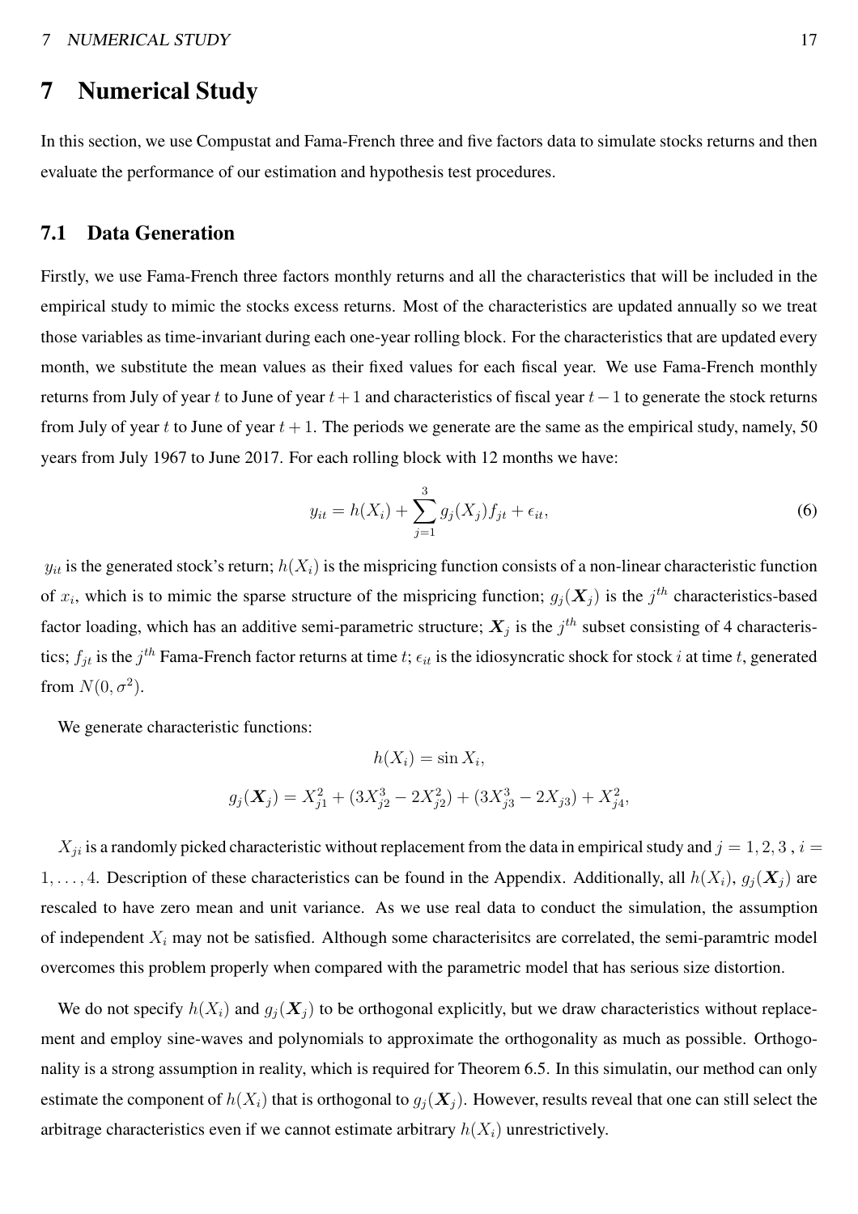# 7 Numerical Study

In this section, we use Compustat and Fama-French three and five factors data to simulate stocks returns and then evaluate the performance of our estimation and hypothesis test procedures.

## 7.1 Data Generation

Firstly, we use Fama-French three factors monthly returns and all the characteristics that will be included in the empirical study to mimic the stocks excess returns. Most of the characteristics are updated annually so we treat those variables as time-invariant during each one-year rolling block. For the characteristics that are updated every month, we substitute the mean values as their fixed values for each fiscal year. We use Fama-French monthly returns from July of year $t$ to June of year $t+1$ and characteristics of fiscal year $t-1$ to generate the stock returns from July of year $t$ to June of year $t+1$. The periods we generate are the same as the empirical study, namely, 50 years from July 1967 to June 2017. For each rolling block with 12 months we have:

$$y_{it} = h(X_i) + \sum_{j=1}^{3} g_j(X_j) f_{jt} + \epsilon_{it}, \tag{6}$$

$y_{it}$ is the generated stock's return; $h(X_i)$ is the mispricing function consists of a non-linear characteristic function of $x_i$, which is to mimic the sparse structure of the mispricing function; $g_j(\boldsymbol{X}_j)$ is the $j^{th}$ characteristics-based factor loading, which has an additive semi-parametric structure; $\boldsymbol{X}_j$ is the $j^{th}$ subset consisting of 4 characteristics; $f_{jt}$ is the $j^{th}$ Fama-French factor returns at time $t$; $\epsilon_{it}$ is the idiosyncratic shock for stock $i$ at time $t$, generated from $N(0, \sigma^2)$.

We generate characteristic functions:

$$h(X_i) = \sin X_i,$$

$$g_j(\boldsymbol{X}_j) = X_{j1}^2 + (3X_{j2}^3 - 2X_{j2}^2) + (3X_{j3}^3 - 2X_{j3}) + X_{j4}^2,$$

$X_{ji}$ is a randomly picked characteristic without replacement from the data in empirical study and $j = 1, 2, 3$ , $i = 1, \ldots, 4$. Description of these characteristics can be found in the Appendix. Additionally, all $h(X_i)$, $g_j(\boldsymbol{X}_j)$ are rescaled to have zero mean and unit variance. As we use real data to conduct the simulation, the assumption of independent $X_i$ may not be satisfied. Although some characterisitcs are correlated, the semi-paramtric model overcomes this problem properly when compared with the parametric model that has serious size distortion.

We do not specify $h(X_i)$ and $g_j(\boldsymbol{X}_j)$ to be orthogonal explicitly, but we draw characteristics without replacement and employ sine-waves and polynomials to approximate the orthogonality as much as possible. Orthogonality is a strong assumption in reality, which is required for Theorem 6.5. In this simulatin, our method can only estimate the component of $h(X_i)$ that is orthogonal to $g_j(\boldsymbol{X}_j)$. However, results reveal that one can still select the arbitrage characteristics even if we cannot estimate arbitrary $h(X_i)$ unrestrictively.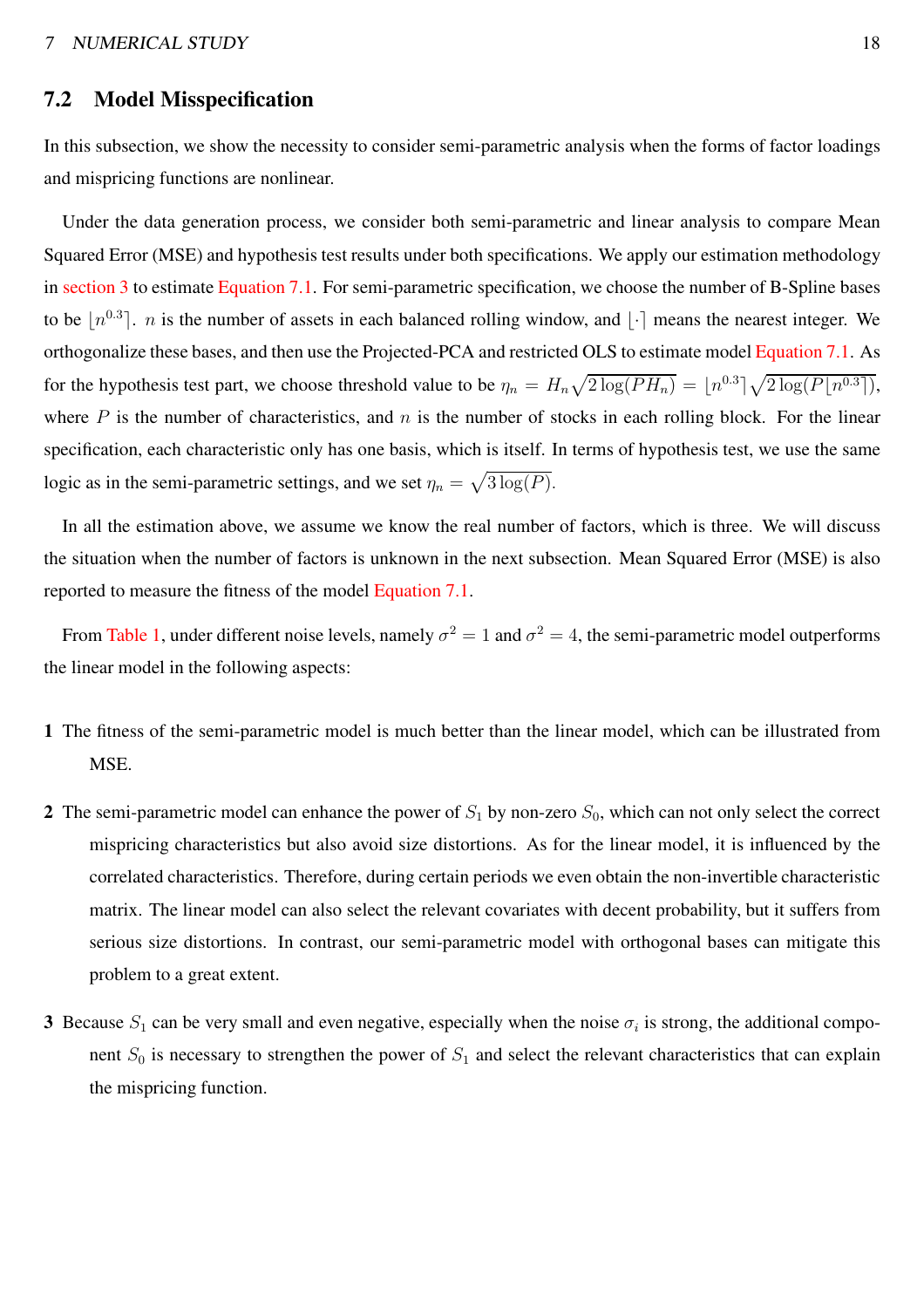## 7.2 Model Misspecification

In this subsection, we show the necessity to consider semi-parametric analysis when the forms of factor loadings and mispricing functions are nonlinear.

Under the data generation process, we consider both semi-parametric and linear analysis to compare Mean Squared Error (MSE) and hypothesis test results under both specifications. We apply our estimation methodology in section 3 to estimate Equation 7.1. For semi-parametric specification, we choose the number of B-Spline bases to be $\lfloor n^{0.3} \rceil$. $n$ is the number of assets in each balanced rolling window, and $\lfloor \cdot \rceil$ means the nearest integer. We orthogonalize these bases, and then use the Projected-PCA and restricted OLS to estimate model Equation 7.1. As for the hypothesis test part, we choose threshold value to be $\eta_n = H_n\sqrt{2\log(PH_n)} = \lfloor n^{0.3} \rceil \sqrt{2\log(P\lfloor n^{0.3} \rceil)}$, where $P$ is the number of characteristics, and $n$ is the number of stocks in each rolling block. For the linear specification, each characteristic only has one basis, which is itself. In terms of hypothesis test, we use the same logic as in the semi-parametric settings, and we set $\eta_n = \sqrt{3\log(P)}$.

In all the estimation above, we assume we know the real number of factors, which is three. We will discuss the situation when the number of factors is unknown in the next subsection. Mean Squared Error (MSE) is also reported to measure the fitness of the model Equation 7.1.

From Table 1, under different noise levels, namely $\sigma^2 = 1$ and $\sigma^2 = 4$, the semi-parametric model outperforms the linear model in the following aspects:

**1** The fitness of the semi-parametric model is much better than the linear model, which can be illustrated from MSE.

**2** The semi-parametric model can enhance the power of $S_1$ by non-zero $S_0$, which can not only select the correct mispricing characteristics but also avoid size distortions. As for the linear model, it is influenced by the correlated characteristics. Therefore, during certain periods we even obtain the non-invertible characteristic matrix. The linear model can also select the relevant covariates with decent probability, but it suffers from serious size distortions. In contrast, our semi-parametric model with orthogonal bases can mitigate this problem to a great extent.

**3** Because $S_1$ can be very small and even negative, especially when the noise $\sigma_i$ is strong, the additional component $S_0$ is necessary to strengthen the power of $S_1$ and select the relevant characteristics that can explain the mispricing function.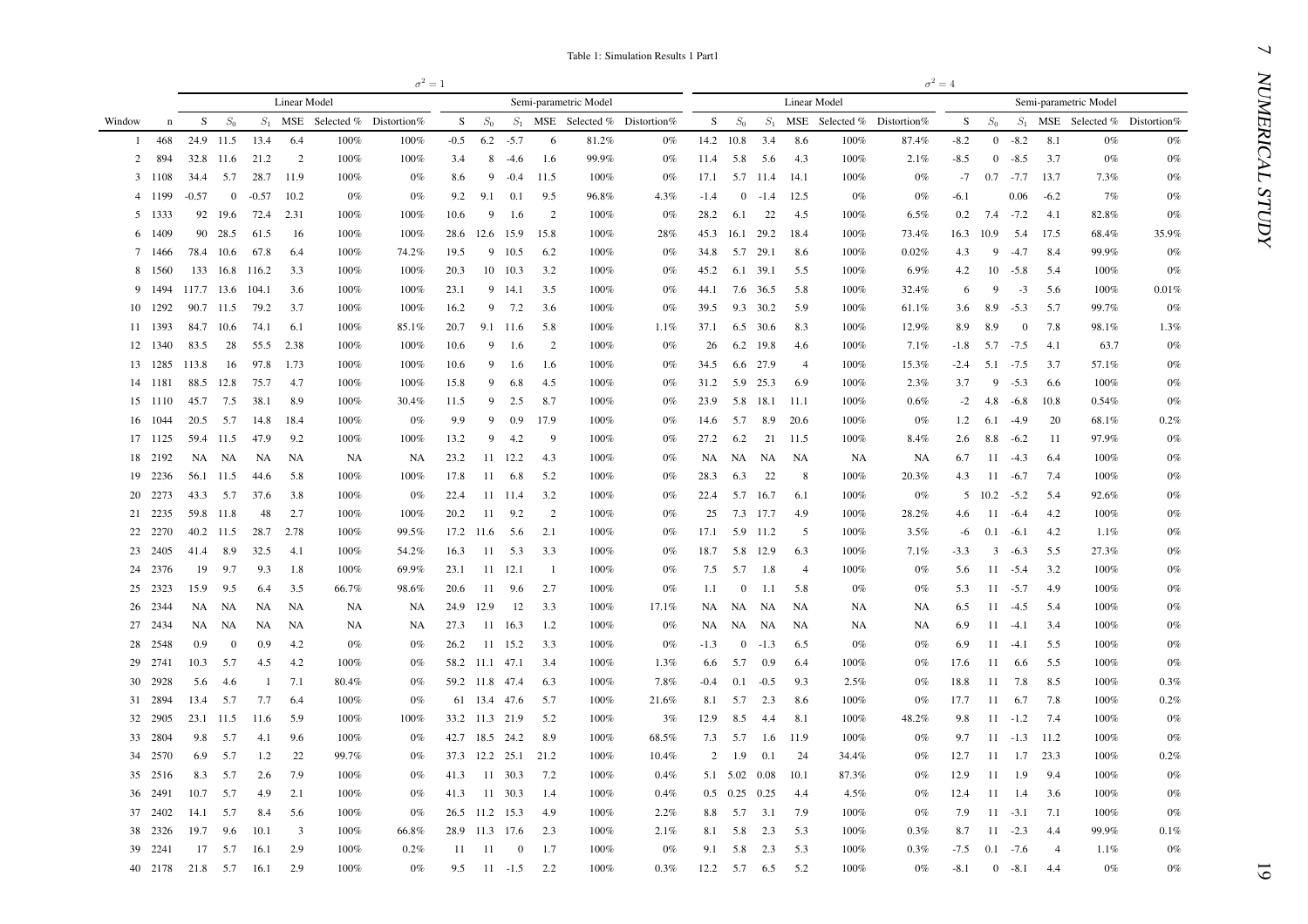Table 1: Simulation Results 1 Part1

| | | $\sigma^2 = 1$ | | | | | | | | | | | | $\sigma^2 = 4$ | | | | | | | | | | | |
|---|---|---|---|---|---|---|---|---|---|---|---|---|---|---|---|---|---|---|---|---|---|---|---|---|---|
| | | Linear Model | | | | | | Semi-parametric Model | | | | | | Linear Model | | | | | | Semi-parametric Model | | | | | |
| Window | n | S | $S_0$ | $S_1$ | MSE | Selected % | Distortion% | S | $S_0$ | $S_1$ | MSE | Selected % | Distortion% | S | $S_0$ | $S_1$ | MSE | Selected % | Distortion% | S | $S_0$ | $S_1$ | MSE | Selected % | Distortion% |
| 1 | 468 | 24.9 | 11.5 | 13.4 | 6.4 | 100% | 100% | -0.5 | 6.2 | -5.7 | 6 | 81.2% | 0% | 14.2 | 10.8 | 3.4 | 8.6 | 100% | 87.4% | -8.2 | 0 | -8.2 | 8.1 | 0% | 0% |
| 2 | 894 | 32.8 | 11.6 | 21.2 | 2 | 100% | 100% | 3.4 | 8 | -4.6 | 1.6 | 99.9% | 0% | 11.4 | 5.8 | 5.6 | 4.3 | 100% | 2.1% | -8.5 | 0 | -8.5 | 3.7 | 0% | 0% |
| 3 | 1108 | 34.4 | 5.7 | 28.7 | 11.9 | 100% | 0% | 8.6 | 9 | -0.4 | 11.5 | 100% | 0% | 17.1 | 5.7 | 11.4 | 14.1 | 100% | 0% | -7 | 0.7 | -7.7 | 13.7 | 7.3% | 0% |
| 4 | 1199 | -0.57 | 0 | -0.57 | 10.2 | 0% | 0% | 9.2 | 9.1 | 0.1 | 9.5 | 96.8% | 4.3% | -1.4 | 0 | -1.4 | 12.5 | 0% | 0% | -6.1 | | 0.06 | -6.2 | 7% | 0% |
| 5 | 1333 | 92 | 19.6 | 72.4 | 2.31 | 100% | 100% | 10.6 | 9 | 1.6 | 2 | 100% | 0% | 28.2 | 6.1 | 22 | 4.5 | 100% | 6.5% | 0.2 | 7.4 | -7.2 | 4.1 | 82.8% | 0% |
| 6 | 1409 | 90 | 28.5 | 61.5 | 16 | 100% | 100% | 28.6 | 12.6 | 15.9 | 15.8 | 100% | 28% | 45.3 | 16.1 | 29.2 | 18.4 | 100% | 73.4% | 16.3 | 10.9 | 5.4 | 17.5 | 68.4% | 35.9% |
| 7 | 1466 | 78.4 | 10.6 | 67.8 | 6.4 | 100% | 74.2% | 19.5 | 9 | 10.5 | 6.2 | 100% | 0% | 34.8 | 5.7 | 29.1 | 8.6 | 100% | 0.02% | 4.3 | 9 | -4.7 | 8.4 | 99.9% | 0% |
| 8 | 1560 | 133 | 16.8 | 116.2 | 3.3 | 100% | 100% | 20.3 | 10 | 10.3 | 3.2 | 100% | 0% | 45.2 | 6.1 | 39.1 | 5.5 | 100% | 6.9% | 4.2 | 10 | -5.8 | 5.4 | 100% | 0% |
| 9 | 1494 | 117.7 | 13.6 | 104.1 | 3.6 | 100% | 100% | 23.1 | 9 | 14.1 | 3.5 | 100% | 0% | 44.1 | 7.6 | 36.5 | 5.8 | 100% | 32.4% | 6 | 9 | -3 | 5.6 | 100% | 0.01% |
| 10 | 1292 | 90.7 | 11.5 | 79.2 | 3.7 | 100% | 100% | 16.2 | 9 | 7.2 | 3.6 | 100% | 0% | 39.5 | 9.3 | 30.2 | 5.9 | 100% | 61.1% | 3.6 | 8.9 | -5.3 | 5.7 | 99.7% | 0% |
| 11 | 1393 | 84.7 | 10.6 | 74.1 | 6.1 | 100% | 85.1% | 20.7 | 9.1 | 11.6 | 5.8 | 100% | 1.1% | 37.1 | 6.5 | 30.6 | 8.3 | 100% | 12.9% | 8.9 | 8.9 | 0 | 7.8 | 98.1% | 1.3% |
| 12 | 1340 | 83.5 | 28 | 55.5 | 2.38 | 100% | 100% | 10.6 | 9 | 1.6 | 2 | 100% | 0% | 26 | 6.2 | 19.8 | 4.6 | 100% | 7.1% | -1.8 | 5.7 | -7.5 | 4.1 | 63.7 | 0% |
| 13 | 1285 | 113.8 | 16 | 97.8 | 1.73 | 100% | 100% | 10.6 | 9 | 1.6 | 1.6 | 100% | 0% | 34.5 | 6.6 | 27.9 | 4 | 100% | 15.3% | -2.4 | 5.1 | -7.5 | 3.7 | 57.1% | 0% |
| 14 | 1181 | 88.5 | 12.8 | 75.7 | 4.7 | 100% | 100% | 15.8 | 9 | 6.8 | 4.5 | 100% | 0% | 31.2 | 5.9 | 25.3 | 6.9 | 100% | 2.3% | 3.7 | 9 | -5.3 | 6.6 | 100% | 0% |
| 15 | 1110 | 45.7 | 7.5 | 38.1 | 8.9 | 100% | 30.4% | 11.5 | 9 | 2.5 | 8.7 | 100% | 0% | 23.9 | 5.8 | 18.1 | 11.1 | 100% | 0.6% | -2 | 4.8 | -6.8 | 10.8 | 0.54% | 0% |
| 16 | 1044 | 20.5 | 5.7 | 14.8 | 18.4 | 100% | 0% | 9.9 | 9 | 0.9 | 17.9 | 100% | 0% | 14.6 | 5.7 | 8.9 | 20.6 | 100% | 0% | 1.2 | 6.1 | -4.9 | 20 | 68.1% | 0.2% |
| 17 | 1125 | 59.4 | 11.5 | 47.9 | 9.2 | 100% | 100% | 13.2 | 9 | 4.2 | 9 | 100% | 0% | 27.2 | 6.2 | 21 | 11.5 | 100% | 8.4% | 2.6 | 8.8 | -6.2 | 11 | 97.9% | 0% |
| 18 | 2192 | NA | NA | NA | NA | NA | NA | 23.2 | 11 | 12.2 | 4.3 | 100% | 0% | NA | NA | NA | NA | NA | NA | 6.7 | 11 | -4.3 | 6.4 | 100% | 0% |
| 19 | 2236 | 56.1 | 11.5 | 44.6 | 5.8 | 100% | 100% | 17.8 | 11 | 6.8 | 5.2 | 100% | 0% | 28.3 | 6.3 | 22 | 8 | 100% | 20.3% | 4.3 | 11 | -6.7 | 7.4 | 100% | 0% |
| 20 | 2273 | 43.3 | 5.7 | 37.6 | 3.8 | 100% | 0% | 22.4 | 11 | 11.4 | 3.2 | 100% | 0% | 22.4 | 5.7 | 16.7 | 6.1 | 100% | 0% | 5 | 10.2 | -5.2 | 5.4 | 92.6% | 0% |
| 21 | 2235 | 59.8 | 11.8 | 48 | 2.7 | 100% | 100% | 20.2 | 11 | 9.2 | 2 | 100% | 0% | 25 | 7.3 | 17.7 | 4.9 | 100% | 28.2% | 4.6 | 11 | -6.4 | 4.2 | 100% | 0% |
| 22 | 2270 | 40.2 | 11.5 | 28.7 | 2.78 | 100% | 99.5% | 17.2 | 11.6 | 5.6 | 2.1 | 100% | 0% | 17.1 | 5.9 | 11.2 | 5 | 100% | 3.5% | -6 | 0.1 | -6.1 | 4.2 | 1.1% | 0% |
| 23 | 2405 | 41.4 | 8.9 | 32.5 | 4.1 | 100% | 54.2% | 16.3 | 11 | 5.3 | 3.3 | 100% | 0% | 18.7 | 5.8 | 12.9 | 6.3 | 100% | 7.1% | -3.3 | 3 | -6.3 | 5.5 | 27.3% | 0% |
| 24 | 2376 | 19 | 9.7 | 9.3 | 1.8 | 100% | 69.9% | 23.1 | 11 | 12.1 | 1 | 100% | 0% | 7.5 | 5.7 | 1.8 | 4 | 100% | 0% | 5.6 | 11 | -5.4 | 3.2 | 100% | 0% |
| 25 | 2323 | 15.9 | 9.5 | 6.4 | 3.5 | 66.7% | 98.6% | 20.6 | 11 | 9.6 | 2.7 | 100% | 0% | 1.1 | 0 | 1.1 | 5.8 | 0% | 0% | 5.3 | 11 | -5.7 | 4.9 | 100% | 0% |
| 26 | 2344 | NA | NA | NA | NA | NA | NA | 24.9 | 12.9 | 12 | 3.3 | 100% | 17.1% | NA | NA | NA | NA | NA | NA | 6.5 | 11 | -4.5 | 5.4 | 100% | 0% |
| 27 | 2434 | NA | NA | NA | NA | NA | NA | 27.3 | 11 | 16.3 | 1.2 | 100% | 0% | NA | NA | NA | NA | NA | NA | 6.9 | 11 | -4.1 | 3.4 | 100% | 0% |
| 28 | 2548 | 0.9 | 0 | 0.9 | 4.2 | 0% | 0% | 26.2 | 11 | 15.2 | 3.3 | 100% | 0% | -1.3 | 0 | -1.3 | 6.5 | 0% | 0% | 6.9 | 11 | -4.1 | 5.5 | 100% | 0% |
| 29 | 2741 | 10.3 | 5.7 | 4.5 | 4.2 | 100% | 0% | 58.2 | 11.1 | 47.1 | 3.4 | 100% | 1.3% | 6.6 | 5.7 | 0.9 | 6.4 | 100% | 0% | 17.6 | 11 | 6.6 | 5.5 | 100% | 0% |
| 30 | 2928 | 5.6 | 4.6 | 1 | 7.1 | 80.4% | 0% | 59.2 | 11.8 | 47.4 | 6.3 | 100% | 7.8% | -0.4 | 0.1 | -0.5 | 9.3 | 2.5% | 0% | 18.8 | 11 | 7.8 | 8.5 | 100% | 0.3% |
| 31 | 2894 | 13.4 | 5.7 | 7.7 | 6.4 | 100% | 0% | 61 | 13.4 | 47.6 | 5.7 | 100% | 21.6% | 8.1 | 5.7 | 2.3 | 8.6 | 100% | 0% | 17.7 | 11 | 6.7 | 7.8 | 100% | 0.2% |
| 32 | 2905 | 23.1 | 11.5 | 11.6 | 5.9 | 100% | 100% | 33.2 | 11.3 | 21.9 | 5.2 | 100% | 3% | 12.9 | 8.5 | 4.4 | 8.1 | 100% | 48.2% | 9.8 | 11 | -1.2 | 7.4 | 100% | 0% |
| 33 | 2804 | 9.8 | 5.7 | 4.1 | 9.6 | 100% | 0% | 42.7 | 18.5 | 24.2 | 8.9 | 100% | 68.5% | 7.3 | 5.7 | 1.6 | 11.9 | 100% | 0% | 9.7 | 11 | -1.3 | 11.2 | 100% | 0% |
| 34 | 2570 | 6.9 | 5.7 | 1.2 | 22 | 99.7% | 0% | 37.3 | 12.2 | 25.1 | 21.2 | 100% | 10.4% | 2 | 1.9 | 0.1 | 24 | 34.4% | 0% | 12.7 | 11 | 1.7 | 23.3 | 100% | 0.2% |
| 35 | 2516 | 8.3 | 5.7 | 2.6 | 7.9 | 100% | 0% | 41.3 | 11 | 30.3 | 7.2 | 100% | 0.4% | 5.1 | 5.02 | 0.08 | 10.1 | 87.3% | 0% | 12.9 | 11 | 1.9 | 9.4 | 100% | 0% |
| 36 | 2491 | 10.7 | 5.7 | 4.9 | 2.1 | 100% | 0% | 41.3 | 11 | 30.3 | 1.4 | 100% | 0.4% | 0.5 | 0.25 | 0.25 | 4.4 | 4.5% | 0% | 12.4 | 11 | 1.4 | 3.6 | 100% | 0% |
| 37 | 2402 | 14.1 | 5.7 | 8.4 | 5.6 | 100% | 0% | 26.5 | 11.2 | 15.3 | 4.9 | 100% | 2.2% | 8.8 | 5.7 | 3.1 | 7.9 | 100% | 0% | 7.9 | 11 | -3.1 | 7.1 | 100% | 0% |
| 38 | 2326 | 19.7 | 9.6 | 10.1 | 3 | 100% | 66.8% | 28.9 | 11.3 | 17.6 | 2.3 | 100% | 2.1% | 8.1 | 5.8 | 2.3 | 5.3 | 100% | 0.3% | 8.7 | 11 | -2.3 | 4.4 | 99.9% | 0.1% |
| 39 | 2241 | 17 | 5.7 | 16.1 | 2.9 | 100% | 0.2% | 11 | 11 | 0 | 1.7 | 100% | 0% | 9.1 | 5.8 | 2.3 | 5.3 | 100% | 0.3% | -7.5 | 0.1 | -7.6 | 4 | 1.1% | 0% |
| 40 | 2178 | 21.8 | 5.7 | 16.1 | 2.9 | 100% | 0% | 9.5 | 11 | -1.5 | 2.2 | 100% | 0.3% | 12.2 | 5.7 | 6.5 | 5.2 | 100% | 0% | -8.1 | 0 | -8.1 | 4.4 | 0% | 0% |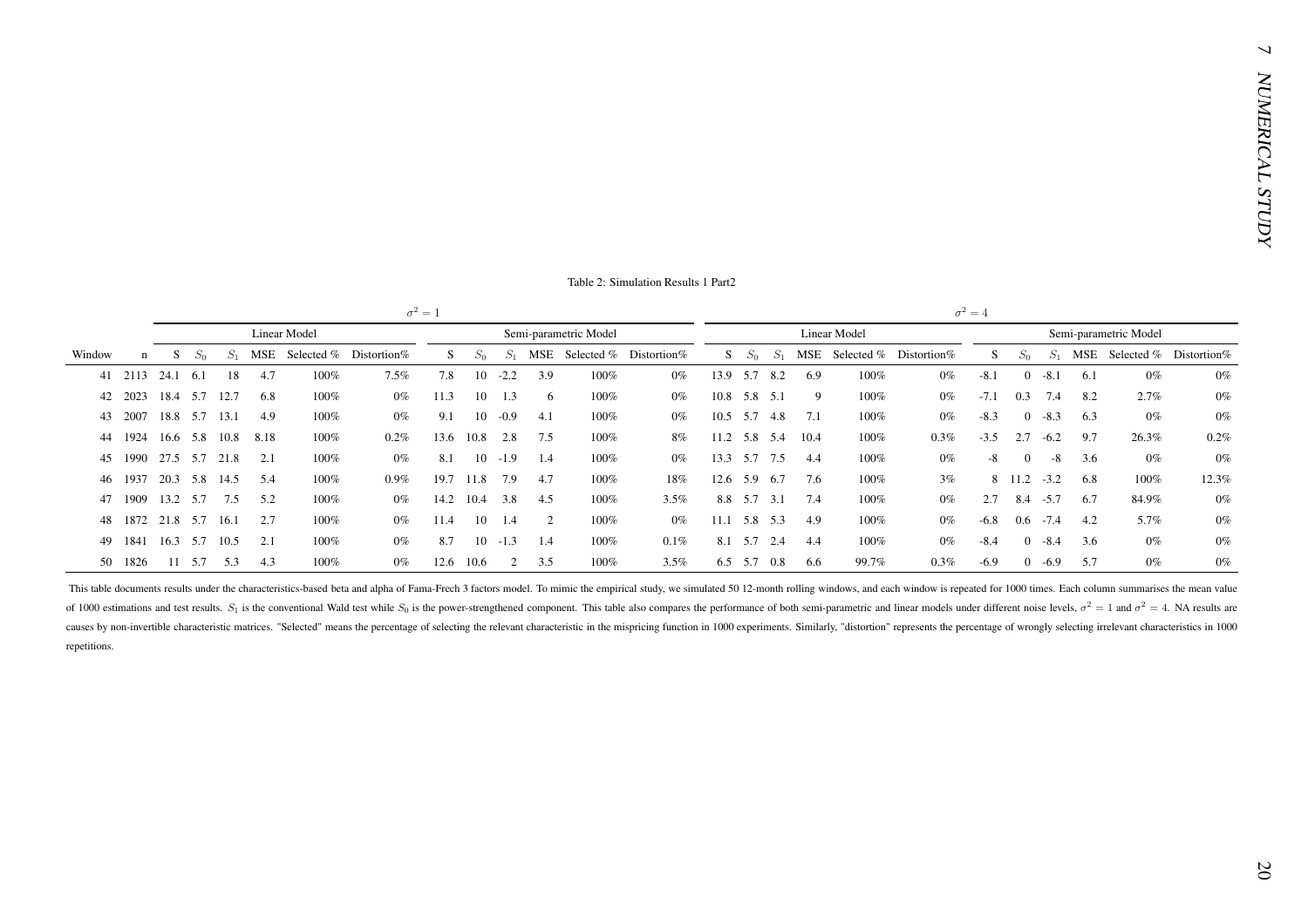Table 2: Simulation Results 1 Part2

| | | $\sigma^2 = 1$ | | | | | | | | | | | | $\sigma^2 = 4$ | | | | | | | | | | | |
|---|---|---|---|---|---|---|---|---|---|---|---|---|---|---|---|---|---|---|---|---|---|---|---|---|---|
| | | Linear Model | | | | | | Semi-parametric Model | | | | | | Linear Model | | | | | | Semi-parametric Model | | | | | |
| Window | n | S | $S_0$ | $S_1$ | MSE | Selected % | Distortion% | S | $S_0$ | $S_1$ | MSE | Selected % | Distortion% | S | $S_0$ | $S_1$ | MSE | Selected % | Distortion% | S | $S_0$ | $S_1$ | MSE | Selected % | Distortion% |
| 41 | 2113 | 24.1 | 6.1 | 18 | 4.7 | 100% | 7.5% | 7.8 | 10 | -2.2 | 3.9 | 100% | 0% | 13.9 | 5.7 | 8.2 | 6.9 | 100% | 0% | -8.1 | 0 | -8.1 | 6.1 | 0% | 0% |
| 42 | 2023 | 18.4 | 5.7 | 12.7 | 6.8 | 100% | 0% | 11.3 | 10 | 1.3 | 6 | 100% | 0% | 10.8 | 5.8 | 5.1 | 9 | 100% | 0% | -7.1 | 0.3 | 7.4 | 8.2 | 2.7% | 0% |
| 43 | 2007 | 18.8 | 5.7 | 13.1 | 4.9 | 100% | 0% | 9.1 | 10 | -0.9 | 4.1 | 100% | 0% | 10.5 | 5.7 | 4.8 | 7.1 | 100% | 0% | -8.3 | 0 | -8.3 | 6.3 | 0% | 0% |
| 44 | 1924 | 16.6 | 5.8 | 10.8 | 8.18 | 100% | 0.2% | 13.6 | 10.8 | 2.8 | 7.5 | 100% | 8% | 11.2 | 5.8 | 5.4 | 10.4 | 100% | 0.3% | -3.5 | 2.7 | -6.2 | 9.7 | 26.3% | 0.2% |
| 45 | 1990 | 27.5 | 5.7 | 21.8 | 2.1 | 100% | 0% | 8.1 | 10 | -1.9 | 1.4 | 100% | 0% | 13.3 | 5.7 | 7.5 | 4.4 | 100% | 0% | -8 | 0 | -8 | 3.6 | 0% | 0% |
| 46 | 1937 | 20.3 | 5.8 | 14.5 | 5.4 | 100% | 0.9% | 19.7 | 11.8 | 7.9 | 4.7 | 100% | 18% | 12.6 | 5.9 | 6.7 | 7.6 | 100% | 3% | 8 | 11.2 | -3.2 | 6.8 | 100% | 12.3% |
| 47 | 1909 | 13.2 | 5.7 | 7.5 | 5.2 | 100% | 0% | 14.2 | 10.4 | 3.8 | 4.5 | 100% | 3.5% | 8.8 | 5.7 | 3.1 | 7.4 | 100% | 0% | 2.7 | 8.4 | -5.7 | 6.7 | 84.9% | 0% |
| 48 | 1872 | 21.8 | 5.7 | 16.1 | 2.7 | 100% | 0% | 11.4 | 10 | 1.4 | 2 | 100% | 0% | 11.1 | 5.8 | 5.3 | 4.9 | 100% | 0% | -6.8 | 0.6 | -7.4 | 4.2 | 5.7% | 0% |
| 49 | 1841 | 16.3 | 5.7 | 10.5 | 2.1 | 100% | 0% | 8.7 | 10 | -1.3 | 1.4 | 100% | 0.1% | 8.1 | 5.7 | 2.4 | 4.4 | 100% | 0% | -8.4 | 0 | -8.4 | 3.6 | 0% | 0% |
| 50 | 1826 | 11 | 5.7 | 5.3 | 4.3 | 100% | 0% | 12.6 | 10.6 | 2 | 3.5 | 100% | 3.5% | 6.5 | 5.7 | 0.8 | 6.6 | 99.7% | 0.3% | -6.9 | 0 | -6.9 | 5.7 | 0% | 0% |

This table documents results under the characteristics-based beta and alpha of Fama-Frech 3 factors model. To mimic the empirical study, we simulated 50 12-month rolling windows, and each window is repeated for 1000 times. Each column summarises the mean value of 1000 estimations and test results. $S_1$ is the conventional Wald test while $S_0$ is the power-strengthened component. This table also compares the performance of both semi-parametric and linear models under different noise levels, $\sigma^2 = 1$ and $\sigma^2 = 4$. NA results are causes by non-invertible characteristic matrices. "Selected" means the percentage of selecting the relevant characteristic in the mispricing function in 1000 experiments. Similarly, "distortion" represents the percentage of wrongly selecting irrelevant characteristics in 1000 repetitions.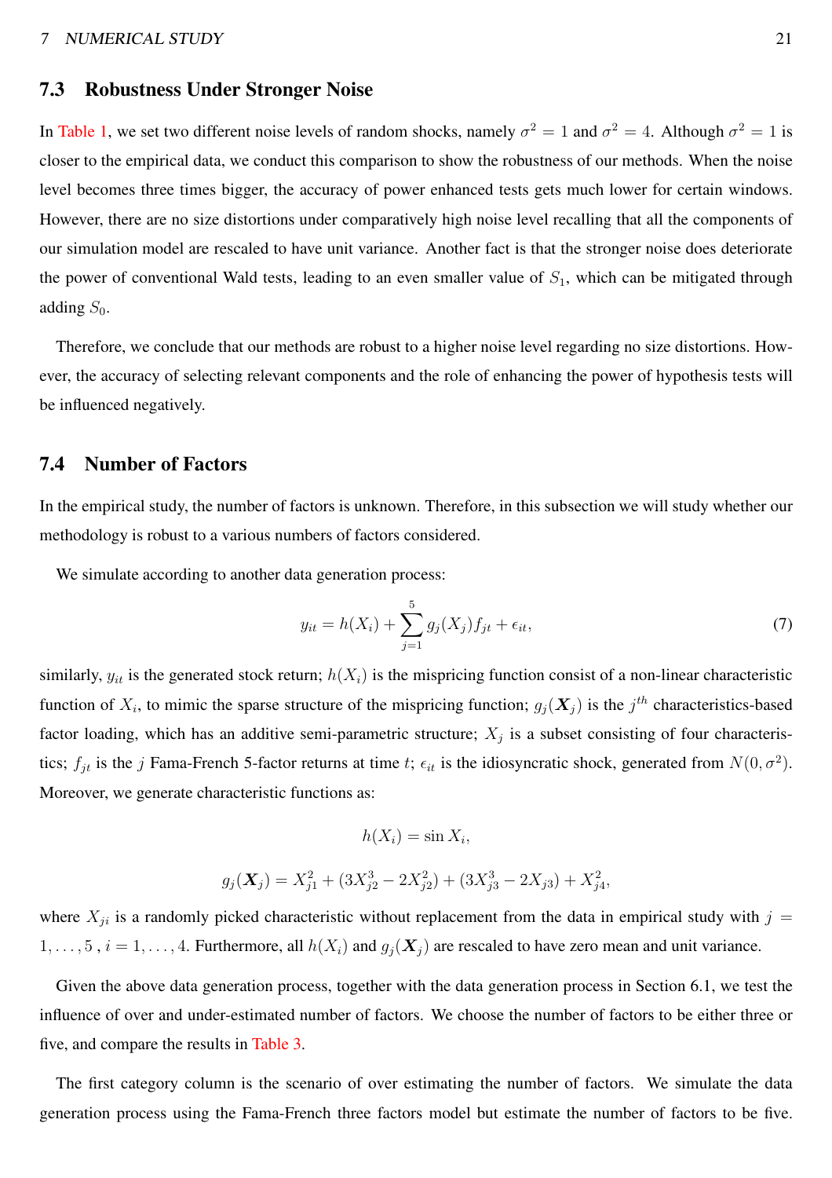### 7.3 Robustness Under Stronger Noise

In Table 1, we set two different noise levels of random shocks, namely $\sigma^2 = 1$ and $\sigma^2 = 4$. Although $\sigma^2 = 1$ is closer to the empirical data, we conduct this comparison to show the robustness of our methods. When the noise level becomes three times bigger, the accuracy of power enhanced tests gets much lower for certain windows. However, there are no size distortions under comparatively high noise level recalling that all the components of our simulation model are rescaled to have unit variance. Another fact is that the stronger noise does deteriorate the power of conventional Wald tests, leading to an even smaller value of $S_1$, which can be mitigated through adding $S_0$.

Therefore, we conclude that our methods are robust to a higher noise level regarding no size distortions. However, the accuracy of selecting relevant components and the role of enhancing the power of hypothesis tests will be influenced negatively.

### 7.4 Number of Factors

In the empirical study, the number of factors is unknown. Therefore, in this subsection we will study whether our methodology is robust to a various numbers of factors considered.

We simulate according to another data generation process:

$$y_{it} = h(X_i) + \sum_{j=1}^{5} g_j(X_j) f_{jt} + \epsilon_{it}, \tag{7}$$

similarly, $y_{it}$ is the generated stock return; $h(X_i)$ is the mispricing function consist of a non-linear characteristic function of $X_i$, to mimic the sparse structure of the mispricing function; $g_j(\boldsymbol{X}_j)$ is the $j^{th}$ characteristics-based factor loading, which has an additive semi-parametric structure; $X_j$ is a subset consisting of four characteristics; $f_{jt}$ is the $j$ Fama-French 5-factor returns at time $t$; $\epsilon_{it}$ is the idiosyncratic shock, generated from $N(0, \sigma^2)$. Moreover, we generate characteristic functions as:

$$h(X_i) = \sin X_i,$$

$$g_j(\boldsymbol{X}_j) = X_{j1}^2 + (3X_{j2}^3 - 2X_{j2}^2) + (3X_{j3}^3 - 2X_{j3}) + X_{j4}^2,$$

where $X_{ji}$ is a randomly picked characteristic without replacement from the data in empirical study with $j = 1, \ldots, 5$, $i = 1, \ldots, 4$. Furthermore, all $h(X_i)$ and $g_j(\boldsymbol{X}_j)$ are rescaled to have zero mean and unit variance.

Given the above data generation process, together with the data generation process in Section 6.1, we test the influence of over and under-estimated number of factors. We choose the number of factors to be either three or five, and compare the results in Table 3.

The first category column is the scenario of over estimating the number of factors. We simulate the data generation process using the Fama-French three factors model but estimate the number of factors to be five.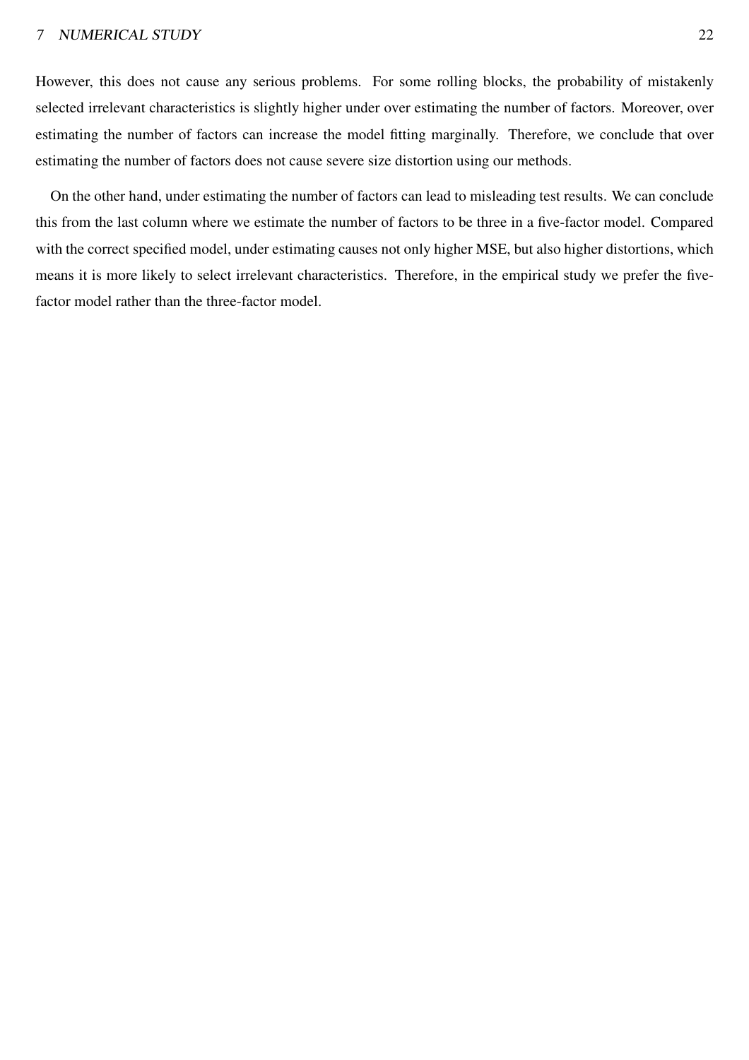However, this does not cause any serious problems. For some rolling blocks, the probability of mistakenly selected irrelevant characteristics is slightly higher under over estimating the number of factors. Moreover, over estimating the number of factors can increase the model fitting marginally. Therefore, we conclude that over estimating the number of factors does not cause severe size distortion using our methods.

On the other hand, under estimating the number of factors can lead to misleading test results. We can conclude this from the last column where we estimate the number of factors to be three in a five-factor model. Compared with the correct specified model, under estimating causes not only higher MSE, but also higher distortions, which means it is more likely to select irrelevant characteristics. Therefore, in the empirical study we prefer the five-factor model rather than the three-factor model.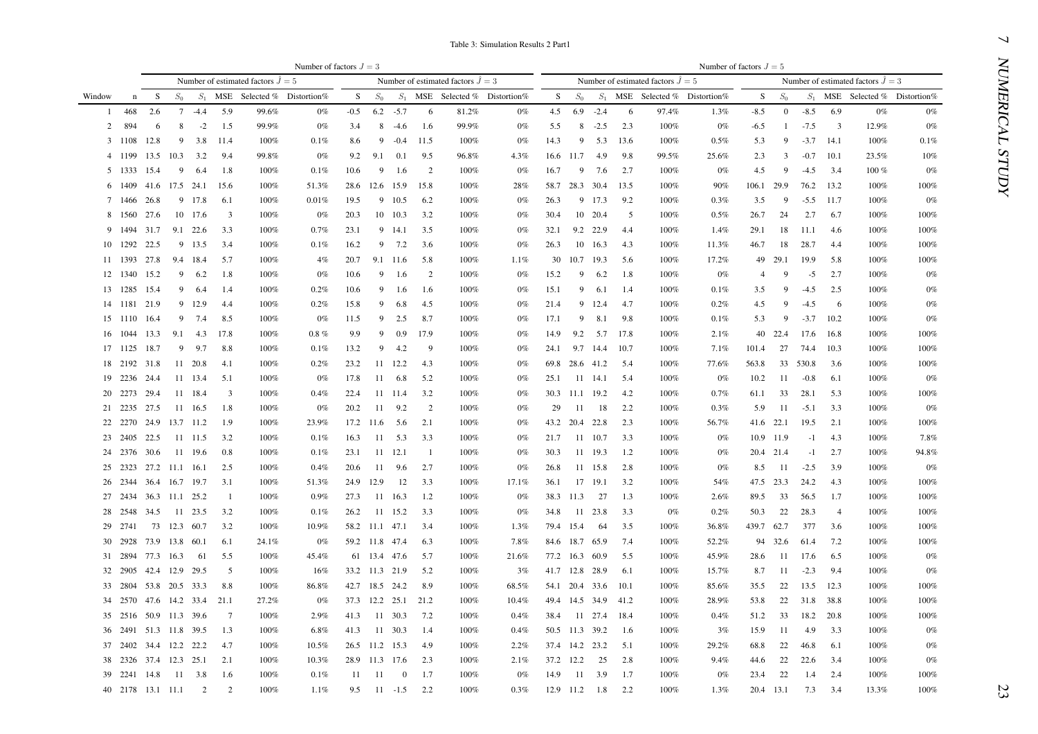Table 3: Simulation Results 2 Part1

| | | Number of factors $J=3$ | | | | | | | | | | | | Number of factors $J=5$ | | | | | | | | | | | |
|---|---|---|---|---|---|---|---|---|---|---|---|---|---|---|---|---|---|---|---|---|---|---|---|---|---|
| | | Number of estimated factors $\hat{J}=5$ | | | | | | Number of estimated factors $\hat{J}=3$ | | | | | | Number of estimated factors $\hat{J}=5$ | | | | | | Number of estimated factors $\hat{J}=3$ | | | | | |
| Window | n | S | $S_0$ | $S_1$ | MSE | Selected % | Distortion% | S | $S_0$ | $S_1$ | MSE | Selected % | Distortion% | S | $S_0$ | $S_1$ | MSE | Selected % | Distortion% | S | $S_0$ | $S_1$ | MSE | Selected % | Distortion% |
| 1 | 468 | 2.6 | 7 | -4.4 | 5.9 | 99.6% | 0% | -0.5 | 6.2 | -5.7 | 6 | 81.2% | 0% | 4.5 | 6.9 | -2.4 | 6 | 97.4% | 1.3% | -8.5 | 0 | -8.5 | 6.9 | 0% | 0% |
| 2 | 894 | 6 | 8 | -2 | 1.5 | 99.9% | 0% | 3.4 | 8 | -4.6 | 1.6 | 99.9% | 0% | 5.5 | 8 | -2.5 | 2.3 | 100% | 0% | -6.5 | 1 | -7.5 | 3 | 12.9% | 0% |
| 3 | 1108 | 12.8 | 9 | 3.8 | 11.4 | 100% | 0.1% | 8.6 | 9 | -0.4 | 11.5 | 100% | 0% | 14.3 | 9 | 5.3 | 13.6 | 100% | 0.5% | 5.3 | 9 | -3.7 | 14.1 | 100% | 0.1% |
| 4 | 1199 | 13.5 | 10.3 | 3.2 | 9.4 | 99.8% | 0% | 9.2 | 9.1 | 0.1 | 9.5 | 96.8% | 4.3% | 16.6 | 11.7 | 4.9 | 9.8 | 99.5% | 25.6% | 2.3 | 3 | -0.7 | 10.1 | 23.5% | 10% |
| 5 | 1333 | 15.4 | 9 | 6.4 | 1.8 | 100% | 0.1% | 10.6 | 9 | 1.6 | 2 | 100% | 0% | 16.7 | 9 | 7.6 | 2.7 | 100% | 0% | 4.5 | 9 | -4.5 | 3.4 | 100 % | 0% |
| 6 | 1409 | 41.6 | 17.5 | 24.1 | 15.6 | 100% | 51.3% | 28.6 | 12.6 | 15.9 | 15.8 | 100% | 28% | 58.7 | 28.3 | 30.4 | 13.5 | 100% | 90% | 106.1 | 29.9 | 76.2 | 13.2 | 100% | 100% |
| 7 | 1466 | 26.8 | 9 | 17.8 | 6.1 | 100% | 0.01% | 19.5 | 9 | 10.5 | 6.2 | 100% | 0% | 26.3 | 9 | 17.3 | 9.2 | 100% | 0.3% | 3.5 | 9 | -5.5 | 11.7 | 100% | 0% |
| 8 | 1560 | 27.6 | 10 | 17.6 | 3 | 100% | 0% | 20.3 | 10 | 10.3 | 3.2 | 100% | 0% | 30.4 | 10 | 20.4 | 5 | 100% | 0.5% | 26.7 | 24 | 2.7 | 6.7 | 100% | 100% |
| 9 | 1494 | 31.7 | 9.1 | 22.6 | 3.3 | 100% | 0.7% | 23.1 | 9 | 14.1 | 3.5 | 100% | 0% | 32.1 | 9.2 | 22.9 | 4.4 | 100% | 1.4% | 29.1 | 18 | 11.1 | 4.6 | 100% | 100% |
| 10 | 1292 | 22.5 | 9 | 13.5 | 3.4 | 100% | 0.1% | 16.2 | 9 | 7.2 | 3.6 | 100% | 0% | 26.3 | 10 | 16.3 | 4.3 | 100% | 11.3% | 46.7 | 18 | 28.7 | 4.4 | 100% | 100% |
| 11 | 1393 | 27.8 | 9.4 | 18.4 | 5.7 | 100% | 4% | 20.7 | 9.1 | 11.6 | 5.8 | 100% | 1.1% | 30 | 10.7 | 19.3 | 5.6 | 100% | 17.2% | 49 | 29.1 | 19.9 | 5.8 | 100% | 100% |
| 12 | 1340 | 15.2 | 9 | 6.2 | 1.8 | 100% | 0% | 10.6 | 9 | 1.6 | 2 | 100% | 0% | 15.2 | 9 | 6.2 | 1.8 | 100% | 0% | 4 | 9 | -5 | 2.7 | 100% | 0% |
| 13 | 1285 | 15.4 | 9 | 6.4 | 1.4 | 100% | 0.2% | 10.6 | 9 | 1.6 | 1.6 | 100% | 0% | 15.1 | 9 | 6.1 | 1.4 | 100% | 0.1% | 3.5 | 9 | -4.5 | 2.5 | 100% | 0% |
| 14 | 1181 | 21.9 | 9 | 12.9 | 4.4 | 100% | 0.2% | 15.8 | 9 | 6.8 | 4.5 | 100% | 0% | 21.4 | 9 | 12.4 | 4.7 | 100% | 0.2% | 4.5 | 9 | -4.5 | 6 | 100% | 0% |
| 15 | 1110 | 16.4 | 9 | 7.4 | 8.5 | 100% | 0% | 11.5 | 9 | 2.5 | 8.7 | 100% | 0% | 17.1 | 9 | 8.1 | 9.8 | 100% | 0.1% | 5.3 | 9 | -3.7 | 10.2 | 100% | 0% |
| 16 | 1044 | 13.3 | 9.1 | 4.3 | 17.8 | 100% | 0.8 % | 9.9 | 9 | 0.9 | 17.9 | 100% | 0% | 14.9 | 9.2 | 5.7 | 17.8 | 100% | 2.1% | 40 | 22.4 | 17.6 | 16.8 | 100% | 100% |
| 17 | 1125 | 18.7 | 9 | 9.7 | 8.8 | 100% | 0.1% | 13.2 | 9 | 4.2 | 9 | 100% | 0% | 24.1 | 9.7 | 14.4 | 10.7 | 100% | 7.1% | 101.4 | 27 | 74.4 | 10.3 | 100% | 100% |
| 18 | 2192 | 31.8 | 11 | 20.8 | 4.1 | 100% | 0.2% | 23.2 | 11 | 12.2 | 4.3 | 100% | 0% | 69.8 | 28.6 | 41.2 | 5.4 | 100% | 77.6% | 563.8 | 33 | 530.8 | 3.6 | 100% | 100% |
| 19 | 2236 | 24.4 | 11 | 13.4 | 5.1 | 100% | 0% | 17.8 | 11 | 6.8 | 5.2 | 100% | 0% | 25.1 | 11 | 14.1 | 5.4 | 100% | 0% | 10.2 | 11 | -0.8 | 6.1 | 100% | 0% |
| 20 | 2273 | 29.4 | 11 | 18.4 | 3 | 100% | 0.4% | 22.4 | 11 | 11.4 | 3.2 | 100% | 0% | 30.3 | 11.1 | 19.2 | 4.2 | 100% | 0.7% | 61.1 | 33 | 28.1 | 5.3 | 100% | 100% |
| 21 | 2235 | 27.5 | 11 | 16.5 | 1.8 | 100% | 0% | 20.2 | 11 | 9.2 | 2 | 100% | 0% | 29 | 11 | 18 | 2.2 | 100% | 0.3% | 5.9 | 11 | -5.1 | 3.3 | 100% | 0% |
| 22 | 2270 | 24.9 | 13.7 | 11.2 | 1.9 | 100% | 23.9% | 17.2 | 11.6 | 5.6 | 2.1 | 100% | 0% | 43.2 | 20.4 | 22.8 | 2.3 | 100% | 56.7% | 41.6 | 22.1 | 19.5 | 2.1 | 100% | 100% |
| 23 | 2405 | 22.5 | 11 | 11.5 | 3.2 | 100% | 0.1% | 16.3 | 11 | 5.3 | 3.3 | 100% | 0% | 21.7 | 11 | 10.7 | 3.3 | 100% | 0% | 10.9 | 11.9 | -1 | 4.3 | 100% | 7.8% |
| 24 | 2376 | 30.6 | 11 | 19.6 | 0.8 | 100% | 0.1% | 23.1 | 11 | 12.1 | 1 | 100% | 0% | 30.3 | 11 | 19.3 | 1.2 | 100% | 0% | 20.4 | 21.4 | -1 | 2.7 | 100% | 94.8% |
| 25 | 2323 | 27.2 | 11.1 | 16.1 | 2.5 | 100% | 0.4% | 20.6 | 11 | 9.6 | 2.7 | 100% | 0% | 26.8 | 11 | 15.8 | 2.8 | 100% | 0% | 8.5 | 11 | -2.5 | 3.9 | 100% | 0% |
| 26 | 2344 | 36.4 | 16.7 | 19.7 | 3.1 | 100% | 51.3% | 24.9 | 12.9 | 12 | 3.3 | 100% | 17.1% | 36.1 | 17 | 19.1 | 3.2 | 100% | 54% | 47.5 | 23.3 | 24.2 | 4.3 | 100% | 100% |
| 27 | 2434 | 36.3 | 11.1 | 25.2 | 1 | 100% | 0.9% | 27.3 | 11 | 16.3 | 1.2 | 100% | 0% | 38.3 | 11.3 | 27 | 1.3 | 100% | 2.6% | 89.5 | 33 | 56.5 | 1.7 | 100% | 100% |
| 28 | 2548 | 34.5 | 11 | 23.5 | 3.2 | 100% | 0.1% | 26.2 | 11 | 15.2 | 3.3 | 100% | 0% | 34.8 | 11 | 23.8 | 3.3 | 0% | 0.2% | 50.3 | 22 | 28.3 | 4 | 100% | 100% |
| 29 | 2741 | 73 | 12.3 | 60.7 | 3.2 | 100% | 10.9% | 58.2 | 11.1 | 47.1 | 3.4 | 100% | 1.3% | 79.4 | 15.4 | 64 | 3.5 | 100% | 36.8% | 439.7 | 62.7 | 377 | 3.6 | 100% | 100% |
| 30 | 2928 | 73.9 | 13.8 | 60.1 | 6.1 | 24.1% | 0% | 59.2 | 11.8 | 47.4 | 6.3 | 100% | 7.8% | 84.6 | 18.7 | 65.9 | 7.4 | 100% | 52.2% | 94 | 32.6 | 61.4 | 7.2 | 100% | 100% |
| 31 | 2894 | 77.3 | 16.3 | 61 | 5.5 | 100% | 45.4% | 61 | 13.4 | 47.6 | 5.7 | 100% | 21.6% | 77.2 | 16.3 | 60.9 | 5.5 | 100% | 45.9% | 28.6 | 11 | 17.6 | 6.5 | 100% | 0% |
| 32 | 2905 | 42.4 | 12.9 | 29.5 | 5 | 100% | 16% | 33.2 | 11.3 | 21.9 | 5.2 | 100% | 3% | 41.7 | 12.8 | 28.9 | 6.1 | 100% | 15.7% | 8.7 | 11 | -2.3 | 9.4 | 100% | 0% |
| 33 | 2804 | 53.8 | 20.5 | 33.3 | 8.8 | 100% | 86.8% | 42.7 | 18.5 | 24.2 | 8.9 | 100% | 68.5% | 54.1 | 20.4 | 33.6 | 10.1 | 100% | 85.6% | 35.5 | 22 | 13.5 | 12.3 | 100% | 100% |
| 34 | 2570 | 47.6 | 14.2 | 33.4 | 21.1 | 27.2% | 0% | 37.3 | 12.2 | 25.1 | 21.2 | 100% | 10.4% | 49.4 | 14.5 | 34.9 | 41.2 | 100% | 28.9% | 53.8 | 22 | 31.8 | 38.8 | 100% | 100% |
| 35 | 2516 | 50.9 | 11.3 | 39.6 | 7 | 100% | 2.9% | 41.3 | 11 | 30.3 | 7.2 | 100% | 0.4% | 38.4 | 11 | 27.4 | 18.4 | 100% | 0.4% | 51.2 | 33 | 18.2 | 20.8 | 100% | 100% |
| 36 | 2491 | 51.3 | 11.8 | 39.5 | 1.3 | 100% | 6.8% | 41.3 | 11 | 30.3 | 1.4 | 100% | 0.4% | 50.5 | 11.3 | 39.2 | 1.6 | 100% | 3% | 15.9 | 11 | 4.9 | 3.3 | 100% | 0% |
| 37 | 2402 | 34.4 | 12.2 | 22.2 | 4.7 | 100% | 10.5% | 26.5 | 11.2 | 15.3 | 4.9 | 100% | 2.2% | 37.4 | 14.2 | 23.2 | 5.1 | 100% | 29.2% | 68.8 | 22 | 46.8 | 6.1 | 100% | 0% |
| 38 | 2326 | 37.4 | 12.3 | 25.1 | 2.1 | 100% | 10.3% | 28.9 | 11.3 | 17.6 | 2.3 | 100% | 2.1% | 37.2 | 12.2 | 25 | 2.8 | 100% | 9.4% | 44.6 | 22 | 22.6 | 3.4 | 100% | 0% |
| 39 | 2241 | 14.8 | 11 | 3.8 | 1.6 | 100% | 0.1% | 11 | 11 | 0 | 1.7 | 100% | 0% | 14.9 | 11 | 3.9 | 1.7 | 100% | 0% | 23.4 | 22 | 1.4 | 2.4 | 100% | 100% |
| 40 | 2178 | 13.1 | 11.1 | 2 | 2 | 100% | 1.1% | 9.5 | 11 | -1.5 | 2.2 | 100% | 0.3% | 12.9 | 11.2 | 1.8 | 2.2 | 100% | 1.3% | 20.4 | 13.1 | 7.3 | 3.4 | 13.3% | 100% |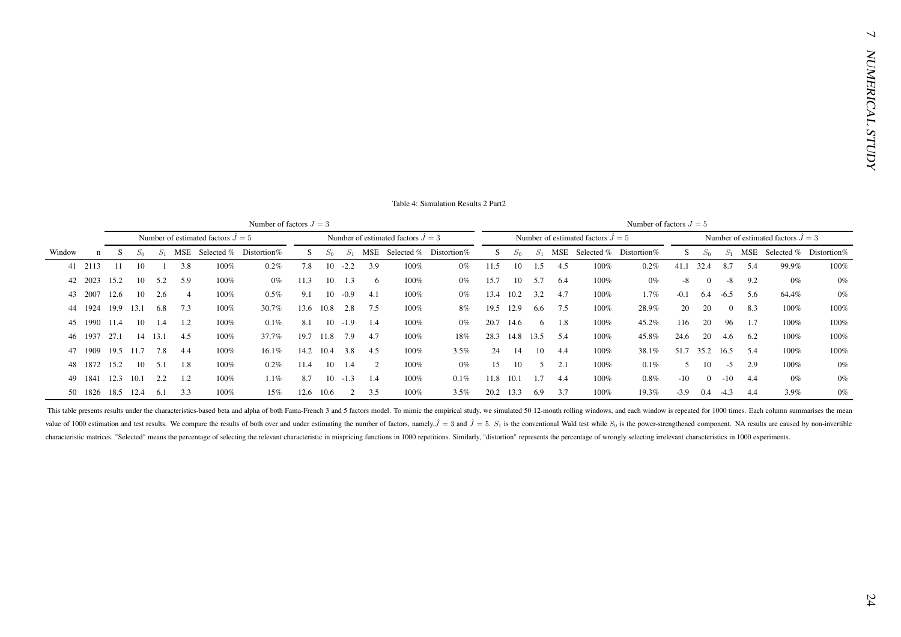Table 4: Simulation Results 2 Part2

| | | Number of factors $J=3$ | | | | | | | | | | | | Number of factors $J=5$ | | | | | | | | | | | |
|---|---|---|---|---|---|---|---|---|---|---|---|---|---|---|---|---|---|---|---|---|---|---|---|---|---|
| | | Number of estimated factors $\hat{J}=5$ | | | | | | Number of estimated factors $\hat{J}=3$ | | | | | | Number of estimated factors $\hat{J}=5$ | | | | | | Number of estimated factors $\hat{J}=3$ | | | | | |
| Window | n | S | $S_0$ | $S_1$ | MSE | Selected % | Distortion% | S | $S_0$ | $S_1$ | MSE | Selected % | Distortion% | S | $S_0$ | $S_1$ | MSE | Selected % | Distortion% | S | $S_0$ | $S_1$ | MSE | Selected % | Distortion% |
| 41 | 2113 | 11 | 10 | 1 | 3.8 | 100% | 0.2% | 7.8 | 10 | -2.2 | 3.9 | 100% | 0% | 11.5 | 10 | 1.5 | 4.5 | 100% | 0.2% | 41.1 | 32.4 | 8.7 | 5.4 | 99.9% | 100% |
| 42 | 2023 | 15.2 | 10 | 5.2 | 5.9 | 100% | 0% | 11.3 | 10 | 1.3 | 6 | 100% | 0% | 15.7 | 10 | 5.7 | 6.4 | 100% | 0% | -8 | 0 | -8 | 9.2 | 0% | 0% |
| 43 | 2007 | 12.6 | 10 | 2.6 | 4 | 100% | 0.5% | 9.1 | 10 | -0.9 | 4.1 | 100% | 0% | 13.4 | 10.2 | 3.2 | 4.7 | 100% | 1.7% | -0.1 | 6.4 | -6.5 | 5.6 | 64.4% | 0% |
| 44 | 1924 | 19.9 | 13.1 | 6.8 | 7.3 | 100% | 30.7% | 13.6 | 10.8 | 2.8 | 7.5 | 100% | 8% | 19.5 | 12.9 | 6.6 | 7.5 | 100% | 28.9% | 20 | 20 | 0 | 8.3 | 100% | 100% |
| 45 | 1990 | 11.4 | 10 | 1.4 | 1.2 | 100% | 0.1% | 8.1 | 10 | -1.9 | 1.4 | 100% | 0% | 20.7 | 14.6 | 6 | 1.8 | 100% | 45.2% | 116 | 20 | 96 | 1.7 | 100% | 100% |
| 46 | 1937 | 27.1 | 14 | 13.1 | 4.5 | 100% | 37.7% | 19.7 | 11.8 | 7.9 | 4.7 | 100% | 18% | 28.3 | 14.8 | 13.5 | 5.4 | 100% | 45.8% | 24.6 | 20 | 4.6 | 6.2 | 100% | 100% |
| 47 | 1909 | 19.5 | 11.7 | 7.8 | 4.4 | 100% | 16.1% | 14.2 | 10.4 | 3.8 | 4.5 | 100% | 3.5% | 24 | 14 | 10 | 4.4 | 100% | 38.1% | 51.7 | 35.2 | 16.5 | 5.4 | 100% | 100% |
| 48 | 1872 | 15.2 | 10 | 5.1 | 1.8 | 100% | 0.2% | 11.4 | 10 | 1.4 | 2 | 100% | 0% | 15 | 10 | 5 | 2.1 | 100% | 0.1% | 5 | 10 | -5 | 2.9 | 100% | 0% |
| 49 | 1841 | 12.3 | 10.1 | 2.2 | 1.2 | 100% | 1.1% | 8.7 | 10 | -1.3 | 1.4 | 100% | 0.1% | 11.8 | 10.1 | 1.7 | 4.4 | 100% | 0.8% | -10 | 0 | -10 | 4.4 | 0% | 0% |
| 50 | 1826 | 18.5 | 12.4 | 6.1 | 3.3 | 100% | 15% | 12.6 | 10.6 | 2 | 3.5 | 100% | 3.5% | 20.2 | 13.3 | 6.9 | 3.7 | 100% | 19.3% | -3.9 | 0.4 | -4.3 | 4.4 | 3.9% | 0% |

This table presents results under the characteristics-based beta and alpha of both Fama-French 3 and 5 factors model. To mimic the empirical study, we simulated 50 12-month rolling windows, and each window is repeated for 1000 times. Each column summarises the mean value of 1000 estimation and test results. We compare the results of both over and under estimating the number of factors, namely, $\hat{J}=3$ and $\hat{J}=5$. $S_1$ is the conventional Wald test while $S_0$ is the power-strengthened component. NA results are caused by non-invertible characteristic matrices. "Selected" means the percentage of selecting the relevant characteristic in mispricing functions in 1000 repetitions. Similarly, "distortion" represents the percentage of wrongly selecting irrelevant characteristics in 1000 experiments.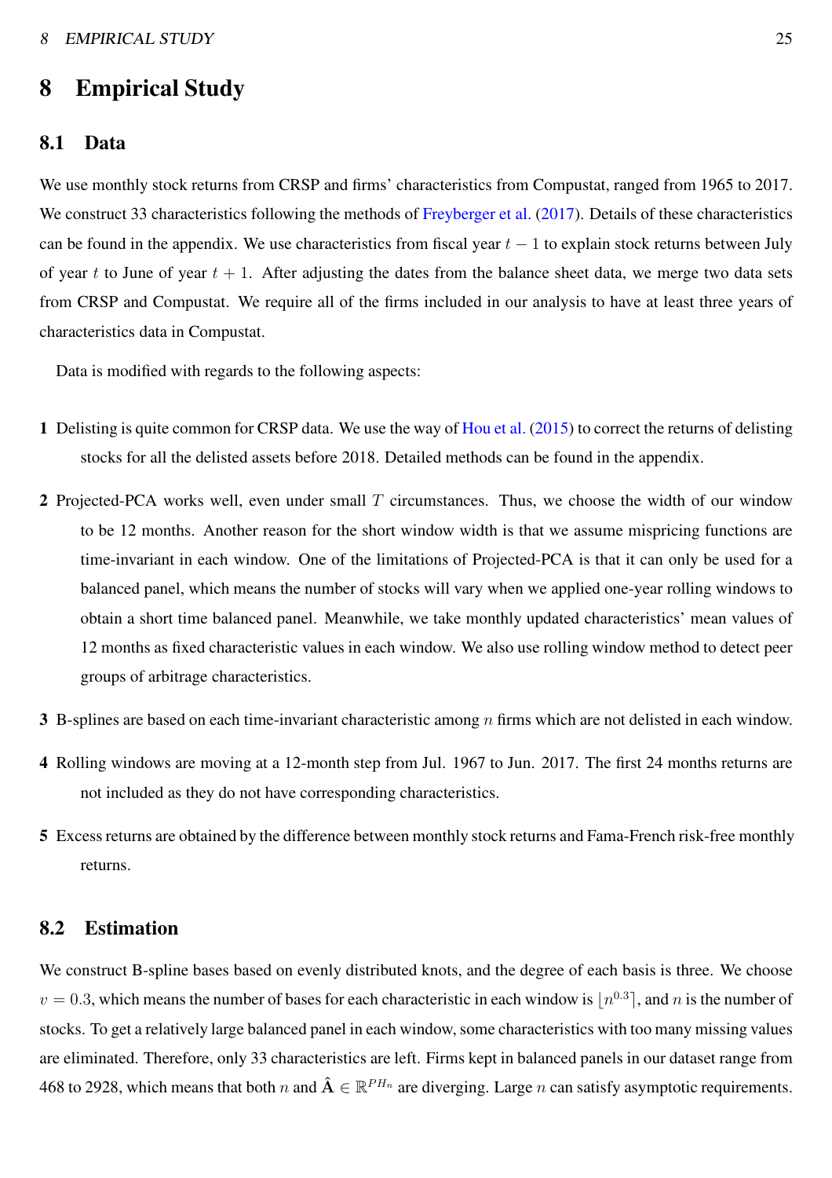# 8 Empirical Study

## 8.1 Data

We use monthly stock returns from CRSP and firms' characteristics from Compustat, ranged from 1965 to 2017. We construct 33 characteristics following the methods of Freyberger et al. (2017). Details of these characteristics can be found in the appendix. We use characteristics from fiscal year $t-1$ to explain stock returns between July of year $t$ to June of year $t+1$. After adjusting the dates from the balance sheet data, we merge two data sets from CRSP and Compustat. We require all of the firms included in our analysis to have at least three years of characteristics data in Compustat.

Data is modified with regards to the following aspects:

**1** Delisting is quite common for CRSP data. We use the way of Hou et al. (2015) to correct the returns of delisting stocks for all the delisted assets before 2018. Detailed methods can be found in the appendix.

**2** Projected-PCA works well, even under small $T$ circumstances. Thus, we choose the width of our window to be 12 months. Another reason for the short window width is that we assume mispricing functions are time-invariant in each window. One of the limitations of Projected-PCA is that it can only be used for a balanced panel, which means the number of stocks will vary when we applied one-year rolling windows to obtain a short time balanced panel. Meanwhile, we take monthly updated characteristics' mean values of 12 months as fixed characteristic values in each window. We also use rolling window method to detect peer groups of arbitrage characteristics.

**3** B-splines are based on each time-invariant characteristic among $n$ firms which are not delisted in each window.

**4** Rolling windows are moving at a 12-month step from Jul. 1967 to Jun. 2017. The first 24 months returns are not included as they do not have corresponding characteristics.

**5** Excess returns are obtained by the difference between monthly stock returns and Fama-French risk-free monthly returns.

## 8.2 Estimation

We construct B-spline bases based on evenly distributed knots, and the degree of each basis is three. We choose $v = 0.3$, which means the number of bases for each characteristic in each window is $\lfloor n^{0.3} \rceil$, and $n$ is the number of stocks. To get a relatively large balanced panel in each window, some characteristics with too many missing values are eliminated. Therefore, only 33 characteristics are left. Firms kept in balanced panels in our dataset range from 468 to 2928, which means that both $n$ and $\hat{\mathbf{A}} \in \mathbb{R}^{PH_n}$ are diverging. Large $n$ can satisfy asymptotic requirements.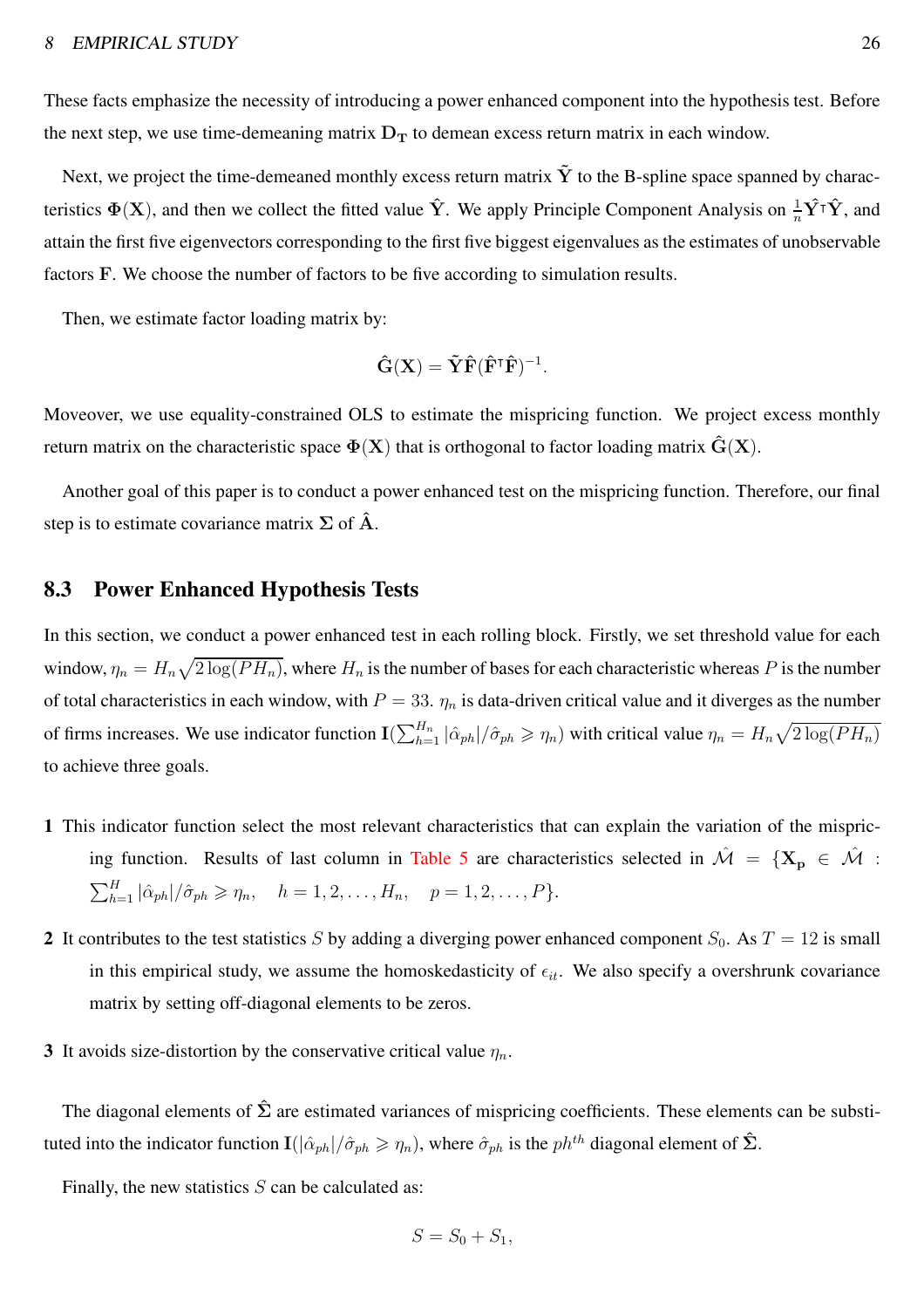These facts emphasize the necessity of introducing a power enhanced component into the hypothesis test. Before the next step, we use time-demeaning matrix $\mathbf{D_T}$ to demean excess return matrix in each window.

Next, we project the time-demeaned monthly excess return matrix $\tilde{\mathbf{Y}}$ to the B-spline space spanned by characteristics $\boldsymbol{\Phi}(\mathbf{X})$, and then we collect the fitted value $\hat{\mathbf{Y}}$. We apply Principle Component Analysis on $\frac{1}{n}\hat{\mathbf{Y}}^{\intercal}\hat{\mathbf{Y}}$, and attain the first five eigenvectors corresponding to the first five biggest eigenvalues as the estimates of unobservable factors $\mathbf{F}$. We choose the number of factors to be five according to simulation results.

Then, we estimate factor loading matrix by:

$$\hat{\mathbf{G}}(\mathbf{X}) = \tilde{\mathbf{Y}}\hat{\mathbf{F}}(\hat{\mathbf{F}}^{\intercal}\hat{\mathbf{F}})^{-1}.$$

Moveover, we use equality-constrained OLS to estimate the mispricing function. We project excess monthly return matrix on the characteristic space $\boldsymbol{\Phi}(\mathbf{X})$ that is orthogonal to factor loading matrix $\hat{\mathbf{G}}(\mathbf{X})$.

Another goal of this paper is to conduct a power enhanced test on the mispricing function. Therefore, our final step is to estimate covariance matrix $\boldsymbol{\Sigma}$ of $\hat{\mathbf{A}}$.

## 8.3 Power Enhanced Hypothesis Tests

In this section, we conduct a power enhanced test in each rolling block. Firstly, we set threshold value for each window, $\eta_n = H_n\sqrt{2\log(PH_n)}$, where $H_n$ is the number of bases for each characteristic whereas $P$ is the number of total characteristics in each window, with $P = 33$. $\eta_n$ is data-driven critical value and it diverges as the number of firms increases. We use indicator function $\mathbf{I}(\sum_{h=1}^{H_n}|\hat{\alpha}_{ph}|/\hat{\sigma}_{ph} \geqslant \eta_n)$ with critical value $\eta_n = H_n\sqrt{2\log(PH_n)}$ to achieve three goals.

**1** This indicator function select the most relevant characteristics that can explain the variation of the mispricing function. Results of last column in Table 5 are characteristics selected in $\hat{\mathcal{M}} = \{\mathbf{X_p} \in \hat{\mathcal{M}} : \sum_{h=1}^{H}|\hat{\alpha}_{ph}|/\hat{\sigma}_{ph} \geqslant \eta_n, \quad h = 1, 2, \ldots, H_n, \quad p = 1, 2, \ldots, P\}$.

**2** It contributes to the test statistics $S$ by adding a diverging power enhanced component $S_0$. As $T = 12$ is small in this empirical study, we assume the homoskedasticity of $\epsilon_{it}$. We also specify a overshrunk covariance matrix by setting off-diagonal elements to be zeros.

**3** It avoids size-distortion by the conservative critical value $\eta_n$.

The diagonal elements of $\hat{\boldsymbol{\Sigma}}$ are estimated variances of mispricing coefficients. These elements can be substituted into the indicator function $\mathbf{I}(|\hat{\alpha}_{ph}|/\hat{\sigma}_{ph} \geqslant \eta_n)$, where $\hat{\sigma}_{ph}$ is the $ph^{th}$ diagonal element of $\hat{\boldsymbol{\Sigma}}$.

Finally, the new statistics $S$ can be calculated as:

$$S = S_0 + S_1,$$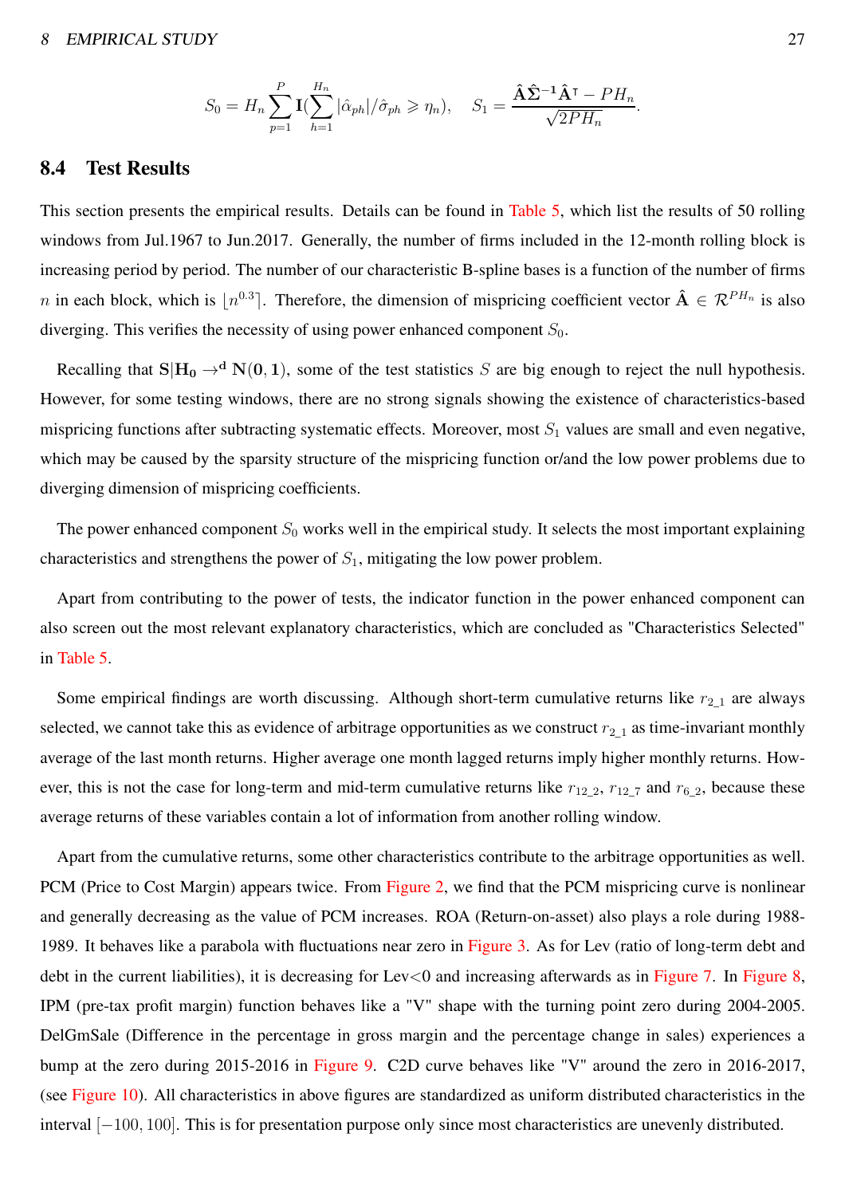$$S_0 = H_n \sum_{p=1}^{P} \mathbf{I}\left(\sum_{h=1}^{H_n} |\hat{\alpha}_{ph}|/\hat{\sigma}_{ph} \geqslant \eta_n\right), \quad S_1 = \frac{\hat{\mathbf{A}}\hat{\boldsymbol{\Sigma}}^{-1}\hat{\mathbf{A}}^{\intercal} - PH_n}{\sqrt{2PH_n}}.$$

## 8.4 Test Results

This section presents the empirical results. Details can be found in Table 5, which list the results of 50 rolling windows from Jul.1967 to Jun.2017. Generally, the number of firms included in the 12-month rolling block is increasing period by period. The number of our characteristic B-spline bases is a function of the number of firms $n$ in each block, which is $\lfloor n^{0.3} \rceil$. Therefore, the dimension of mispricing coefficient vector $\hat{\mathbf{A}} \in \mathcal{R}^{PH_n}$ is also diverging. This verifies the necessity of using power enhanced component $S_0$.

Recalling that $\mathbf{S}|\mathbf{H_0} \rightarrow^{\mathbf{d}} \mathbf{N}(\mathbf{0}, \mathbf{1})$, some of the test statistics $S$ are big enough to reject the null hypothesis. However, for some testing windows, there are no strong signals showing the existence of characteristics-based mispricing functions after subtracting systematic effects. Moreover, most $S_1$ values are small and even negative, which may be caused by the sparsity structure of the mispricing function or/and the low power problems due to diverging dimension of mispricing coefficients.

The power enhanced component $S_0$ works well in the empirical study. It selects the most important explaining characteristics and strengthens the power of $S_1$, mitigating the low power problem.

Apart from contributing to the power of tests, the indicator function in the power enhanced component can also screen out the most relevant explanatory characteristics, which are concluded as "Characteristics Selected" in Table 5.

Some empirical findings are worth discussing. Although short-term cumulative returns like $r_{2\_1}$ are always selected, we cannot take this as evidence of arbitrage opportunities as we construct $r_{2\_1}$ as time-invariant monthly average of the last month returns. Higher average one month lagged returns imply higher monthly returns. However, this is not the case for long-term and mid-term cumulative returns like $r_{12\_2}$, $r_{12\_7}$ and $r_{6\_2}$, because these average returns of these variables contain a lot of information from another rolling window.

Apart from the cumulative returns, some other characteristics contribute to the arbitrage opportunities as well. PCM (Price to Cost Margin) appears twice. From Figure 2, we find that the PCM mispricing curve is nonlinear and generally decreasing as the value of PCM increases. ROA (Return-on-asset) also plays a role during 1988-1989. It behaves like a parabola with fluctuations near zero in Figure 3. As for Lev (ratio of long-term debt and debt in the current liabilities), it is decreasing for Lev<0 and increasing afterwards as in Figure 7. In Figure 8, IPM (pre-tax profit margin) function behaves like a "V" shape with the turning point zero during 2004-2005. DelGmSale (Difference in the percentage in gross margin and the percentage change in sales) experiences a bump at the zero during 2015-2016 in Figure 9. C2D curve behaves like "V" around the zero in 2016-2017, (see Figure 10). All characteristics in above figures are standardized as uniform distributed characteristics in the interval $[-100, 100]$. This is for presentation purpose only since most characteristics are unevenly distributed.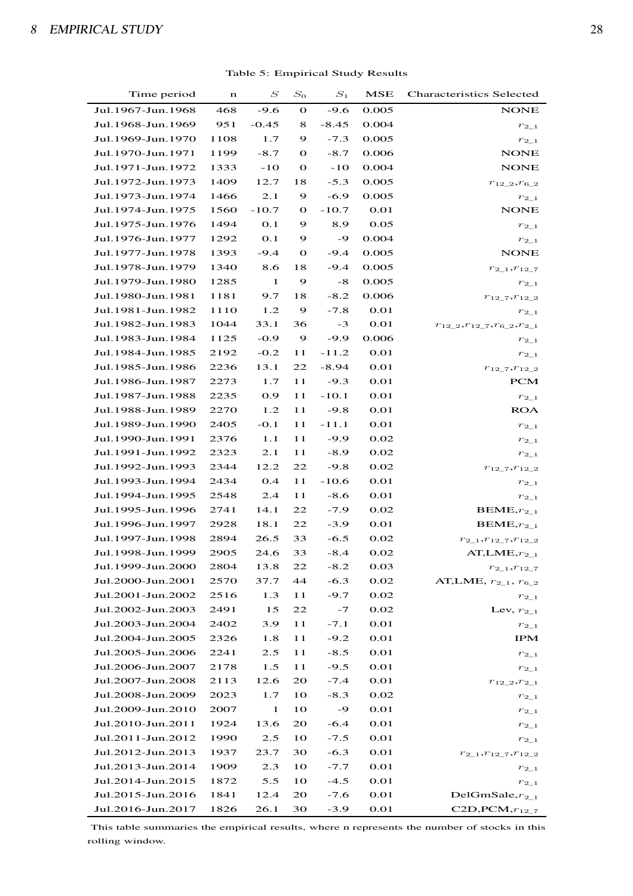Table 5: Empirical Study Results

| Time period | n | $S$ | $S_0$ | $S_1$ | MSE | Characteristics Selected |
|---|---|---|---|---|---|---|
| Jul.1967-Jun.1968 | 468 | -9.6 | 0 | -9.6 | 0.005 | NONE |
| Jul.1968-Jun.1969 | 951 | -0.45 | 8 | -8.45 | 0.004 | $r_{2\_1}$ |
| Jul.1969-Jun.1970 | 1108 | 1.7 | 9 | -7.3 | 0.005 | $r_{2\_1}$ |
| Jul.1970-Jun.1971 | 1199 | -8.7 | 0 | -8.7 | 0.006 | NONE |
| Jul.1971-Jun.1972 | 1333 | -10 | 0 | -10 | 0.004 | NONE |
| Jul.1972-Jun.1973 | 1409 | 12.7 | 18 | -5.3 | 0.005 | $r_{12\_2}$,$r_{6\_2}$ |
| Jul.1973-Jun.1974 | 1466 | 2.1 | 9 | -6.9 | 0.005 | $r_{2\_1}$ |
| Jul.1974-Jun.1975 | 1560 | -10.7 | 0 | -10.7 | 0.01 | NONE |
| Jul.1975-Jun.1976 | 1494 | 0.1 | 9 | 8.9 | 0.05 | $r_{2\_1}$ |
| Jul.1976-Jun.1977 | 1292 | 0.1 | 9 | -9 | 0.004 | $r_{2\_1}$ |
| Jul.1977-Jun.1978 | 1393 | -9.4 | 0 | -9.4 | 0.005 | NONE |
| Jul.1978-Jun.1979 | 1340 | 8.6 | 18 | -9.4 | 0.005 | $r_{2\_1}$,$r_{12\_7}$ |
| Jul.1979-Jun.1980 | 1285 | 1 | 9 | -8 | 0.005 | $r_{2\_1}$ |
| Jul.1980-Jun.1981 | 1181 | 9.7 | 18 | -8.2 | 0.006 | $r_{12\_7}$,$r_{12\_2}$ |
| Jul.1981-Jun.1982 | 1110 | 1.2 | 9 | -7.8 | 0.01 | $r_{2\_1}$ |
| Jul.1982-Jun.1983 | 1044 | 33.1 | 36 | -3 | 0.01 | $r_{12\_2}$,$r_{12\_7}$,$r_{6\_2}$,$r_{2\_1}$ |
| Jul.1983-Jun.1984 | 1125 | -0.9 | 9 | -9.9 | 0.006 | $r_{2\_1}$ |
| Jul.1984-Jun.1985 | 2192 | -0.2 | 11 | -11.2 | 0.01 | $r_{2\_1}$ |
| Jul.1985-Jun.1986 | 2236 | 13.1 | 22 | -8.94 | 0.01 | $r_{12\_7}$,$r_{12\_2}$ |
| Jul.1986-Jun.1987 | 2273 | 1.7 | 11 | -9.3 | 0.01 | PCM |
| Jul.1987-Jun.1988 | 2235 | 0.9 | 11 | -10.1 | 0.01 | $r_{2\_1}$ |
| Jul.1988-Jun.1989 | 2270 | 1.2 | 11 | -9.8 | 0.01 | ROA |
| Jul.1989-Jun.1990 | 2405 | -0.1 | 11 | -11.1 | 0.01 | $r_{2\_1}$ |
| Jul.1990-Jun.1991 | 2376 | 1.1 | 11 | -9.9 | 0.02 | $r_{2\_1}$ |
| Jul.1991-Jun.1992 | 2323 | 2.1 | 11 | -8.9 | 0.02 | $r_{2\_1}$ |
| Jul.1992-Jun.1993 | 2344 | 12.2 | 22 | -9.8 | 0.02 | $r_{12\_7}$,$r_{12\_2}$ |
| Jul.1993-Jun.1994 | 2434 | 0.4 | 11 | -10.6 | 0.01 | $r_{2\_1}$ |
| Jul.1994-Jun.1995 | 2548 | 2.4 | 11 | -8.6 | 0.01 | $r_{2\_1}$ |
| Jul.1995-Jun.1996 | 2741 | 14.1 | 22 | -7.9 | 0.02 | BEME,$r_{2\_1}$ |
| Jul.1996-Jun.1997 | 2928 | 18.1 | 22 | -3.9 | 0.01 | BEME,$r_{2\_1}$ |
| Jul.1997-Jun.1998 | 2894 | 26.5 | 33 | -6.5 | 0.02 | $r_{2\_1}$,$r_{12\_7}$,$r_{12\_2}$ |
| Jul.1998-Jun.1999 | 2905 | 24.6 | 33 | -8.4 | 0.02 | AT,LME,$r_{2\_1}$ |
| Jul.1999-Jun.2000 | 2804 | 13.8 | 22 | -8.2 | 0.03 | $r_{2\_1}$,$r_{12\_7}$ |
| Jul.2000-Jun.2001 | 2570 | 37.7 | 44 | -6.3 | 0.02 | AT,LME, $r_{2\_1}$, $r_{6\_2}$ |
| Jul.2001-Jun.2002 | 2516 | 1.3 | 11 | -9.7 | 0.02 | $r_{2\_1}$ |
| Jul.2002-Jun.2003 | 2491 | 15 | 22 | -7 | 0.02 | Lev, $r_{2\_1}$ |
| Jul.2003-Jun.2004 | 2402 | 3.9 | 11 | -7.1 | 0.01 | $r_{2\_1}$ |
| Jul.2004-Jun.2005 | 2326 | 1.8 | 11 | -9.2 | 0.01 | IPM |
| Jul.2005-Jun.2006 | 2241 | 2.5 | 11 | -8.5 | 0.01 | $r_{2\_1}$ |
| Jul.2006-Jun.2007 | 2178 | 1.5 | 11 | -9.5 | 0.01 | $r_{2\_1}$ |
| Jul.2007-Jun.2008 | 2113 | 12.6 | 20 | -7.4 | 0.01 | $r_{12\_2}$,$r_{2\_1}$ |
| Jul.2008-Jun.2009 | 2023 | 1.7 | 10 | -8.3 | 0.02 | $r_{2\_1}$ |
| Jul.2009-Jun.2010 | 2007 | 1 | 10 | -9 | 0.01 | $r_{2\_1}$ |
| Jul.2010-Jun.2011 | 1924 | 13.6 | 20 | -6.4 | 0.01 | $r_{2\_1}$ |
| Jul.2011-Jun.2012 | 1990 | 2.5 | 10 | -7.5 | 0.01 | $r_{2\_1}$ |
| Jul.2012-Jun.2013 | 1937 | 23.7 | 30 | -6.3 | 0.01 | $r_{2\_1}$,$r_{12\_7}$,$r_{12\_2}$ |
| Jul.2013-Jun.2014 | 1909 | 2.3 | 10 | -7.7 | 0.01 | $r_{2\_1}$ |
| Jul.2014-Jun.2015 | 1872 | 5.5 | 10 | -4.5 | 0.01 | $r_{2\_1}$ |
| Jul.2015-Jun.2016 | 1841 | 12.4 | 20 | -7.6 | 0.01 | DelGmSale,$r_{2\_1}$ |
| Jul.2016-Jun.2017 | 1826 | 26.1 | 30 | -3.9 | 0.01 | C2D,PCM,$r_{12\_7}$ |

This table summaries the empirical results, where n represents the number of stocks in this rolling window.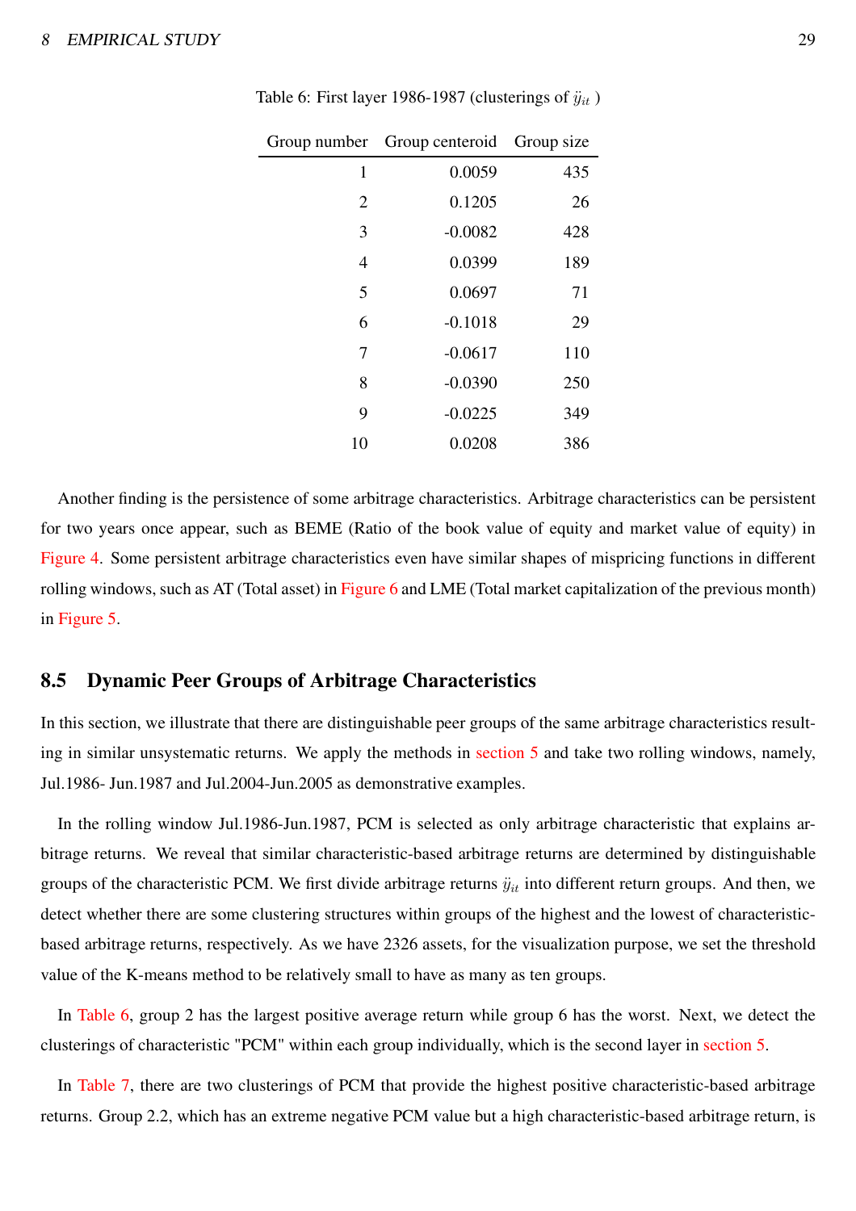Table 6: First layer 1986-1987 (clusterings of $\ddot{y}_{it}$ )

| Group number | Group centeroid | Group size |
|---:|---:|---:|
| 1 | 0.0059 | 435 |
| 2 | 0.1205 | 26 |
| 3 | -0.0082 | 428 |
| 4 | 0.0399 | 189 |
| 5 | 0.0697 | 71 |
| 6 | -0.1018 | 29 |
| 7 | -0.0617 | 110 |
| 8 | -0.0390 | 250 |
| 9 | -0.0225 | 349 |
| 10 | 0.0208 | 386 |

Another finding is the persistence of some arbitrage characteristics. Arbitrage characteristics can be persistent for two years once appear, such as BEME (Ratio of the book value of equity and market value of equity) in Figure 4. Some persistent arbitrage characteristics even have similar shapes of mispricing functions in different rolling windows, such as AT (Total asset) in Figure 6 and LME (Total market capitalization of the previous month) in Figure 5.

## 8.5 Dynamic Peer Groups of Arbitrage Characteristics

In this section, we illustrate that there are distinguishable peer groups of the same arbitrage characteristics resulting in similar unsystematic returns. We apply the methods in section 5 and take two rolling windows, namely, Jul.1986- Jun.1987 and Jul.2004-Jun.2005 as demonstrative examples.

In the rolling window Jul.1986-Jun.1987, PCM is selected as only arbitrage characteristic that explains arbitrage returns. We reveal that similar characteristic-based arbitrage returns are determined by distinguishable groups of the characteristic PCM. We first divide arbitrage returns $\ddot{y}_{it}$ into different return groups. And then, we detect whether there are some clustering structures within groups of the highest and the lowest of characteristic-based arbitrage returns, respectively. As we have 2326 assets, for the visualization purpose, we set the threshold value of the K-means method to be relatively small to have as many as ten groups.

In Table 6, group 2 has the largest positive average return while group 6 has the worst. Next, we detect the clusterings of characteristic "PCM" within each group individually, which is the second layer in section 5.

In Table 7, there are two clusterings of PCM that provide the highest positive characteristic-based arbitrage returns. Group 2.2, which has an extreme negative PCM value but a high characteristic-based arbitrage return, is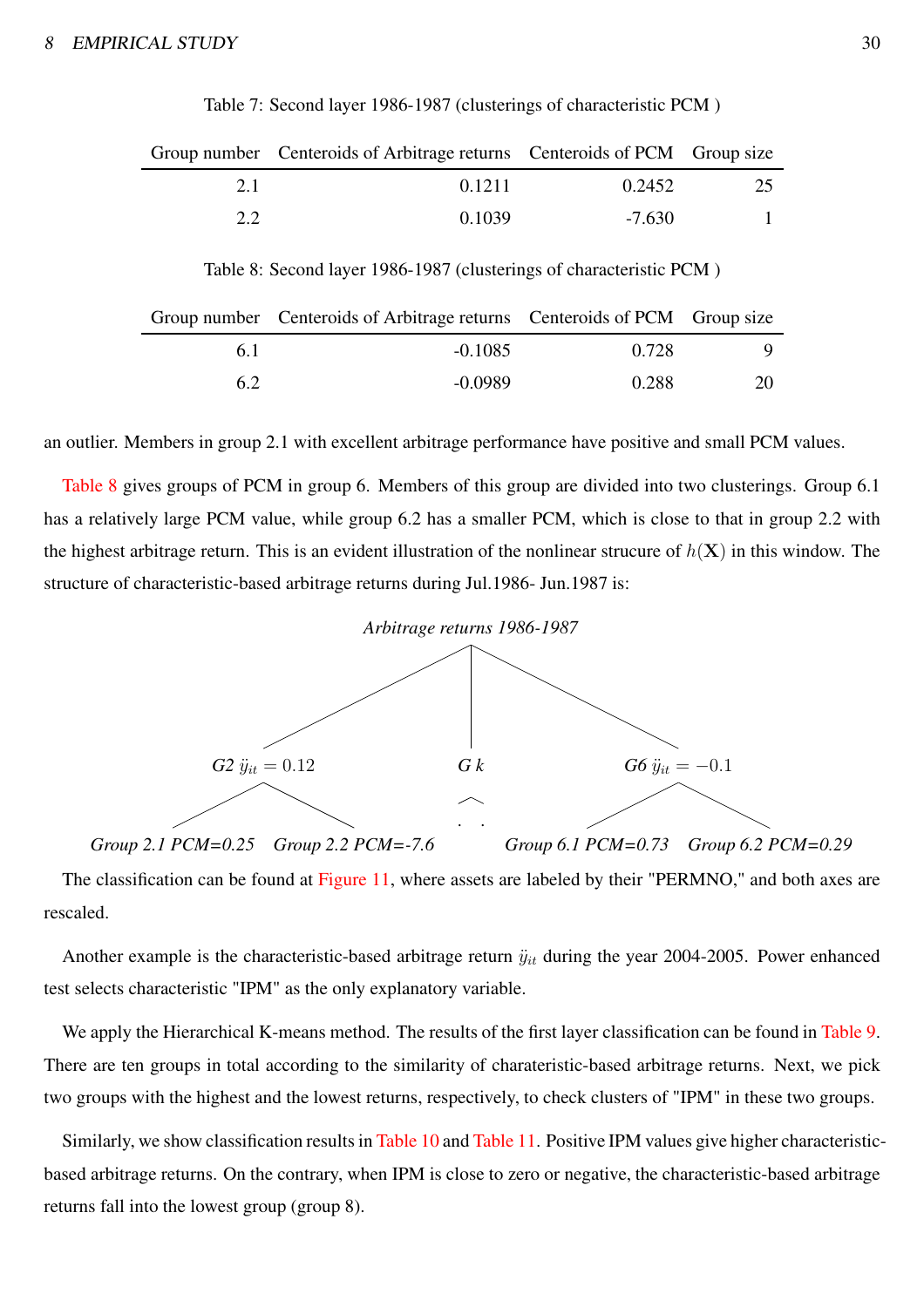Table 7: Second layer 1986-1987 (clusterings of characteristic PCM )

| Group number | Centeroids of Arbitrage returns | Centeroids of PCM | Group size |
|---|---|---|---|
| 2.1 | 0.1211 | 0.2452 | 25 |
| 2.2 | 0.1039 | -7.630 | 1 |

Table 8: Second layer 1986-1987 (clusterings of characteristic PCM )

| Group number | Centeroids of Arbitrage returns | Centeroids of PCM | Group size |
|---|---|---|---|
| 6.1 | -0.1085 | 0.728 | 9 |
| 6.2 | -0.0989 | 0.288 | 20 |

an outlier. Members in group 2.1 with excellent arbitrage performance have positive and small PCM values.

Table 8 gives groups of PCM in group 6. Members of this group are divided into two clusterings. Group 6.1 has a relatively large PCM value, while group 6.2 has a smaller PCM, which is close to that in group 2.2 with the highest arbitrage return. This is an evident illustration of the nonlinear strucure of $h(\mathbf{X})$ in this window. The structure of characteristic-based arbitrage returns during Jul.1986- Jun.1987 is:

*Arbitrage returns 1986-1987*

*G2* $\ddot{y}_{it} = 0.12$ — *G k* — *G6* $\ddot{y}_{it} = -0.1$

*Group 2.1 PCM=0.25* *Group 2.2 PCM=-7.6* *Group 6.1 PCM=0.73* *Group 6.2 PCM=0.29*

The classification can be found at Figure 11, where assets are labeled by their "PERMNO," and both axes are rescaled.

Another example is the characteristic-based arbitrage return $\ddot{y}_{it}$ during the year 2004-2005. Power enhanced test selects characteristic "IPM" as the only explanatory variable.

We apply the Hierarchical K-means method. The results of the first layer classification can be found in Table 9. There are ten groups in total according to the similarity of charateristic-based arbitrage returns. Next, we pick two groups with the highest and the lowest returns, respectively, to check clusters of "IPM" in these two groups.

Similarly, we show classification results in Table 10 and Table 11. Positive IPM values give higher characteristic-based arbitrage returns. On the contrary, when IPM is close to zero or negative, the characteristic-based arbitrage returns fall into the lowest group (group 8).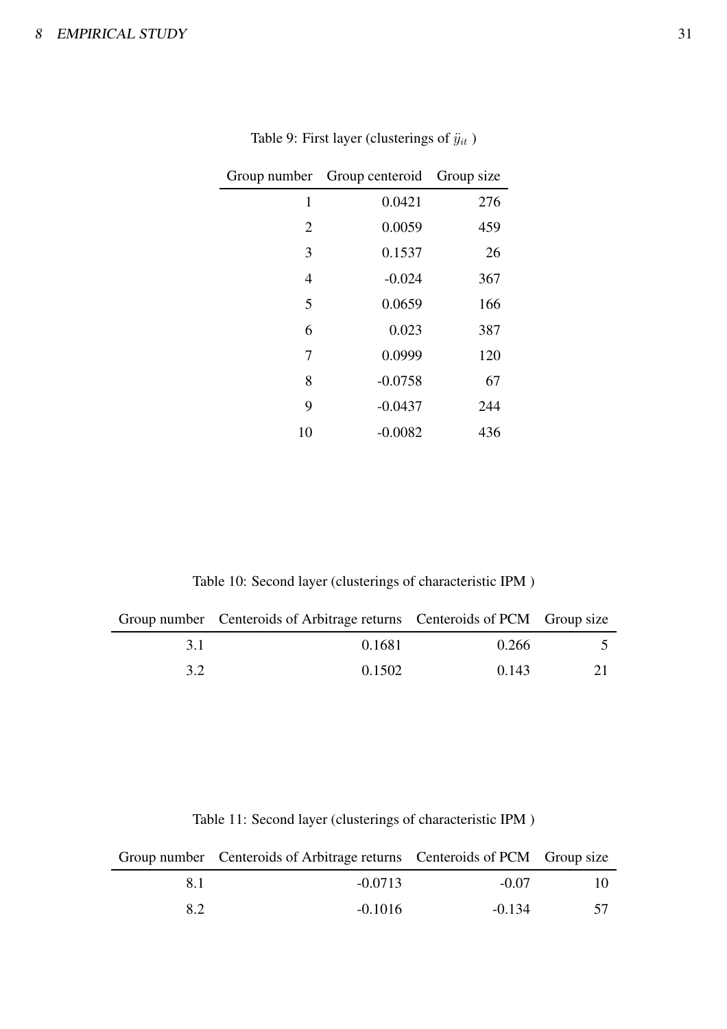Table 9: First layer (clusterings of $\ddot{y}_{it}$ )

| Group number | Group centeroid | Group size |
|---:|---:|---:|
| 1 | 0.0421 | 276 |
| 2 | 0.0059 | 459 |
| 3 | 0.1537 | 26 |
| 4 | -0.024 | 367 |
| 5 | 0.0659 | 166 |
| 6 | 0.023 | 387 |
| 7 | 0.0999 | 120 |
| 8 | -0.0758 | 67 |
| 9 | -0.0437 | 244 |
| 10 | -0.0082 | 436 |

Table 10: Second layer (clusterings of characteristic IPM )

| Group number | Centeroids of Arbitrage returns | Centeroids of PCM | Group size |
|---:|---:|---:|---:|
| 3.1 | 0.1681 | 0.266 | 5 |
| 3.2 | 0.1502 | 0.143 | 21 |

Table 11: Second layer (clusterings of characteristic IPM )

| Group number | Centeroids of Arbitrage returns | Centeroids of PCM | Group size |
|---:|---:|---:|---:|
| 8.1 | -0.0713 | -0.07 | 10 |
| 8.2 | -0.1016 | -0.134 | 57 |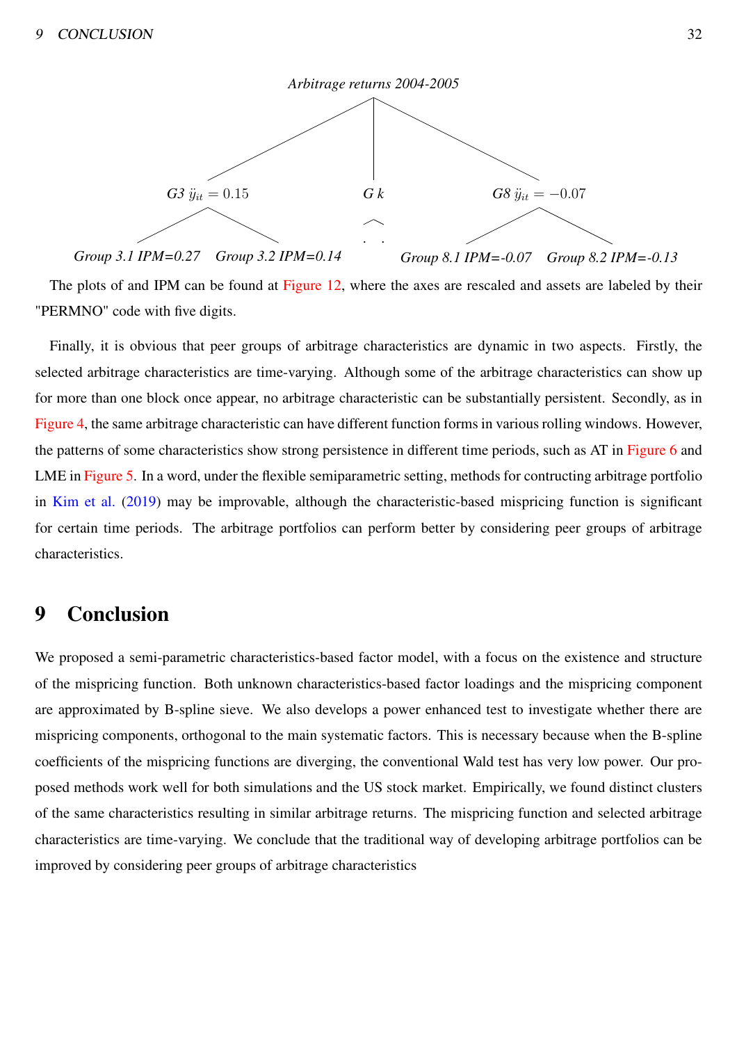*Arbitrage returns 2004-2005*

*G3* $\ddot{y}_{it} = 0.15$ — *Group 3.1 IPM=0.27*, *Group 3.2 IPM=0.14*

*G k* — . .

*G8* $\ddot{y}_{it} = -0.07$ — *Group 8.1 IPM=-0.07*, *Group 8.2 IPM=-0.13*

The plots of and IPM can be found at Figure 12, where the axes are rescaled and assets are labeled by their "PERMNO" code with five digits.

Finally, it is obvious that peer groups of arbitrage characteristics are dynamic in two aspects. Firstly, the selected arbitrage characteristics are time-varying. Although some of the arbitrage characteristics can show up for more than one block once appear, no arbitrage characteristic can be substantially persistent. Secondly, as in Figure 4, the same arbitrage characteristic can have different function forms in various rolling windows. However, the patterns of some characteristics show strong persistence in different time periods, such as AT in Figure 6 and LME in Figure 5. In a word, under the flexible semiparametric setting, methods for contructing arbitrage portfolio in Kim et al. (2019) may be improvable, although the characteristic-based mispricing function is significant for certain time periods. The arbitrage portfolios can perform better by considering peer groups of arbitrage characteristics.

# 9 Conclusion

We proposed a semi-parametric characteristics-based factor model, with a focus on the existence and structure of the mispricing function. Both unknown characteristics-based factor loadings and the mispricing component are approximated by B-spline sieve. We also develops a power enhanced test to investigate whether there are mispricing components, orthogonal to the main systematic factors. This is necessary because when the B-spline coefficients of the mispricing functions are diverging, the conventional Wald test has very low power. Our proposed methods work well for both simulations and the US stock market. Empirically, we found distinct clusters of the same characteristics resulting in similar arbitrage returns. The mispricing function and selected arbitrage characteristics are time-varying. We conclude that the traditional way of developing arbitrage portfolios can be improved by considering peer groups of arbitrage characteristics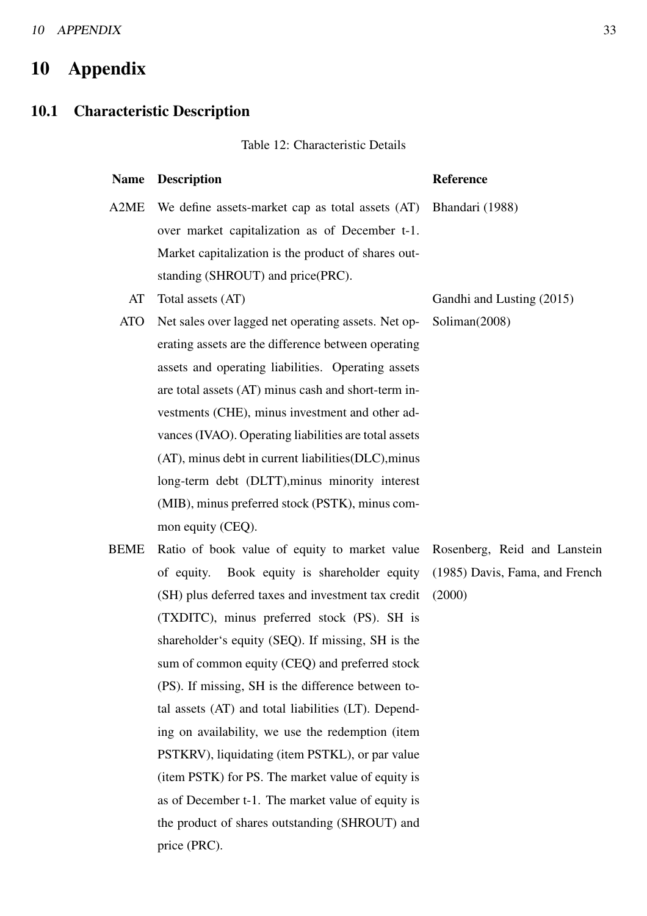# 10 Appendix

## 10.1 Characteristic Description

Table 12: Characteristic Details

| Name | Description | Reference |
|---|---|---|
| A2ME | We define assets-market cap as total assets (AT) over market capitalization as of December t-1. Market capitalization is the product of shares outstanding (SHROUT) and price(PRC). | Bhandari (1988) |
| AT | Total assets (AT) | Gandhi and Lusting (2015) |
| ATO | Net sales over lagged net operating assets. Net operating assets are the difference between operating assets and operating liabilities. Operating assets are total assets (AT) minus cash and short-term investments (CHE), minus investment and other advances (IVAO). Operating liabilities are total assets (AT), minus debt in current liabilities(DLC),minus long-term debt (DLTT),minus minority interest (MIB), minus preferred stock (PSTK), minus common equity (CEQ). | Soliman(2008) |
| BEME | Ratio of book value of equity to market value of equity. Book equity is shareholder equity (SH) plus deferred taxes and investment tax credit (TXDITC), minus preferred stock (PS). SH is shareholder‘s equity (SEQ). If missing, SH is the sum of common equity (CEQ) and preferred stock (PS). If missing, SH is the difference between total assets (AT) and total liabilities (LT). Depending on availability, we use the redemption (item PSTKRV), liquidating (item PSTKL), or par value (item PSTK) for PS. The market value of equity is as of December t-1. The market value of equity is the product of shares outstanding (SHROUT) and price (PRC). | Rosenberg, Reid and Lanstein (1985) Davis, Fama, and French (2000) |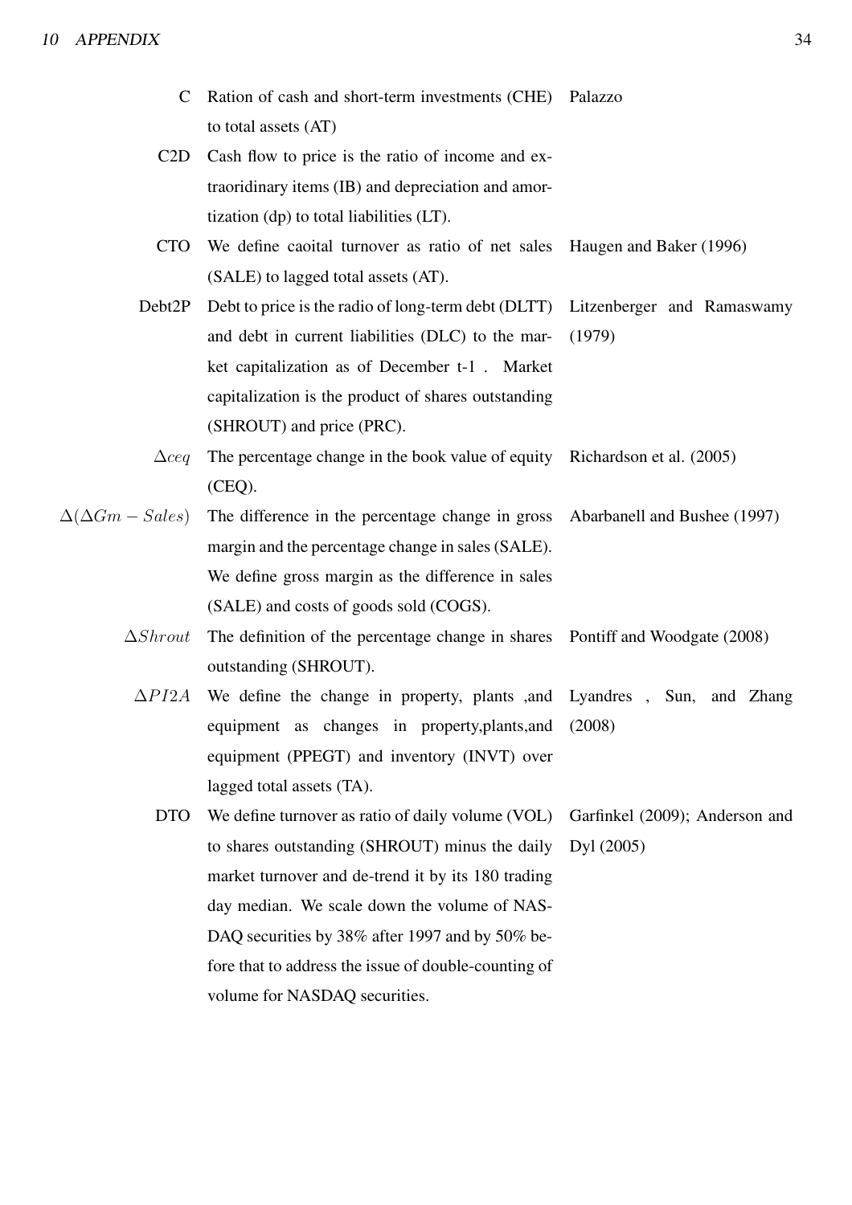| | | |
|---|---|---|
| C | Ration of cash and short-term investments (CHE) to total assets (AT) | Palazzo |
| C2D | Cash flow to price is the ratio of income and extraoridinary items (IB) and depreciation and amortization (dp) to total liabilities (LT). | |
| CTO | We define caoital turnover as ratio of net sales (SALE) to lagged total assets (AT). | Haugen and Baker (1996) |
| Debt2P | Debt to price is the radio of long-term debt (DLTT) and debt in current liabilities (DLC) to the market capitalization as of December t-1 . Market capitalization is the product of shares outstanding (SHROUT) and price (PRC). | Litzenberger and Ramaswamy (1979) |
| $\Delta ceq$ | The percentage change in the book value of equity (CEQ). | Richardson et al. (2005) |
| $\Delta(\Delta Gm - Sales)$ | The difference in the percentage change in gross margin and the percentage change in sales (SALE). We define gross margin as the difference in sales (SALE) and costs of goods sold (COGS). | Abarbanell and Bushee (1997) |
| $\Delta Shrout$ | The definition of the percentage change in shares outstanding (SHROUT). | Pontiff and Woodgate (2008) |
| $\Delta PI2A$ | We define the change in property, plants ,and equipment as changes in property,plants,and equipment (PPEGT) and inventory (INVT) over lagged total assets (TA). | Lyandres , Sun, and Zhang (2008) |
| DTO | We define turnover as ratio of daily volume (VOL) to shares outstanding (SHROUT) minus the daily market turnover and de-trend it by its 180 trading day median. We scale down the volume of NASDAQ securities by 38% after 1997 and by 50% before that to address the issue of double-counting of volume for NASDAQ securities. | Garfinkel (2009); Anderson and Dyl (2005) |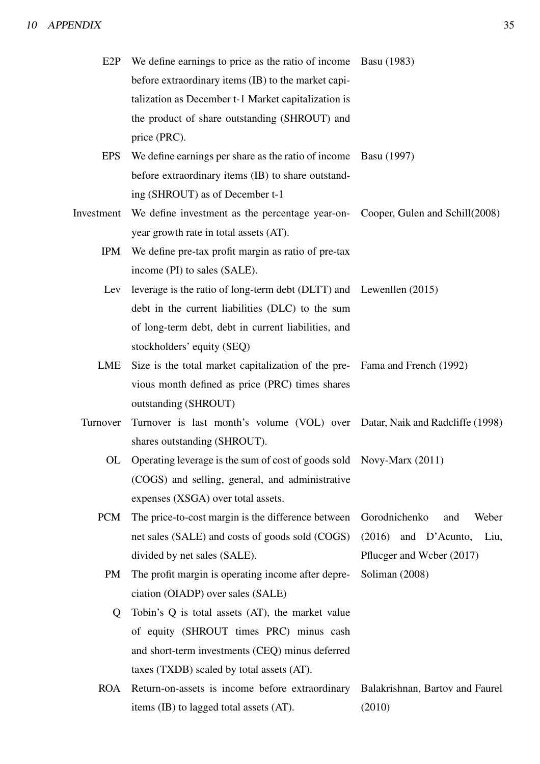| | | |
|---|---|---|
| E2P | We define earnings to price as the ratio of income before extraordinary items (IB) to the market capitalization as December t-1 Market capitalization is the product of share outstanding (SHROUT) and price (PRC). | Basu (1983) |
| EPS | We define earnings per share as the ratio of income before extraordinary items (IB) to share outstanding (SHROUT) as of December t-1 | Basu (1997) |
| Investment | We define investment as the percentage year-on-year growth rate in total assets (AT). | Cooper, Gulen and Schill(2008) |
| IPM | We define pre-tax profit margin as ratio of pre-tax income (PI) to sales (SALE). | |
| Lev | leverage is the ratio of long-term debt (DLTT) and debt in the current liabilities (DLC) to the sum of long-term debt, debt in current liabilities, and stockholders' equity (SEQ) | Lewenllen (2015) |
| LME | Size is the total market capitalization of the previous month defined as price (PRC) times shares outstanding (SHROUT) | Fama and French (1992) |
| Turnover | Turnover is last month's volume (VOL) over shares outstanding (SHROUT). | Datar, Naik and Radcliffe (1998) |
| OL | Operating leverage is the sum of cost of goods sold (COGS) and selling, general, and administrative expenses (XSGA) over total assets. | Novy-Marx (2011) |
| PCM | The price-to-cost margin is the difference between net sales (SALE) and costs of goods sold (COGS) divided by net sales (SALE). | Gorodnichenko and Weber (2016) and D'Acunto, Liu, Pflucger and Wcber (2017) |
| PM | The profit margin is operating income after depreciation (OIADP) over sales (SALE) | Soliman (2008) |
| Q | Tobin's Q is total assets (AT), the market value of equity (SHROUT times PRC) minus cash and short-term investments (CEQ) minus deferred taxes (TXDB) scaled by total assets (AT). | |
| ROA | Return-on-assets is income before extraordinary items (IB) to lagged total assets (AT). | Balakrishnan, Bartov and Faurel (2010) |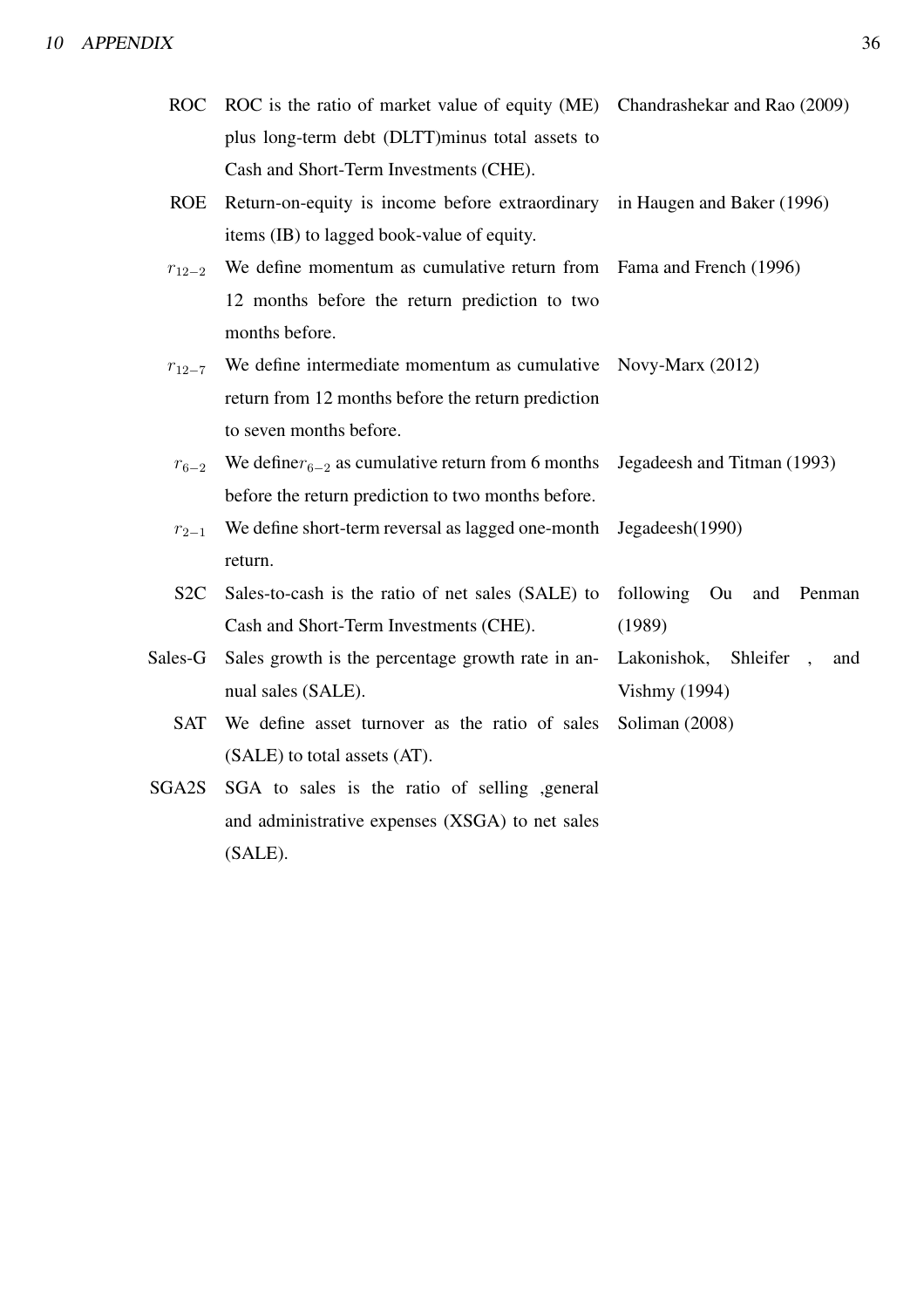| | | |
|---|---|---|
| ROC | ROC is the ratio of market value of equity (ME) plus long-term debt (DLTT)minus total assets to Cash and Short-Term Investments (CHE). | Chandrashekar and Rao (2009) |
| ROE | Return-on-equity is income before extraordinary items (IB) to lagged book-value of equity. | in Haugen and Baker (1996) |
| $r_{12-2}$ | We define momentum as cumulative return from 12 months before the return prediction to two months before. | Fama and French (1996) |
| $r_{12-7}$ | We define intermediate momentum as cumulative return from 12 months before the return prediction to seven months before. | Novy-Marx (2012) |
| $r_{6-2}$ | We define$r_{6-2}$ as cumulative return from 6 months before the return prediction to two months before. | Jegadeesh and Titman (1993) |
| $r_{2-1}$ | We define short-term reversal as lagged one-month return. | Jegadeesh(1990) |
| S2C | Sales-to-cash is the ratio of net sales (SALE) to Cash and Short-Term Investments (CHE). | following Ou and Penman (1989) |
| Sales-G | Sales growth is the percentage growth rate in annual sales (SALE). | Lakonishok, Shleifer , and Vishmy (1994) |
| SAT | We define asset turnover as the ratio of sales (SALE) to total assets (AT). | Soliman (2008) |
| SGA2S | SGA to sales is the ratio of selling ,general and administrative expenses (XSGA) to net sales (SALE). | |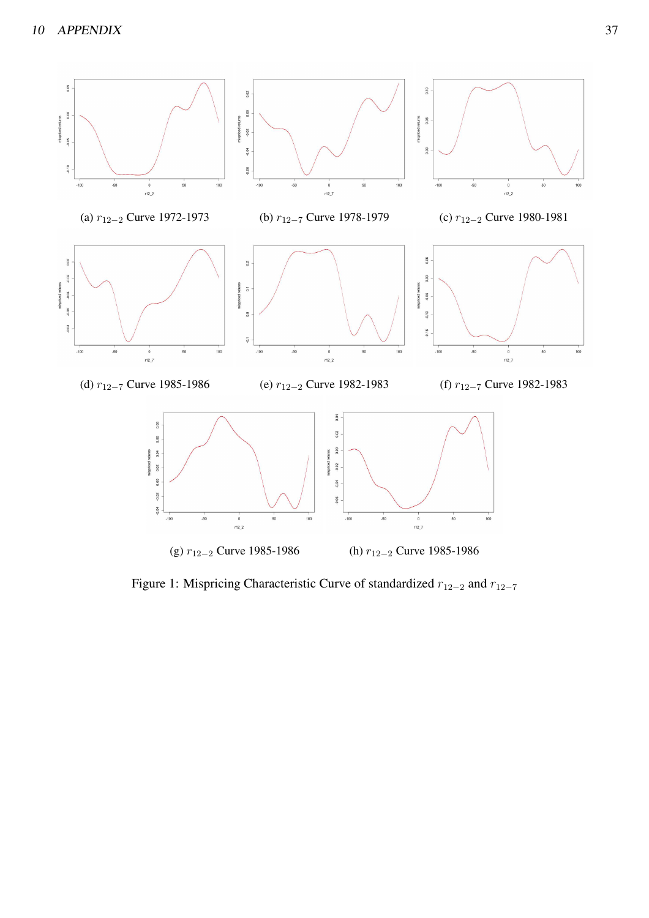(a) $r_{12-2}$ Curve 1972-1973

(b) $r_{12-7}$ Curve 1978-1979

(c) $r_{12-2}$ Curve 1980-1981

(d) $r_{12-7}$ Curve 1985-1986

(e) $r_{12-2}$ Curve 1982-1983

(f) $r_{12-7}$ Curve 1982-1983

(g) $r_{12-2}$ Curve 1985-1986

(h) $r_{12-2}$ Curve 1985-1986

Figure 1: Mispricing Characteristic Curve of standardized $r_{12-2}$ and $r_{12-7}$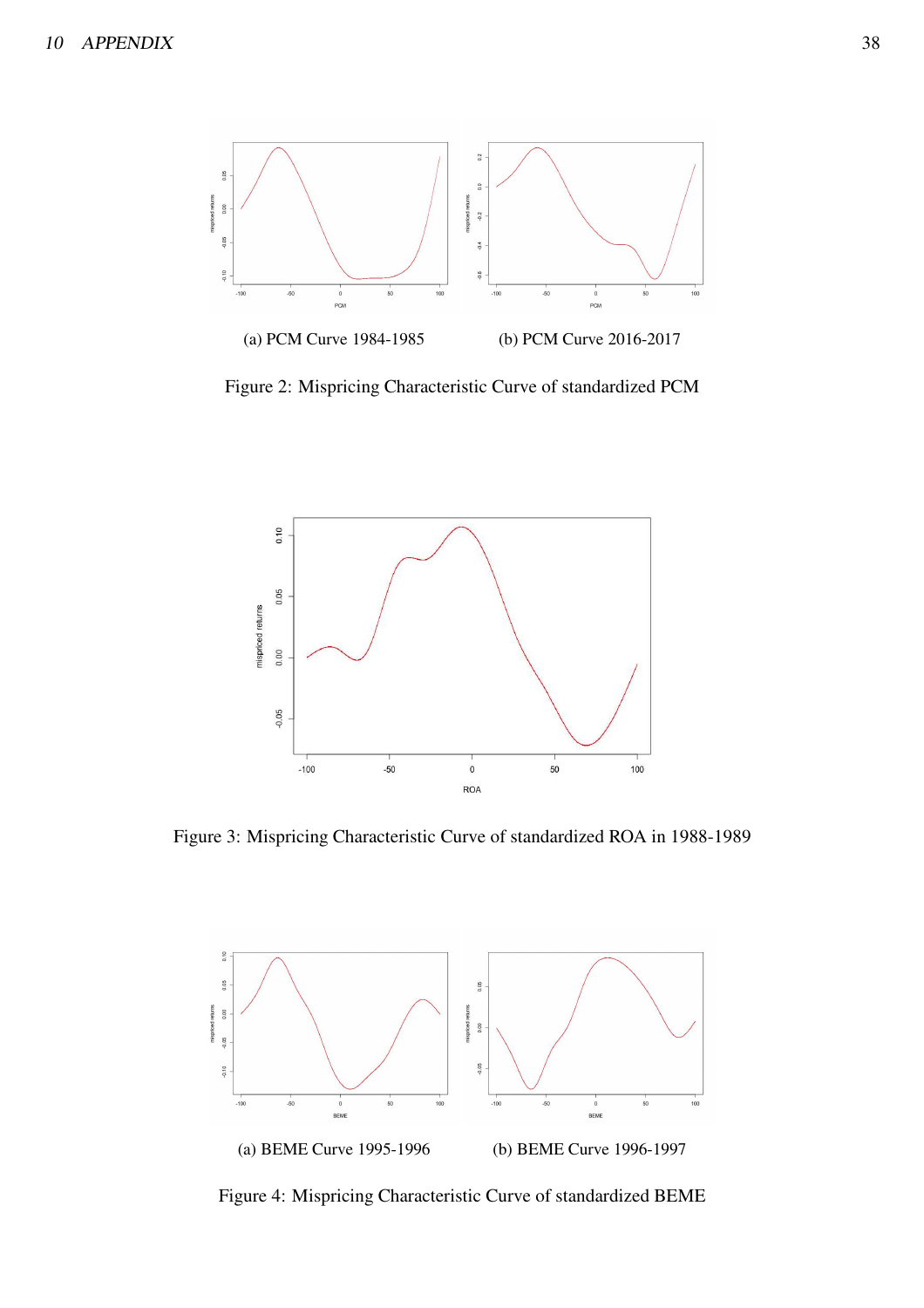(a) PCM Curve 1984-1985

(b) PCM Curve 2016-2017

Figure 2: Mispricing Characteristic Curve of standardized PCM

Figure 3: Mispricing Characteristic Curve of standardized ROA in 1988-1989

(a) BEME Curve 1995-1996

(b) BEME Curve 1996-1997

Figure 4: Mispricing Characteristic Curve of standardized BEME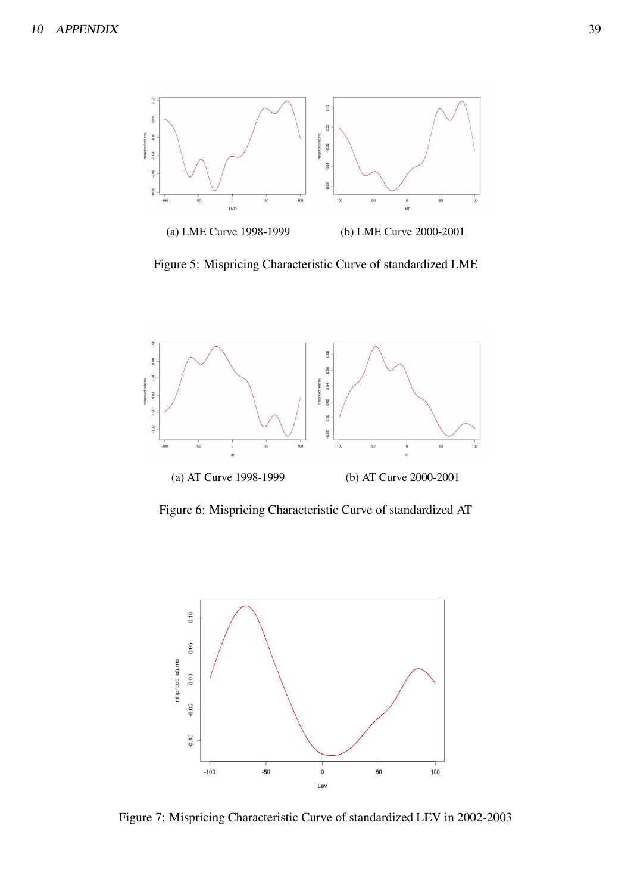(a) LME Curve 1998-1999

(b) LME Curve 2000-2001

Figure 5: Mispricing Characteristic Curve of standardized LME

(a) AT Curve 1998-1999

(b) AT Curve 2000-2001

Figure 6: Mispricing Characteristic Curve of standardized AT

Figure 7: Mispricing Characteristic Curve of standardized LEV in 2002-2003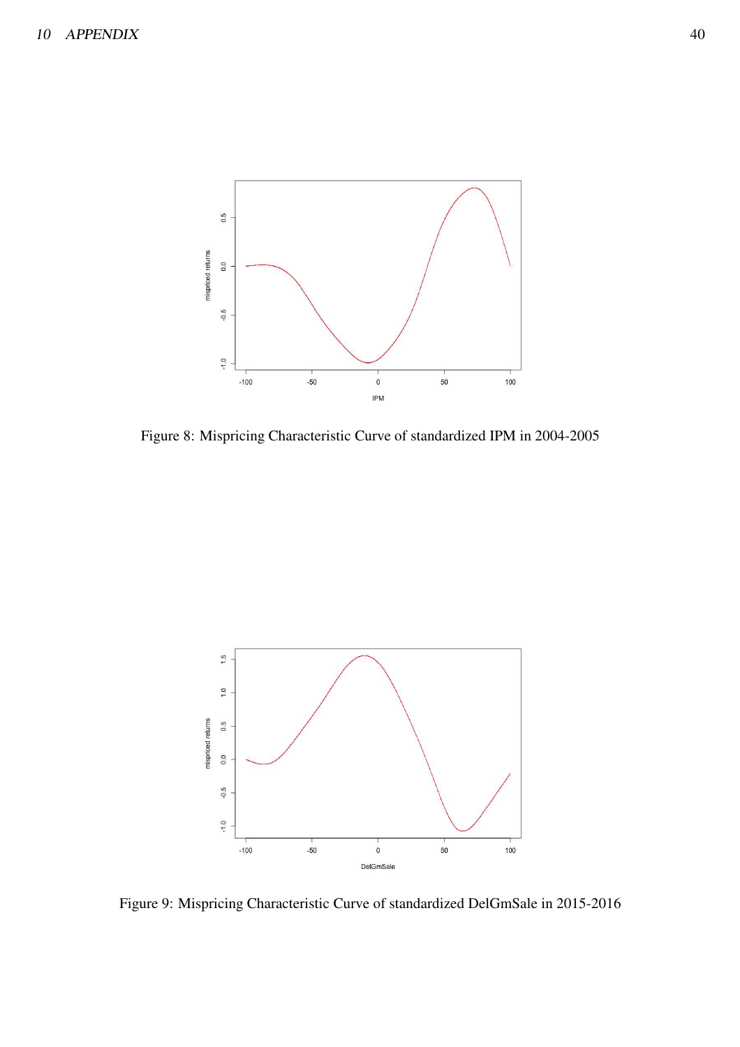Figure 8: Mispricing Characteristic Curve of standardized IPM in 2004-2005

Figure 9: Mispricing Characteristic Curve of standardized DelGmSale in 2015-2016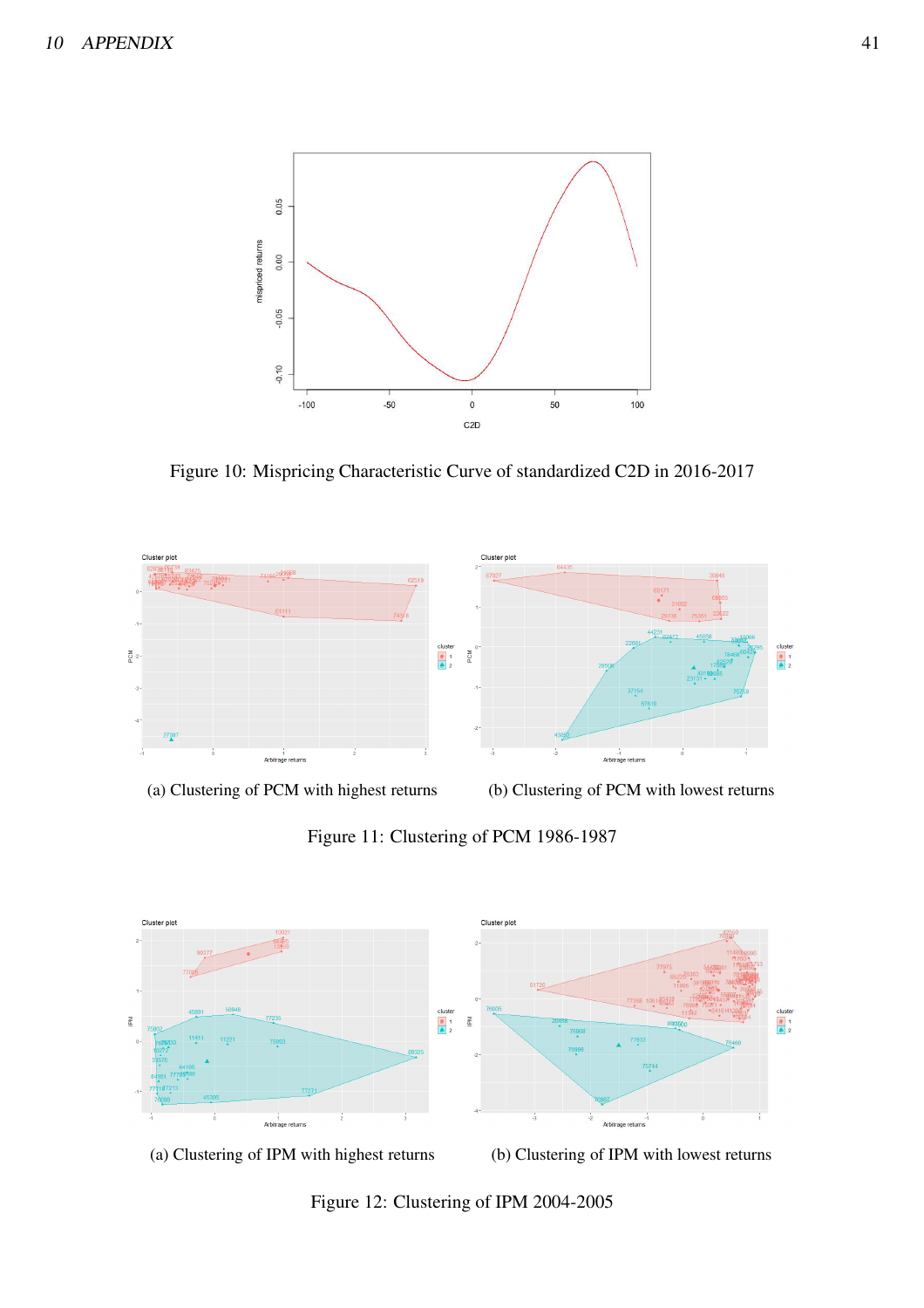Figure 10: Mispricing Characteristic Curve of standardized C2D in 2016-2017

(a) Clustering of PCM with highest returns

(b) Clustering of PCM with lowest returns

Figure 11: Clustering of PCM 1986-1987

(a) Clustering of IPM with highest returns

(b) Clustering of IPM with lowest returns

Figure 12: Clustering of IPM 2004-2005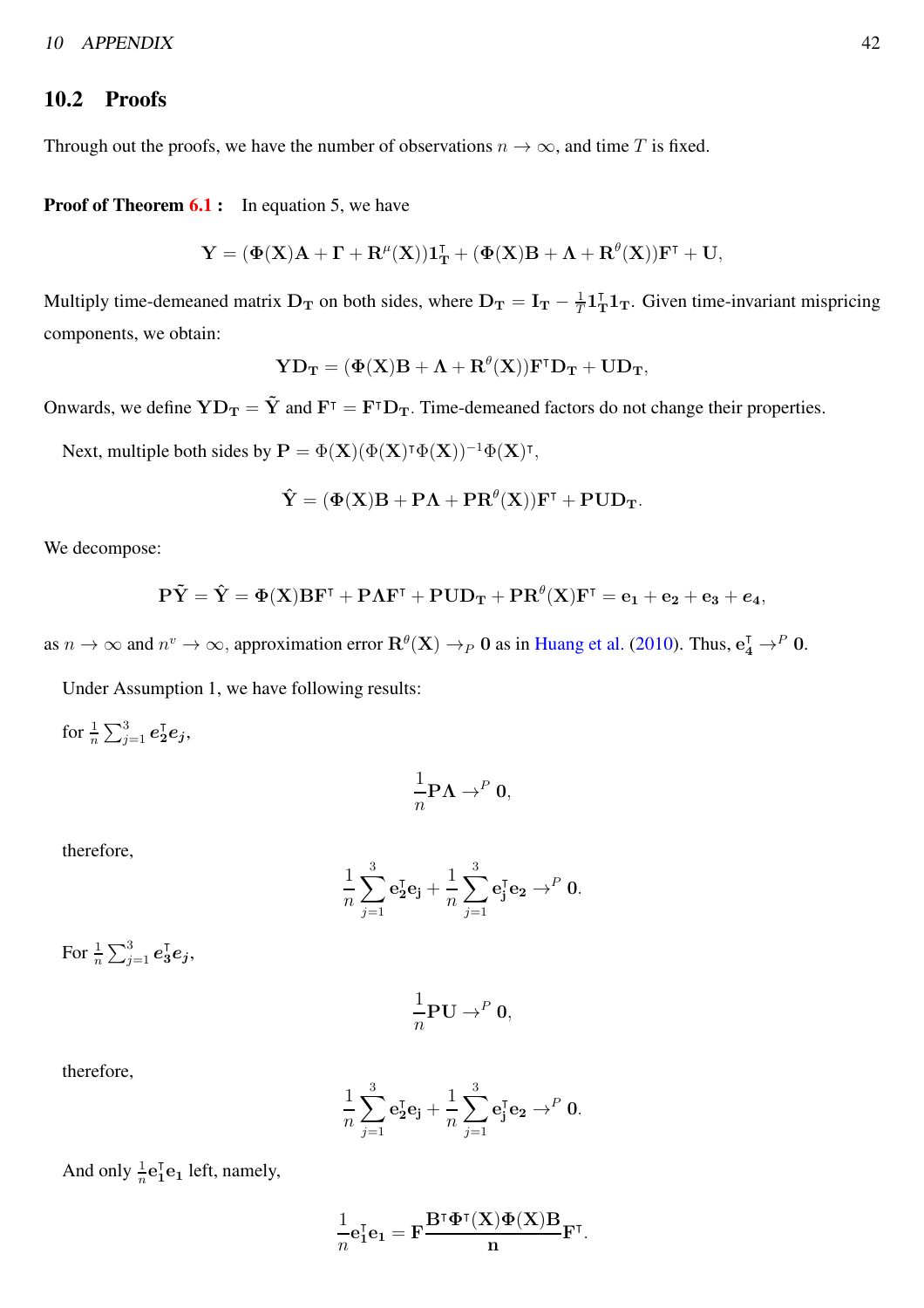## 10.2 Proofs

Through out the proofs, we have the number of observations $n \to \infty$, and time $T$ is fixed.

**Proof of Theorem 6.1 :** In equation 5, we have

$$\mathbf{Y} = (\mathbf{\Phi}(\mathbf{X})\mathbf{A} + \mathbf{\Gamma} + \mathbf{R}^{\mu}(\mathbf{X}))\mathbf{1}_{\mathbf{T}}^{\intercal} + (\mathbf{\Phi}(\mathbf{X})\mathbf{B} + \mathbf{\Lambda} + \mathbf{R}^{\theta}(\mathbf{X}))\mathbf{F}^{\intercal} + \mathbf{U},$$

Multiply time-demeaned matrix $\mathbf{D_T}$ on both sides, where $\mathbf{D_T} = \mathbf{I_T} - \frac{1}{T}\mathbf{1}_{\mathbf{T}}^{\intercal}\mathbf{1_T}$. Given time-invariant mispricing components, we obtain:

$$\mathbf{Y}\mathbf{D_T} = (\mathbf{\Phi}(\mathbf{X})\mathbf{B} + \mathbf{\Lambda} + \mathbf{R}^{\theta}(\mathbf{X}))\mathbf{F}^{\intercal}\mathbf{D_T} + \mathbf{U}\mathbf{D_T},$$

Onwards, we define $\mathbf{Y}\mathbf{D_T} = \tilde{\mathbf{Y}}$ and $\mathbf{F}^{\intercal} = \mathbf{F}^{\intercal}\mathbf{D_T}$. Time-demeaned factors do not change their properties.

Next, multiple both sides by $\mathbf{P} = \Phi(\mathbf{X})(\Phi(\mathbf{X})^{\intercal}\Phi(\mathbf{X}))^{-1}\Phi(\mathbf{X})^{\intercal}$,

$$\hat{\mathbf{Y}} = (\mathbf{\Phi}(\mathbf{X})\mathbf{B} + \mathbf{P}\mathbf{\Lambda} + \mathbf{P}\mathbf{R}^{\theta}(\mathbf{X}))\mathbf{F}^{\intercal} + \mathbf{P}\mathbf{U}\mathbf{D_T}.$$

We decompose:

$$\mathbf{P}\tilde{\mathbf{Y}} = \hat{\mathbf{Y}} = \mathbf{\Phi}(\mathbf{X})\mathbf{B}\mathbf{F}^{\intercal} + \mathbf{P}\mathbf{\Lambda}\mathbf{F}^{\intercal} + \mathbf{P}\mathbf{U}\mathbf{D_T} + \mathbf{P}\mathbf{R}^{\theta}(\mathbf{X})\mathbf{F}^{\intercal} = \mathbf{e_1} + \mathbf{e_2} + \mathbf{e_3} + \boldsymbol{e_4},$$

as $n \to \infty$ and $n^{v} \to \infty$, approximation error $\mathbf{R}^{\theta}(\mathbf{X}) \to_P \mathbf{0}$ as in Huang et al. (2010). Thus, $\mathbf{e}_{\mathbf{4}}^{\intercal} \to^{P} \mathbf{0}$.

Under Assumption 1, we have following results:

for $\frac{1}{n}\sum_{j=1}^{3} \boldsymbol{e}_{\mathbf{2}}^{\intercal}\boldsymbol{e_j}$,

$$\frac{1}{n}\mathbf{P}\mathbf{\Lambda} \to^{P} \mathbf{0},$$

therefore,

$$\frac{1}{n}\sum_{j=1}^{3} \mathbf{e}_{\mathbf{2}}^{\intercal}\mathbf{e_j} + \frac{1}{n}\sum_{j=1}^{3} \mathbf{e}_{\mathbf{j}}^{\intercal}\mathbf{e_2} \to^{P} \mathbf{0}.$$

For $\frac{1}{n}\sum_{j=1}^{3} \boldsymbol{e}_{\mathbf{3}}^{\intercal}\boldsymbol{e_j}$,

$$\frac{1}{n}\mathbf{P}\mathbf{U} \to^{P} \mathbf{0},$$

therefore,

$$\frac{1}{n}\sum_{j=1}^{3} \mathbf{e}_{\mathbf{2}}^{\intercal}\mathbf{e_j} + \frac{1}{n}\sum_{j=1}^{3} \mathbf{e}_{\mathbf{j}}^{\intercal}\mathbf{e_2} \to^{P} \mathbf{0}.$$

And only $\frac{1}{n}\mathbf{e}_{\mathbf{1}}^{\intercal}\mathbf{e_1}$ left, namely,

$$\frac{1}{n}\mathbf{e}_{\mathbf{1}}^{\intercal}\mathbf{e_1} = \mathbf{F}\frac{\mathbf{B}^{\intercal}\mathbf{\Phi}^{\intercal}(\mathbf{X})\mathbf{\Phi}(\mathbf{X})\mathbf{B}}{\mathbf{n}}\mathbf{F}^{\intercal}.$$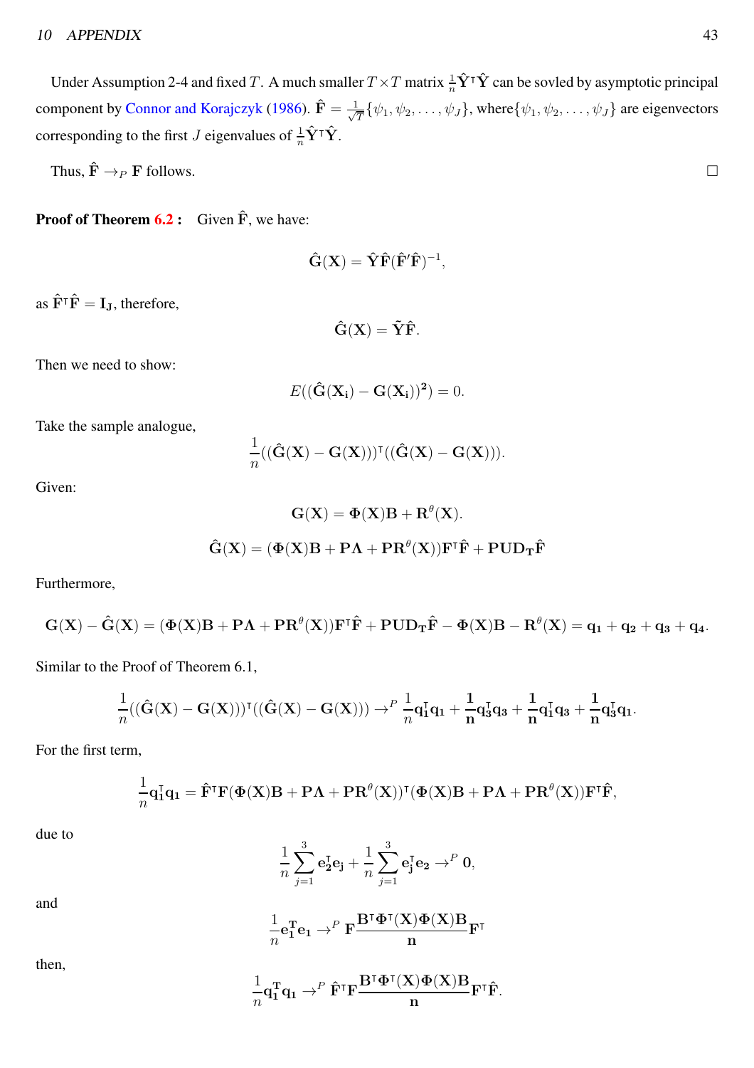Under Assumption 2-4 and fixed $T$. A much smaller $T \times T$ matrix $\frac{1}{n}\hat{\mathbf{Y}}^{\intercal}\hat{\mathbf{Y}}$ can be sovled by asymptotic principal component by Connor and Korajczyk (1986). $\hat{\mathbf{F}} = \frac{1}{\sqrt{T}}\{\psi_1, \psi_2, \ldots, \psi_J\}$, where$\{\psi_1, \psi_2, \ldots, \psi_J\}$ are eigenvectors corresponding to the first $J$ eigenvalues of $\frac{1}{n}\hat{\mathbf{Y}}^{\intercal}\hat{\mathbf{Y}}$.

Thus, $\hat{\mathbf{F}} \rightarrow_P \mathbf{F}$ follows. □

**Proof of Theorem 6.2 :** Given $\hat{\mathbf{F}}$, we have:

$$\hat{\mathbf{G}}(\mathbf{X}) = \hat{\mathbf{Y}}\hat{\mathbf{F}}(\hat{\mathbf{F}}'\hat{\mathbf{F}})^{-1},$$

as $\hat{\mathbf{F}}^{\intercal}\hat{\mathbf{F}} = \mathbf{I_J}$, therefore,

$$\hat{\mathbf{G}}(\mathbf{X}) = \tilde{\mathbf{Y}}\hat{\mathbf{F}}.$$

Then we need to show:

$$E((\hat{\mathbf{G}}(\mathbf{X_i}) - \mathbf{G}(\mathbf{X_i}))^{\mathbf{2}}) = 0.$$

Take the sample analogue,

$$\frac{1}{n}((\hat{\mathbf{G}}(\mathbf{X}) - \mathbf{G}(\mathbf{X})))^{\intercal}((\hat{\mathbf{G}}(\mathbf{X}) - \mathbf{G}(\mathbf{X}))).$$

Given:

$$\mathbf{G}(\mathbf{X}) = \mathbf{\Phi}(\mathbf{X})\mathbf{B} + \mathbf{R}^{\theta}(\mathbf{X}).$$

$$\hat{\mathbf{G}}(\mathbf{X}) = (\mathbf{\Phi}(\mathbf{X})\mathbf{B} + \mathbf{P\Lambda} + \mathbf{PR}^{\theta}(\mathbf{X}))\mathbf{F}^{\intercal}\hat{\mathbf{F}} + \mathbf{PUD_T}\hat{\mathbf{F}}$$

Furthermore,

$$\mathbf{G}(\mathbf{X}) - \hat{\mathbf{G}}(\mathbf{X}) = (\mathbf{\Phi}(\mathbf{X})\mathbf{B} + \mathbf{P\Lambda} + \mathbf{PR}^{\theta}(\mathbf{X}))\mathbf{F}^{\intercal}\hat{\mathbf{F}} + \mathbf{PUD_T}\hat{\mathbf{F}} - \mathbf{\Phi}(\mathbf{X})\mathbf{B} - \mathbf{R}^{\theta}(\mathbf{X}) = \mathbf{q_1} + \mathbf{q_2} + \mathbf{q_3} + \mathbf{q_4}.$$

Similar to the Proof of Theorem 6.1,

$$\frac{1}{n}((\hat{\mathbf{G}}(\mathbf{X}) - \mathbf{G}(\mathbf{X})))^{\intercal}((\hat{\mathbf{G}}(\mathbf{X}) - \mathbf{G}(\mathbf{X}))) \rightarrow^P \frac{1}{n}\mathbf{q_1^{\intercal}q_1} + \frac{\mathbf{1}}{\mathbf{n}}\mathbf{q_3^{\intercal}q_3} + \frac{\mathbf{1}}{\mathbf{n}}\mathbf{q_1^{\intercal}q_3} + \frac{\mathbf{1}}{\mathbf{n}}\mathbf{q_3^{\intercal}q_1}.$$

For the first term,

$$\frac{1}{n}\mathbf{q_1^{\intercal}q_1} = \hat{\mathbf{F}}^{\intercal}\mathbf{F}(\mathbf{\Phi}(\mathbf{X})\mathbf{B} + \mathbf{P\Lambda} + \mathbf{PR}^{\theta}(\mathbf{X}))^{\intercal}(\mathbf{\Phi}(\mathbf{X})\mathbf{B} + \mathbf{P\Lambda} + \mathbf{PR}^{\theta}(\mathbf{X}))\mathbf{F}^{\intercal}\hat{\mathbf{F}},$$

due to

$$\frac{1}{n}\sum_{j=1}^{3}\mathbf{e_2^{\intercal}e_j} + \frac{1}{n}\sum_{j=1}^{3}\mathbf{e_j^{\intercal}e_2} \rightarrow^P \mathbf{0},$$

and

$$\frac{1}{n}\mathbf{e_1^T e_1} \rightarrow^P \mathbf{F}\frac{\mathbf{B}^{\intercal}\mathbf{\Phi}^{\intercal}(\mathbf{X})\mathbf{\Phi}(\mathbf{X})\mathbf{B}}{\mathbf{n}}\mathbf{F}^{\intercal}$$

then,

$$\frac{1}{n}\mathbf{q_1^T q_1} \rightarrow^P \hat{\mathbf{F}}^{\intercal}\mathbf{F}\frac{\mathbf{B}^{\intercal}\mathbf{\Phi}^{\intercal}(\mathbf{X})\mathbf{\Phi}(\mathbf{X})\mathbf{B}}{\mathbf{n}}\mathbf{F}^{\intercal}\hat{\mathbf{F}}.$$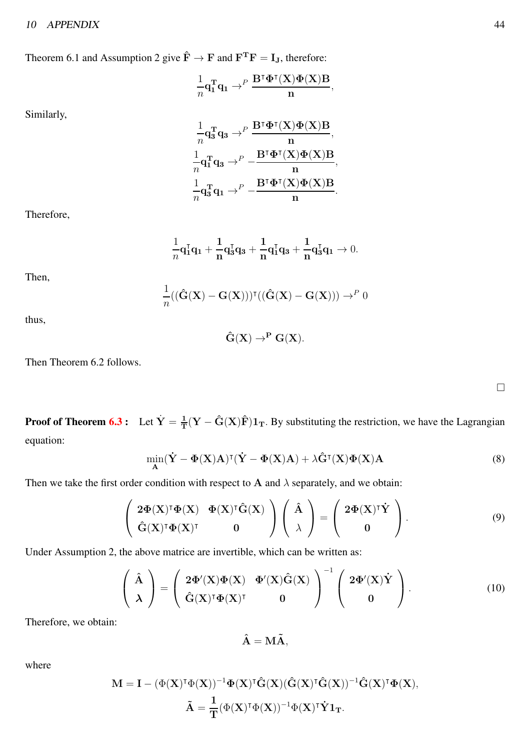Theorem 6.1 and Assumption 2 give $\hat{\mathbf{F}} \to \mathbf{F}$ and $\mathbf{F^T F} = \mathbf{I_J}$, therefore:

$$\frac{1}{n}\mathbf{q_1^T q_1} \to^P \frac{\mathbf{B^\intercal \Phi^\intercal (X) \Phi (X) B}}{\mathbf{n}},$$

Similarly,

$$\frac{1}{n}\mathbf{q_3^T q_3} \to^P \frac{\mathbf{B^\intercal \Phi^\intercal (X) \Phi (X) B}}{\mathbf{n}},$$

$$\frac{1}{n}\mathbf{q_1^T q_3} \to^P -\frac{\mathbf{B^\intercal \Phi^\intercal (X) \Phi (X) B}}{\mathbf{n}},$$

$$\frac{1}{n}\mathbf{q_3^T q_1} \to^P -\frac{\mathbf{B^\intercal \Phi^\intercal (X) \Phi (X) B}}{\mathbf{n}}.$$

Therefore,

$$\frac{1}{n}\mathbf{q_1^\intercal q_1} + \frac{\mathbf{1}}{\mathbf{n}}\mathbf{q_3^\intercal q_3} + \frac{\mathbf{1}}{\mathbf{n}}\mathbf{q_1^\intercal q_3} + \frac{\mathbf{1}}{\mathbf{n}}\mathbf{q_3^\intercal q_1} \to 0.$$

Then,

$$\frac{1}{n}((\hat{\mathbf{G}}(\mathbf{X}) - \mathbf{G}(\mathbf{X})))^\intercal((\hat{\mathbf{G}}(\mathbf{X}) - \mathbf{G}(\mathbf{X}))) \to^P 0$$

thus,

$$\hat{\mathbf{G}}(\mathbf{X}) \to^{\mathbf{P}} \mathbf{G}(\mathbf{X}).$$

Then Theorem 6.2 follows.

□

**Proof of Theorem 6.3 :** Let $\dot{\mathbf{Y}} = \frac{1}{\mathbf{T}}(\mathbf{Y} - \hat{\mathbf{G}}(\mathbf{X})\hat{\mathbf{F}})\mathbf{1_T}$. By substituting the restriction, we have the Lagrangian equation:

$$\min_{\mathbf{A}}(\dot{\mathbf{Y}} - \mathbf{\Phi}(\mathbf{X})\mathbf{A})^\intercal(\dot{\mathbf{Y}} - \mathbf{\Phi}(\mathbf{X})\mathbf{A}) + \lambda \hat{\mathbf{G}}^\intercal(\mathbf{X})\mathbf{\Phi}(\mathbf{X})\mathbf{A} \tag{8}$$

Then we take the first order condition with respect to $\mathbf{A}$ and $\lambda$ separately, and we obtain:

$$\begin{pmatrix} \mathbf{2\Phi(X)^\intercal \Phi(X)} & \mathbf{\Phi(X)^\intercal \hat{G}(X)} \\ \mathbf{\hat{G}(X)^\intercal \Phi(X)^\intercal} & \mathbf{0} \end{pmatrix} \begin{pmatrix} \hat{\mathbf{A}} \\ \lambda \end{pmatrix} = \begin{pmatrix} \mathbf{2\Phi(X)^\intercal \dot{Y}} \\ \mathbf{0} \end{pmatrix}. \tag{9}$$

Under Assumption 2, the above matrice are invertible, which can be written as:

$$\begin{pmatrix} \hat{\mathbf{A}} \\ \boldsymbol{\lambda} \end{pmatrix} = \begin{pmatrix} \mathbf{2\Phi'(X)\Phi(X)} & \mathbf{\Phi'(X)\hat{G}(X)} \\ \mathbf{\hat{G}(X)^\intercal \Phi(X)^\intercal} & \mathbf{0} \end{pmatrix}^{-1} \begin{pmatrix} \mathbf{2\Phi'(X)\dot{Y}} \\ \mathbf{0} \end{pmatrix}. \tag{10}$$

Therefore, we obtain:

$$\hat{\mathbf{A}} = \mathbf{M}\tilde{\mathbf{A}},$$

where

$$\mathbf{M} = \mathbf{I} - (\Phi(\mathbf{X})^\intercal \Phi(\mathbf{X}))^{-1}\mathbf{\Phi}(\mathbf{X})^\intercal \hat{\mathbf{G}}(\mathbf{X})(\hat{\mathbf{G}}(\mathbf{X})^\intercal \hat{\mathbf{G}}(\mathbf{X}))^{-1}\hat{\mathbf{G}}(\mathbf{X})^\intercal \mathbf{\Phi}(\mathbf{X}),$$

$$\tilde{\mathbf{A}} = \frac{\mathbf{1}}{\mathbf{T}}(\Phi(\mathbf{X})^\intercal \Phi(\mathbf{X}))^{-1}\Phi(\mathbf{X})^\intercal \dot{\mathbf{Y}}\mathbf{1_T}.$$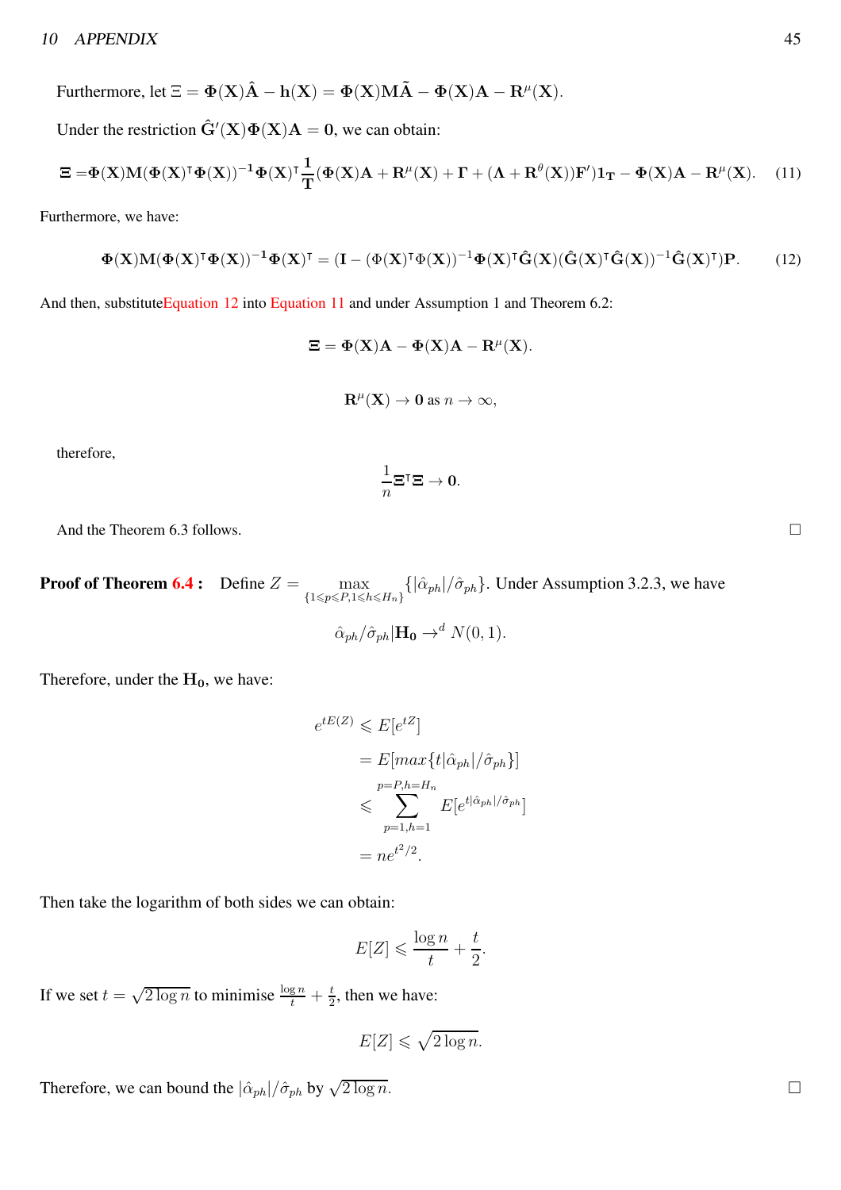Furthermore, let $\Xi = \mathbf{\Phi}(\mathbf{X})\hat{\mathbf{A}} - \mathbf{h}(\mathbf{X}) = \mathbf{\Phi}(\mathbf{X})\mathbf{M}\tilde{\mathbf{A}} - \mathbf{\Phi}(\mathbf{X})\mathbf{A} - \mathbf{R}^{\mu}(\mathbf{X})$.

Under the restriction $\hat{\mathbf{G}}'(\mathbf{X})\mathbf{\Phi}(\mathbf{X})\mathbf{A} = \mathbf{0}$, we can obtain:

$$\mathbf{\Xi} = \mathbf{\Phi}(\mathbf{X})\mathbf{M}(\mathbf{\Phi}(\mathbf{X})^{\intercal}\mathbf{\Phi}(\mathbf{X}))^{-1}\mathbf{\Phi}(\mathbf{X})^{\intercal}\frac{\mathbf{1}}{\mathbf{T}}(\mathbf{\Phi}(\mathbf{X})\mathbf{A} + \mathbf{R}^{\mu}(\mathbf{X}) + \mathbf{\Gamma} + (\mathbf{\Lambda} + \mathbf{R}^{\theta}(\mathbf{X}))\mathbf{F}')\mathbf{1}_{\mathbf{T}} - \mathbf{\Phi}(\mathbf{X})\mathbf{A} - \mathbf{R}^{\mu}(\mathbf{X}). \quad (11)$$

Furthermore, we have:

$$\mathbf{\Phi}(\mathbf{X})\mathbf{M}(\mathbf{\Phi}(\mathbf{X})^{\intercal}\mathbf{\Phi}(\mathbf{X}))^{-1}\mathbf{\Phi}(\mathbf{X})^{\intercal} = (\mathbf{I} - (\Phi(\mathbf{X})^{\intercal}\Phi(\mathbf{X}))^{-1}\mathbf{\Phi}(\mathbf{X})^{\intercal}\hat{\mathbf{G}}(\mathbf{X})(\hat{\mathbf{G}}(\mathbf{X})^{\intercal}\hat{\mathbf{G}}(\mathbf{X}))^{-1}\hat{\mathbf{G}}(\mathbf{X})^{\intercal})\mathbf{P}. \quad (12)$$

And then, substituteEquation 12 into Equation 11 and under Assumption 1 and Theorem 6.2:

$$\mathbf{\Xi} = \mathbf{\Phi}(\mathbf{X})\mathbf{A} - \mathbf{\Phi}(\mathbf{X})\mathbf{A} - \mathbf{R}^{\mu}(\mathbf{X}).$$

$$\mathbf{R}^{\mu}(\mathbf{X}) \to \mathbf{0} \text{ as } n \to \infty,$$

therefore,

$$\frac{1}{n}\mathbf{\Xi}^{\intercal}\mathbf{\Xi} \to \mathbf{0}.$$

And the Theorem 6.3 follows. □

**Proof of Theorem 6.4 :** Define $Z = \max_{\{1\leqslant p\leqslant P, 1\leqslant h\leqslant H_n\}}\{|\hat{\alpha}_{ph}|/\hat{\sigma}_{ph}\}$. Under Assumption 3.2.3, we have

$$\hat{\alpha}_{ph}/\hat{\sigma}_{ph}|\mathbf{H_0} \to^{d} N(0,1).$$

Therefore, under the $\mathbf{H_0}$, we have:

$$\begin{aligned}
e^{tE(Z)} &\leqslant E[e^{tZ}] \\
&= E[max\{t|\hat{\alpha}_{ph}|/\hat{\sigma}_{ph}\}] \\
&\leqslant \sum_{p=1,h=1}^{p=P,h=H_n} E[e^{t|\hat{\alpha}_{ph}|/\hat{\sigma}_{ph}}] \\
&= ne^{t^2/2}.
\end{aligned}$$

Then take the logarithm of both sides we can obtain:

$$E[Z] \leqslant \frac{\log n}{t} + \frac{t}{2}.$$

If we set $t = \sqrt{2\log n}$ to minimise $\frac{\log n}{t} + \frac{t}{2}$, then we have:

$$E[Z] \leqslant \sqrt{2\log n}.$$

Therefore, we can bound the $|\hat{\alpha}_{ph}|/\hat{\sigma}_{ph}$ by $\sqrt{2\log n}$. □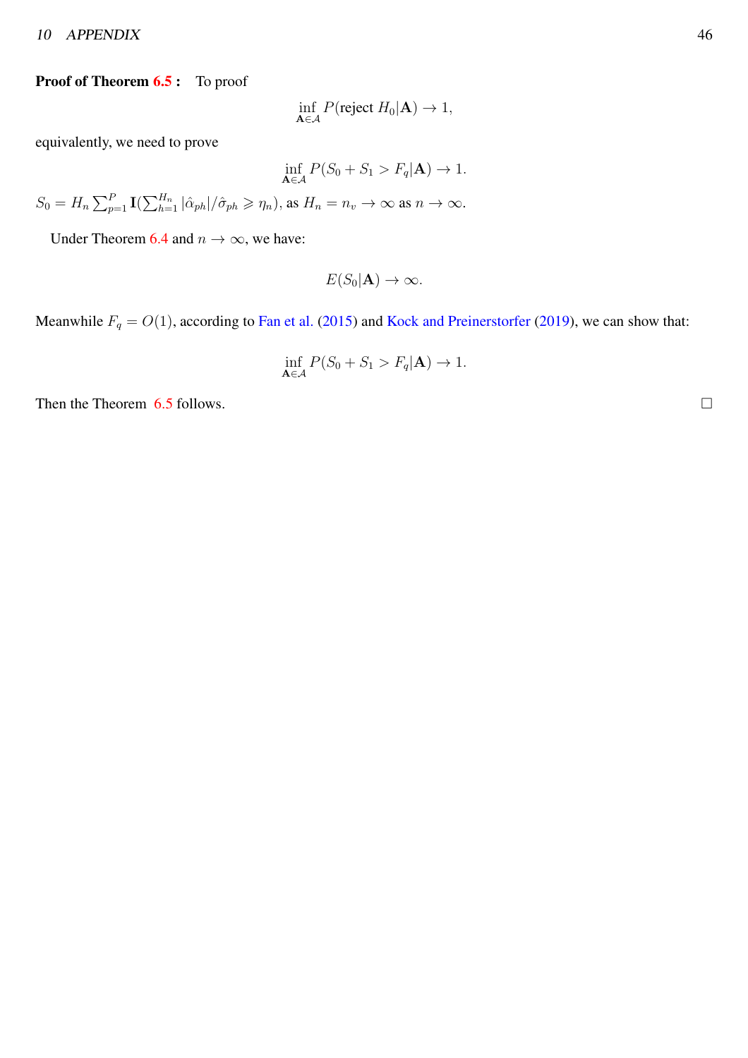**Proof of Theorem 6.5 :** To proof

$$\inf_{\mathbf{A}\in\mathcal{A}} P(\text{reject } H_0|\mathbf{A}) \to 1,$$

equivalently, we need to prove

$$\inf_{\mathbf{A}\in\mathcal{A}} P(S_0 + S_1 > F_q|\mathbf{A}) \to 1.$$

$S_0 = H_n \sum_{p=1}^{P} \mathbf{I}(\sum_{h=1}^{H_n} |\hat{\alpha}_{ph}|/\hat{\sigma}_{ph} \geqslant \eta_n)$, as $H_n = n_v \to \infty$ as $n \to \infty$.

Under Theorem 6.4 and $n \to \infty$, we have:

$$E(S_0|\mathbf{A}) \to \infty.$$

Meanwhile $F_q = O(1)$, according to Fan et al. (2015) and Kock and Preinerstorfer (2019), we can show that:

$$\inf_{\mathbf{A}\in\mathcal{A}} P(S_0 + S_1 > F_q|\mathbf{A}) \to 1.$$

Then the Theorem 6.5 follows. □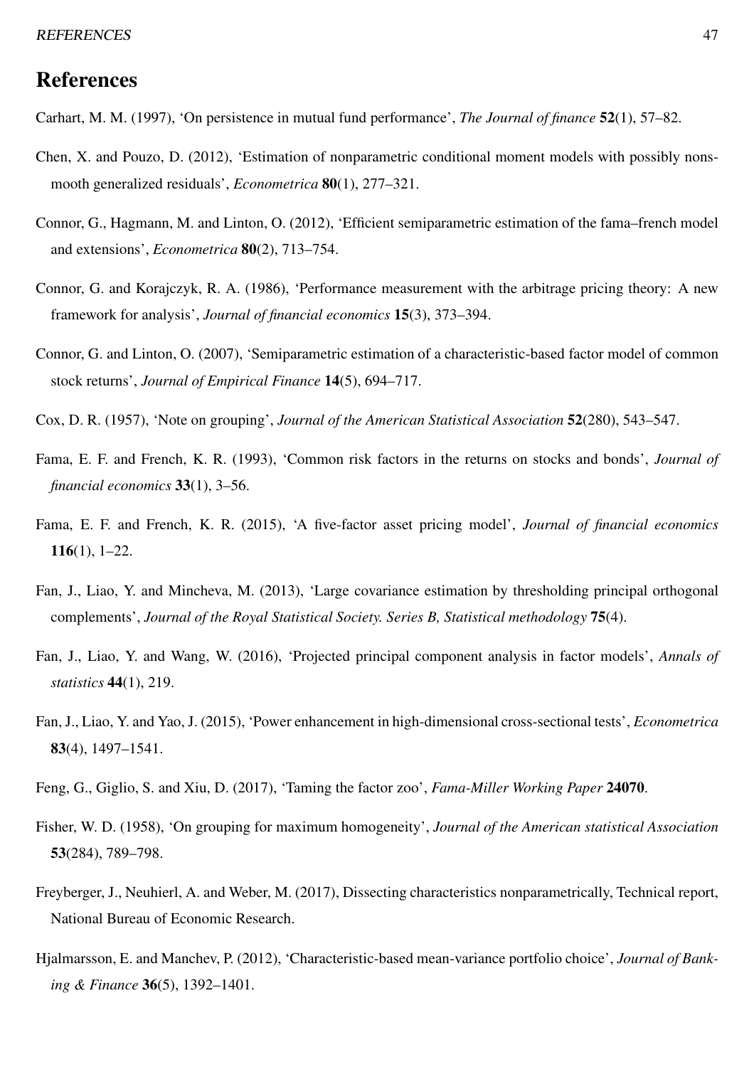# References

Carhart, M. M. (1997), 'On persistence in mutual fund performance', *The Journal of finance* **52**(1), 57–82.

Chen, X. and Pouzo, D. (2012), 'Estimation of nonparametric conditional moment models with possibly nonsmooth generalized residuals', *Econometrica* **80**(1), 277–321.

Connor, G., Hagmann, M. and Linton, O. (2012), 'Efficient semiparametric estimation of the fama–french model and extensions', *Econometrica* **80**(2), 713–754.

Connor, G. and Korajczyk, R. A. (1986), 'Performance measurement with the arbitrage pricing theory: A new framework for analysis', *Journal of financial economics* **15**(3), 373–394.

Connor, G. and Linton, O. (2007), 'Semiparametric estimation of a characteristic-based factor model of common stock returns', *Journal of Empirical Finance* **14**(5), 694–717.

Cox, D. R. (1957), 'Note on grouping', *Journal of the American Statistical Association* **52**(280), 543–547.

Fama, E. F. and French, K. R. (1993), 'Common risk factors in the returns on stocks and bonds', *Journal of financial economics* **33**(1), 3–56.

Fama, E. F. and French, K. R. (2015), 'A five-factor asset pricing model', *Journal of financial economics* **116**(1), 1–22.

Fan, J., Liao, Y. and Mincheva, M. (2013), 'Large covariance estimation by thresholding principal orthogonal complements', *Journal of the Royal Statistical Society. Series B, Statistical methodology* **75**(4).

Fan, J., Liao, Y. and Wang, W. (2016), 'Projected principal component analysis in factor models', *Annals of statistics* **44**(1), 219.

Fan, J., Liao, Y. and Yao, J. (2015), 'Power enhancement in high-dimensional cross-sectional tests', *Econometrica* **83**(4), 1497–1541.

Feng, G., Giglio, S. and Xiu, D. (2017), 'Taming the factor zoo', *Fama-Miller Working Paper* **24070**.

Fisher, W. D. (1958), 'On grouping for maximum homogeneity', *Journal of the American statistical Association* **53**(284), 789–798.

Freyberger, J., Neuhierl, A. and Weber, M. (2017), Dissecting characteristics nonparametrically, Technical report, National Bureau of Economic Research.

Hjalmarsson, E. and Manchev, P. (2012), 'Characteristic-based mean-variance portfolio choice', *Journal of Banking & Finance* **36**(5), 1392–1401.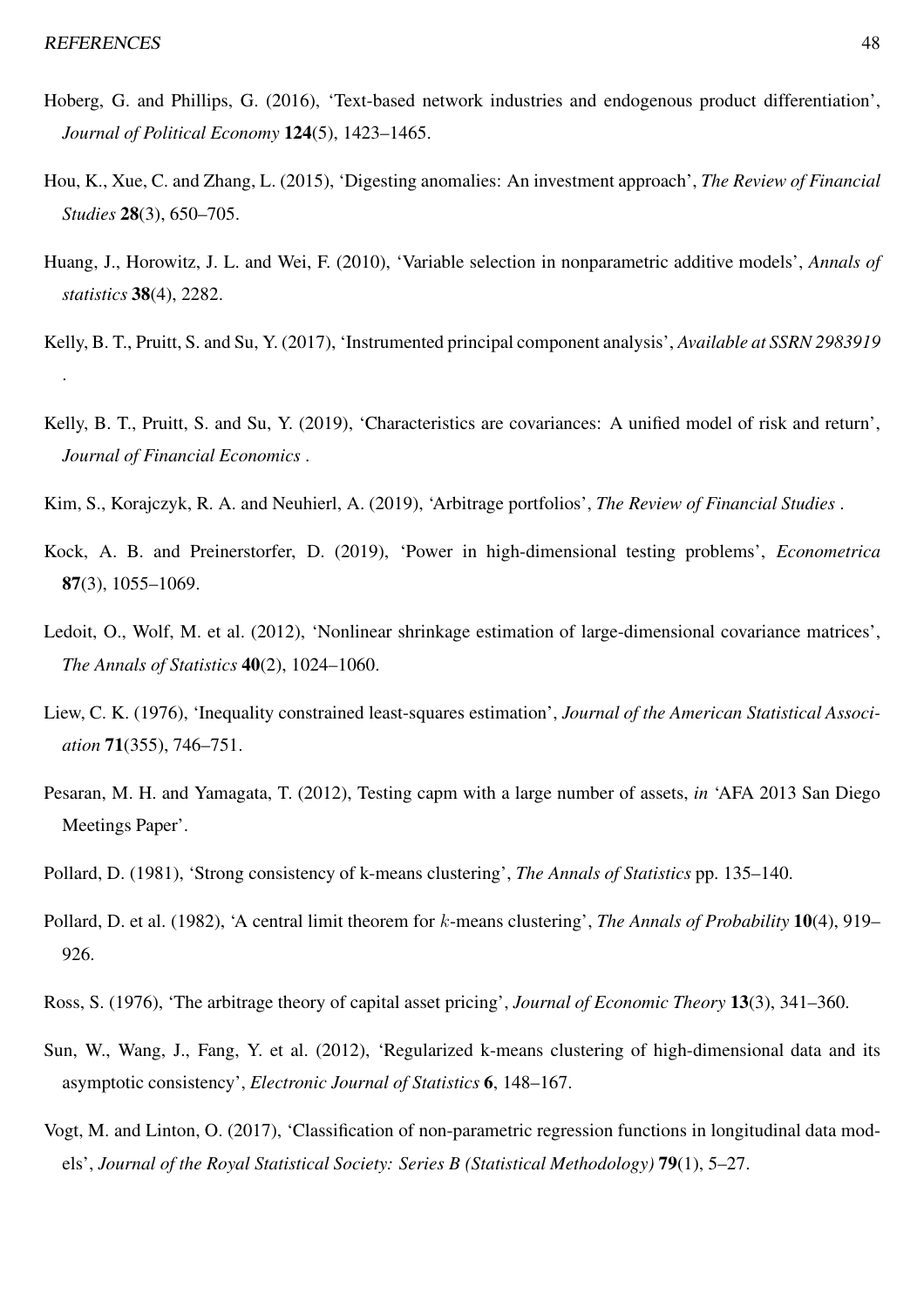Hoberg, G. and Phillips, G. (2016), 'Text-based network industries and endogenous product differentiation', *Journal of Political Economy* **124**(5), 1423–1465.

Hou, K., Xue, C. and Zhang, L. (2015), 'Digesting anomalies: An investment approach', *The Review of Financial Studies* **28**(3), 650–705.

Huang, J., Horowitz, J. L. and Wei, F. (2010), 'Variable selection in nonparametric additive models', *Annals of statistics* **38**(4), 2282.

Kelly, B. T., Pruitt, S. and Su, Y. (2017), 'Instrumented principal component analysis', *Available at SSRN 2983919* .

Kelly, B. T., Pruitt, S. and Su, Y. (2019), 'Characteristics are covariances: A unified model of risk and return', *Journal of Financial Economics* .

Kim, S., Korajczyk, R. A. and Neuhierl, A. (2019), 'Arbitrage portfolios', *The Review of Financial Studies* .

Kock, A. B. and Preinerstorfer, D. (2019), 'Power in high-dimensional testing problems', *Econometrica* **87**(3), 1055–1069.

Ledoit, O., Wolf, M. et al. (2012), 'Nonlinear shrinkage estimation of large-dimensional covariance matrices', *The Annals of Statistics* **40**(2), 1024–1060.

Liew, C. K. (1976), 'Inequality constrained least-squares estimation', *Journal of the American Statistical Association* **71**(355), 746–751.

Pesaran, M. H. and Yamagata, T. (2012), Testing capm with a large number of assets, *in* 'AFA 2013 San Diego Meetings Paper'.

Pollard, D. (1981), 'Strong consistency of k-means clustering', *The Annals of Statistics* pp. 135–140.

Pollard, D. et al. (1982), 'A central limit theorem for $k$-means clustering', *The Annals of Probability* **10**(4), 919–926.

Ross, S. (1976), 'The arbitrage theory of capital asset pricing', *Journal of Economic Theory* **13**(3), 341–360.

Sun, W., Wang, J., Fang, Y. et al. (2012), 'Regularized k-means clustering of high-dimensional data and its asymptotic consistency', *Electronic Journal of Statistics* **6**, 148–167.

Vogt, M. and Linton, O. (2017), 'Classification of non-parametric regression functions in longitudinal data models', *Journal of the Royal Statistical Society: Series B (Statistical Methodology)* **79**(1), 5–27.